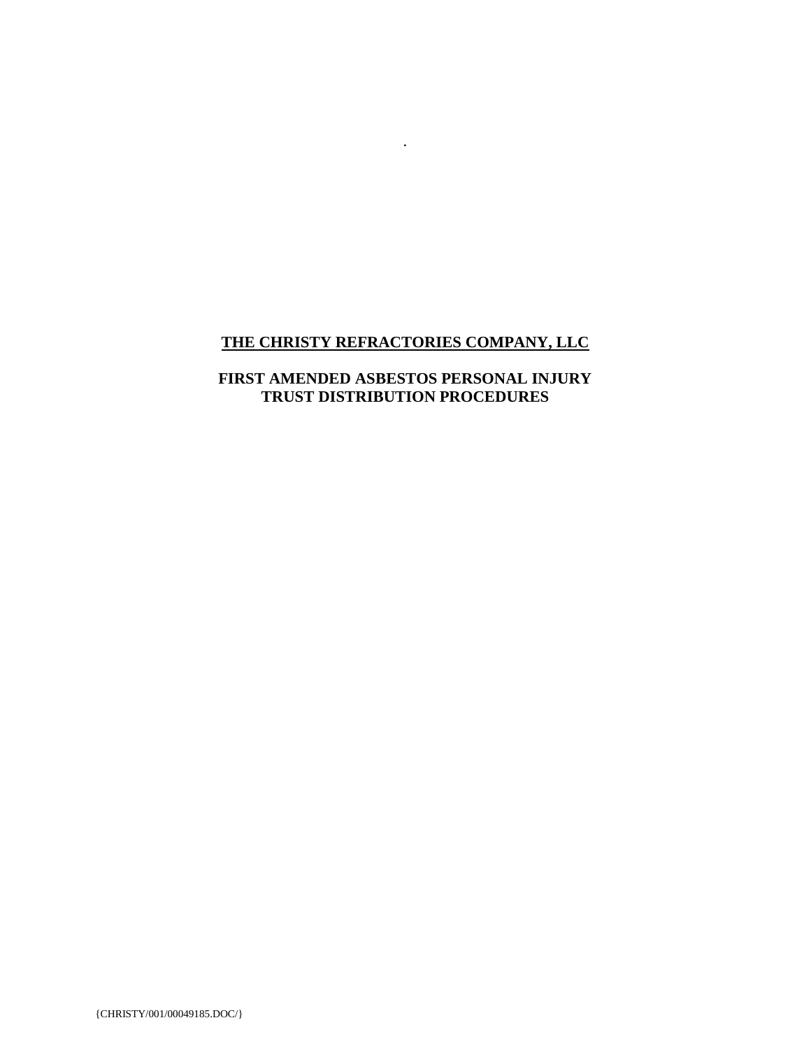.

# THE CHRISTY REFRACTORIES COMPANY, LLC

## FIRST AMENDED ASBESTOS PERSONAL INJURY TRUST DISTRIBUTION PROCEDURES

{CHRISTY/001/00049185.DOC/}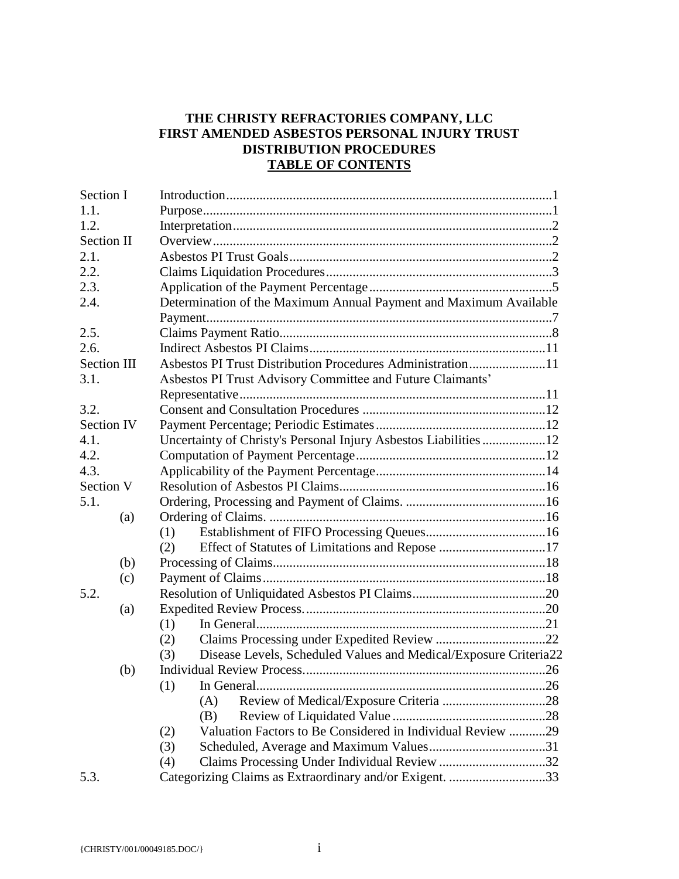**THE CHRISTY REFRACTORIES COMPANY, LLC**
**FIRST AMENDED ASBESTOS PERSONAL INJURY TRUST**
**DISTRIBUTION PROCEDURES**
**TABLE OF CONTENTS**

| | | |
|---|---|---|
| Section I | Introduction | 1 |
| 1.1. | Purpose | 1 |
| 1.2. | Interpretation | 2 |
| Section II | Overview | 2 |
| 2.1. | Asbestos PI Trust Goals | 2 |
| 2.2. | Claims Liquidation Procedures | 3 |
| 2.3. | Application of the Payment Percentage | 5 |
| 2.4. | Determination of the Maximum Annual Payment and Maximum Available Payment | 7 |
| 2.5. | Claims Payment Ratio | 8 |
| 2.6. | Indirect Asbestos PI Claims | 11 |
| Section III | Asbestos PI Trust Distribution Procedures Administration | 11 |
| 3.1. | Asbestos PI Trust Advisory Committee and Future Claimants' Representative | 11 |
| 3.2. | Consent and Consultation Procedures | 12 |
| Section IV | Payment Percentage; Periodic Estimates | 12 |
| 4.1. | Uncertainty of Christy's Personal Injury Asbestos Liabilities | 12 |
| 4.2. | Computation of Payment Percentage | 12 |
| 4.3. | Applicability of the Payment Percentage | 14 |
| Section V | Resolution of Asbestos PI Claims | 16 |
| 5.1. | Ordering, Processing and Payment of Claims. | 16 |
| (a) | Ordering of Claims. | 16 |
| | (1) Establishment of FIFO Processing Queues | 16 |
| | (2) Effect of Statutes of Limitations and Repose | 17 |
| (b) | Processing of Claims | 18 |
| (c) | Payment of Claims | 18 |
| 5.2. | Resolution of Unliquidated Asbestos PI Claims | 20 |
| (a) | Expedited Review Process. | 20 |
| | (1) In General | 21 |
| | (2) Claims Processing under Expedited Review | 22 |
| | (3) Disease Levels, Scheduled Values and Medical/Exposure Criteria | 22 |
| (b) | Individual Review Process. | 26 |
| | (1) In General | 26 |
| | (A) Review of Medical/Exposure Criteria | 28 |
| | (B) Review of Liquidated Value | 28 |
| | (2) Valuation Factors to Be Considered in Individual Review | 29 |
| | (3) Scheduled, Average and Maximum Values | 31 |
| | (4) Claims Processing Under Individual Review | 32 |
| 5.3. | Categorizing Claims as Extraordinary and/or Exigent. | 33 |

{CHRISTY/001/00049185.DOC/}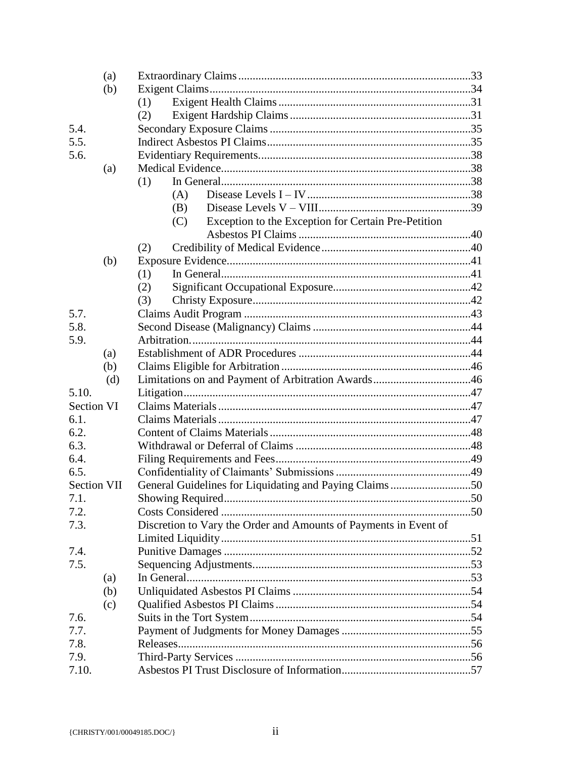| | | | | |
|---|---|---|---|---|
| | (a) | Extraordinary Claims | | 33 |
| | (b) | Exigent Claims | | 34 |
| | | (1) | Exigent Health Claims | 31 |
| | | (2) | Exigent Hardship Claims | 31 |
| 5.4. | | Secondary Exposure Claims | | 35 |
| 5.5. | | Indirect Asbestos PI Claims | | 35 |
| 5.6. | | Evidentiary Requirements | | 38 |
| | (a) | Medical Evidence | | 38 |
| | | (1) | In General | 38 |
| | | | (A) Disease Levels I – IV | 38 |
| | | | (B) Disease Levels V – VIII | 39 |
| | | | (C) Exception to the Exception for Certain Pre-Petition Asbestos PI Claims | 40 |
| | | (2) | Credibility of Medical Evidence | 40 |
| | (b) | Exposure Evidence | | 41 |
| | | (1) | In General | 41 |
| | | (2) | Significant Occupational Exposure | 42 |
| | | (3) | Christy Exposure | 42 |
| 5.7. | | Claims Audit Program | | 43 |
| 5.8. | | Second Disease (Malignancy) Claims | | 44 |
| 5.9. | | Arbitration. | | 44 |
| | (a) | Establishment of ADR Procedures | | 44 |
| | (b) | Claims Eligible for Arbitration | | 46 |
| | (d) | Limitations on and Payment of Arbitration Awards | | 46 |
| 5.10. | | Litigation | | 47 |
| Section VI | | Claims Materials | | 47 |
| 6.1. | | Claims Materials | | 47 |
| 6.2. | | Content of Claims Materials | | 48 |
| 6.3. | | Withdrawal or Deferral of Claims | | 48 |
| 6.4. | | Filing Requirements and Fees | | 49 |
| 6.5. | | Confidentiality of Claimants' Submissions | | 49 |
| Section VII | | General Guidelines for Liquidating and Paying Claims | | 50 |
| 7.1. | | Showing Required | | 50 |
| 7.2. | | Costs Considered | | 50 |
| 7.3. | | Discretion to Vary the Order and Amounts of Payments in Event of Limited Liquidity | | 51 |
| 7.4. | | Punitive Damages | | 52 |
| 7.5. | | Sequencing Adjustments | | 53 |
| | (a) | In General | | 53 |
| | (b) | Unliquidated Asbestos PI Claims | | 54 |
| | (c) | Qualified Asbestos PI Claims | | 54 |
| 7.6. | | Suits in the Tort System | | 54 |
| 7.7. | | Payment of Judgments for Money Damages | | 55 |
| 7.8. | | Releases | | 56 |
| 7.9. | | Third-Party Services | | 56 |
| 7.10. | | Asbestos PI Trust Disclosure of Information | | 57 |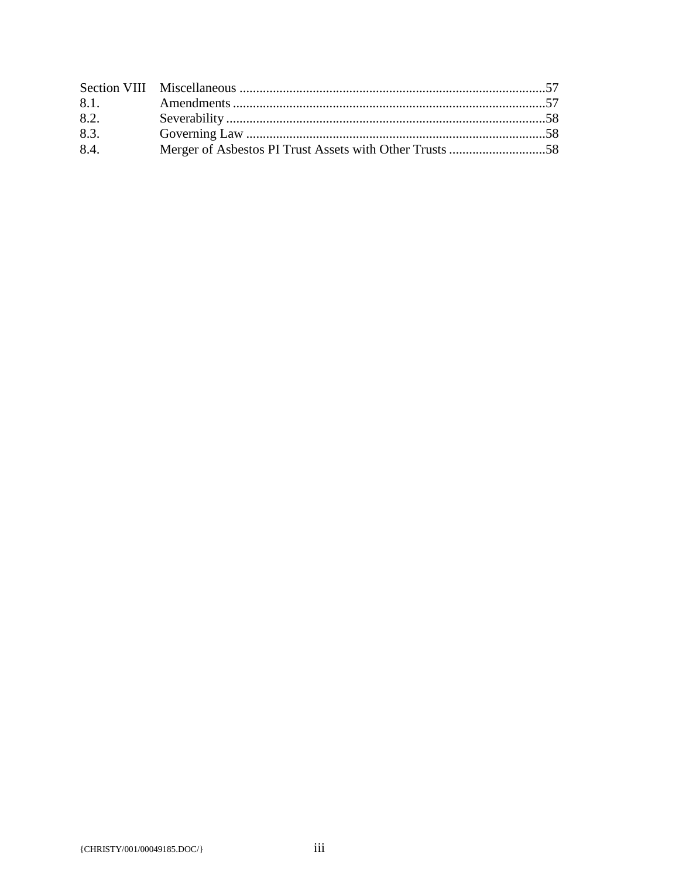| | | |
|---|---|---|
| Section VIII | Miscellaneous | 57 |
| 8.1. | Amendments | 57 |
| 8.2. | Severability | 58 |
| 8.3. | Governing Law | 58 |
| 8.4. | Merger of Asbestos PI Trust Assets with Other Trusts | 58 |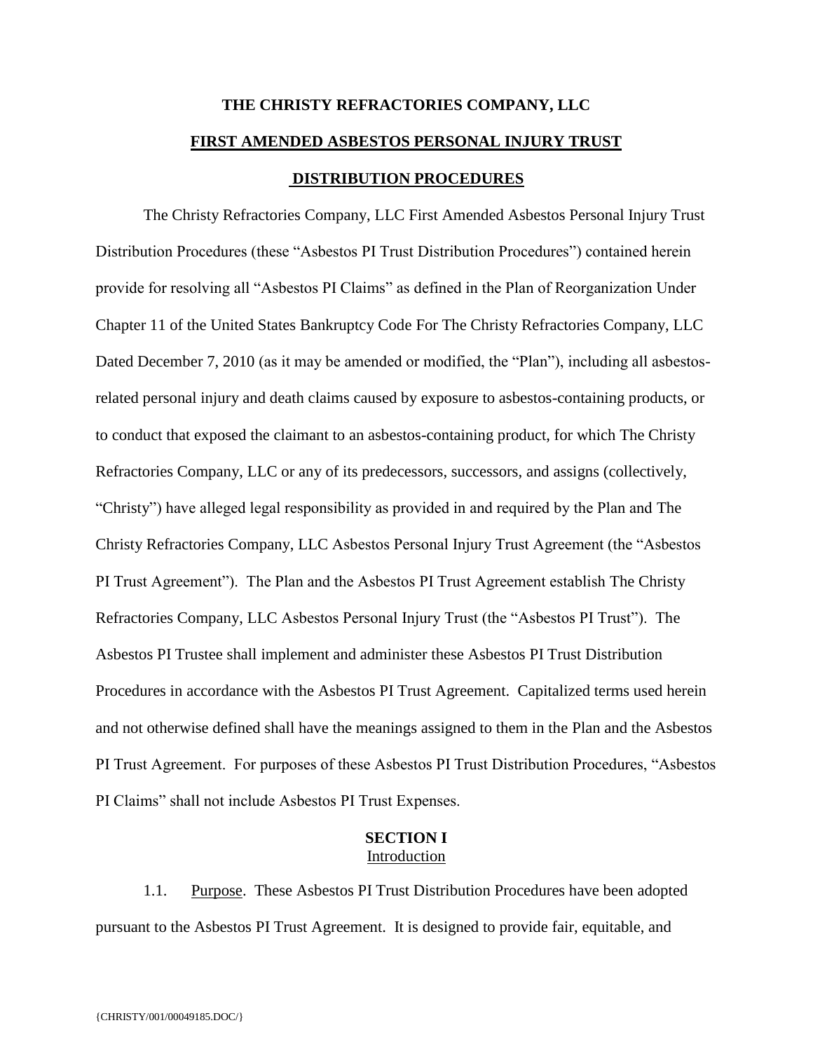# THE CHRISTY REFRACTORIES COMPANY, LLC

## FIRST AMENDED ASBESTOS PERSONAL INJURY TRUST DISTRIBUTION PROCEDURES

The Christy Refractories Company, LLC First Amended Asbestos Personal Injury Trust Distribution Procedures (these "Asbestos PI Trust Distribution Procedures") contained herein provide for resolving all "Asbestos PI Claims" as defined in the Plan of Reorganization Under Chapter 11 of the United States Bankruptcy Code For The Christy Refractories Company, LLC Dated December 7, 2010 (as it may be amended or modified, the "Plan"), including all asbestos-related personal injury and death claims caused by exposure to asbestos-containing products, or to conduct that exposed the claimant to an asbestos-containing product, for which The Christy Refractories Company, LLC or any of its predecessors, successors, and assigns (collectively, "Christy") have alleged legal responsibility as provided in and required by the Plan and The Christy Refractories Company, LLC Asbestos Personal Injury Trust Agreement (the "Asbestos PI Trust Agreement"). The Plan and the Asbestos PI Trust Agreement establish The Christy Refractories Company, LLC Asbestos Personal Injury Trust (the "Asbestos PI Trust"). The Asbestos PI Trustee shall implement and administer these Asbestos PI Trust Distribution Procedures in accordance with the Asbestos PI Trust Agreement. Capitalized terms used herein and not otherwise defined shall have the meanings assigned to them in the Plan and the Asbestos PI Trust Agreement. For purposes of these Asbestos PI Trust Distribution Procedures, "Asbestos PI Claims" shall not include Asbestos PI Trust Expenses.

### SECTION I
### Introduction

1.1. Purpose. These Asbestos PI Trust Distribution Procedures have been adopted pursuant to the Asbestos PI Trust Agreement. It is designed to provide fair, equitable, and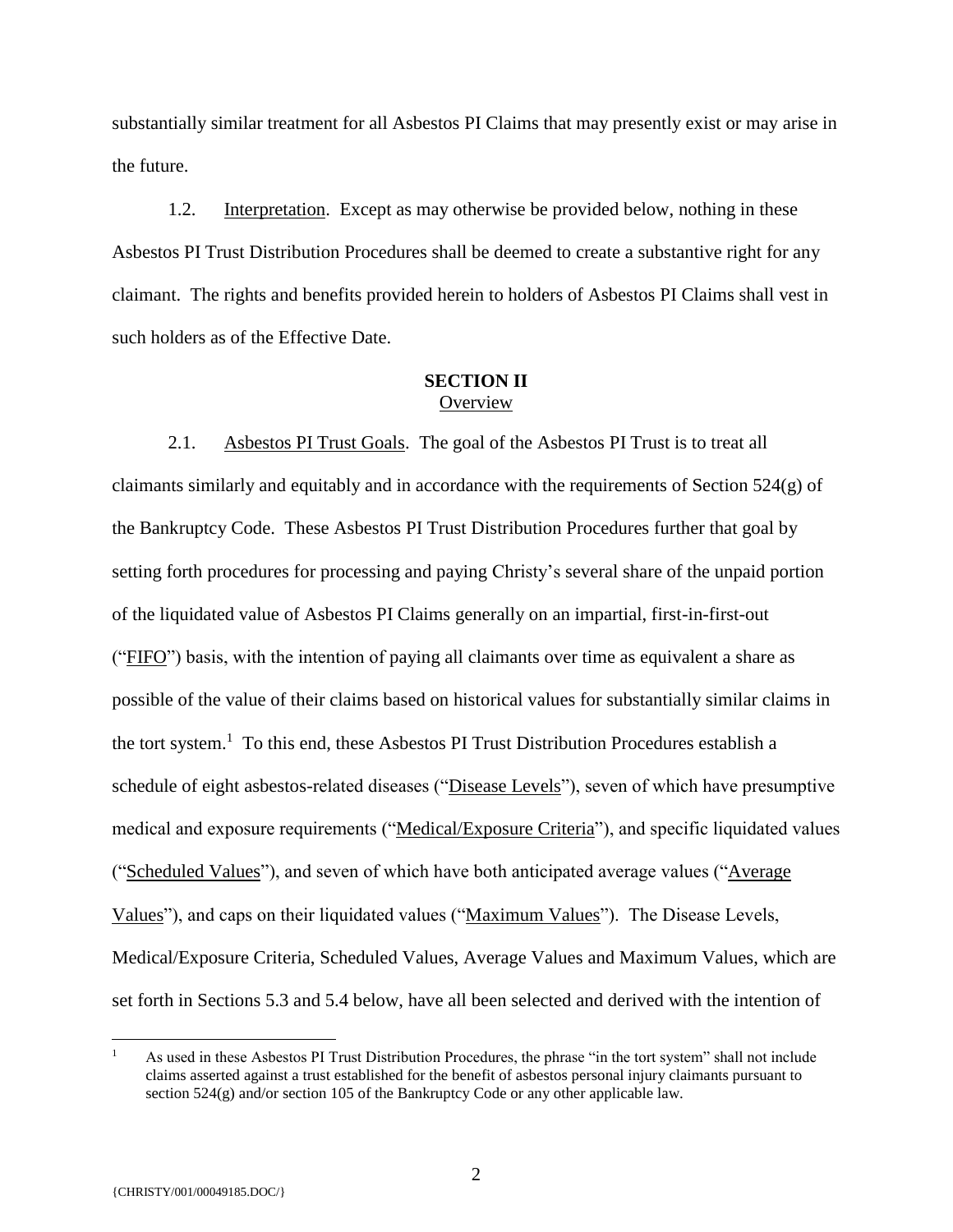substantially similar treatment for all Asbestos PI Claims that may presently exist or may arise in the future.

1.2. Interpretation. Except as may otherwise be provided below, nothing in these Asbestos PI Trust Distribution Procedures shall be deemed to create a substantive right for any claimant. The rights and benefits provided herein to holders of Asbestos PI Claims shall vest in such holders as of the Effective Date.

## SECTION II
## Overview

2.1. Asbestos PI Trust Goals. The goal of the Asbestos PI Trust is to treat all claimants similarly and equitably and in accordance with the requirements of Section 524(g) of the Bankruptcy Code. These Asbestos PI Trust Distribution Procedures further that goal by setting forth procedures for processing and paying Christy's several share of the unpaid portion of the liquidated value of Asbestos PI Claims generally on an impartial, first-in-first-out ("FIFO") basis, with the intention of paying all claimants over time as equivalent a share as possible of the value of their claims based on historical values for substantially similar claims in the tort system.[1] To this end, these Asbestos PI Trust Distribution Procedures establish a schedule of eight asbestos-related diseases ("Disease Levels"), seven of which have presumptive medical and exposure requirements ("Medical/Exposure Criteria"), and specific liquidated values ("Scheduled Values"), and seven of which have both anticipated average values ("Average Values"), and caps on their liquidated values ("Maximum Values"). The Disease Levels, Medical/Exposure Criteria, Scheduled Values, Average Values and Maximum Values, which are set forth in Sections 5.3 and 5.4 below, have all been selected and derived with the intention of

[1] As used in these Asbestos PI Trust Distribution Procedures, the phrase "in the tort system" shall not include claims asserted against a trust established for the benefit of asbestos personal injury claimants pursuant to section 524(g) and/or section 105 of the Bankruptcy Code or any other applicable law.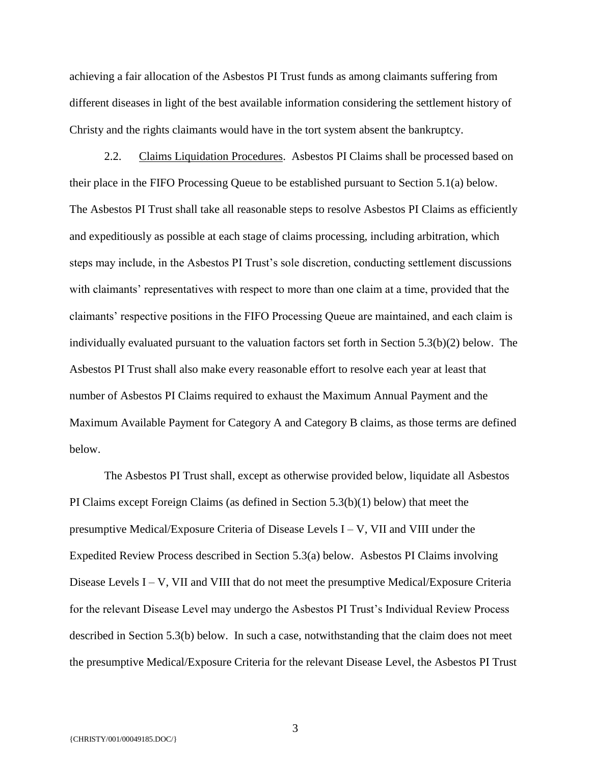achieving a fair allocation of the Asbestos PI Trust funds as among claimants suffering from different diseases in light of the best available information considering the settlement history of Christy and the rights claimants would have in the tort system absent the bankruptcy.

2.2. Claims Liquidation Procedures. Asbestos PI Claims shall be processed based on their place in the FIFO Processing Queue to be established pursuant to Section 5.1(a) below. The Asbestos PI Trust shall take all reasonable steps to resolve Asbestos PI Claims as efficiently and expeditiously as possible at each stage of claims processing, including arbitration, which steps may include, in the Asbestos PI Trust's sole discretion, conducting settlement discussions with claimants' representatives with respect to more than one claim at a time, provided that the claimants' respective positions in the FIFO Processing Queue are maintained, and each claim is individually evaluated pursuant to the valuation factors set forth in Section 5.3(b)(2) below. The Asbestos PI Trust shall also make every reasonable effort to resolve each year at least that number of Asbestos PI Claims required to exhaust the Maximum Annual Payment and the Maximum Available Payment for Category A and Category B claims, as those terms are defined below.

The Asbestos PI Trust shall, except as otherwise provided below, liquidate all Asbestos PI Claims except Foreign Claims (as defined in Section 5.3(b)(1) below) that meet the presumptive Medical/Exposure Criteria of Disease Levels I – V, VII and VIII under the Expedited Review Process described in Section 5.3(a) below. Asbestos PI Claims involving Disease Levels I – V, VII and VIII that do not meet the presumptive Medical/Exposure Criteria for the relevant Disease Level may undergo the Asbestos PI Trust's Individual Review Process described in Section 5.3(b) below. In such a case, notwithstanding that the claim does not meet the presumptive Medical/Exposure Criteria for the relevant Disease Level, the Asbestos PI Trust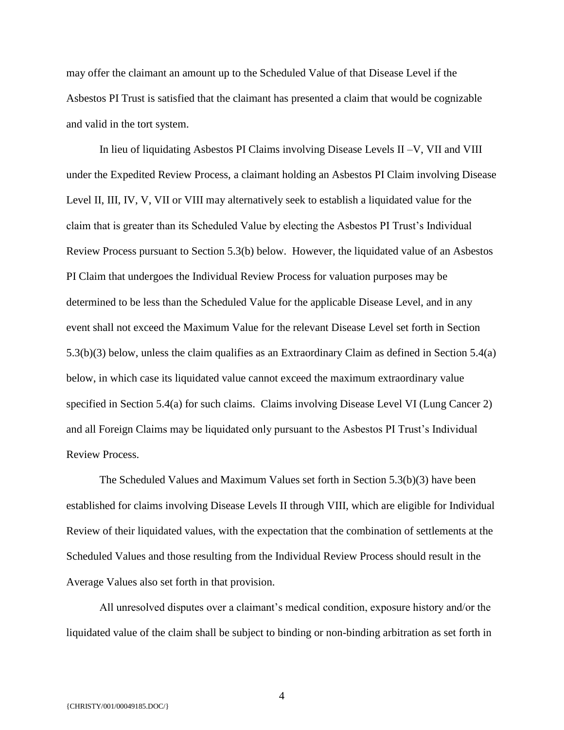may offer the claimant an amount up to the Scheduled Value of that Disease Level if the Asbestos PI Trust is satisfied that the claimant has presented a claim that would be cognizable and valid in the tort system.

In lieu of liquidating Asbestos PI Claims involving Disease Levels II –V, VII and VIII under the Expedited Review Process, a claimant holding an Asbestos PI Claim involving Disease Level II, III, IV, V, VII or VIII may alternatively seek to establish a liquidated value for the claim that is greater than its Scheduled Value by electing the Asbestos PI Trust's Individual Review Process pursuant to Section 5.3(b) below. However, the liquidated value of an Asbestos PI Claim that undergoes the Individual Review Process for valuation purposes may be determined to be less than the Scheduled Value for the applicable Disease Level, and in any event shall not exceed the Maximum Value for the relevant Disease Level set forth in Section 5.3(b)(3) below, unless the claim qualifies as an Extraordinary Claim as defined in Section 5.4(a) below, in which case its liquidated value cannot exceed the maximum extraordinary value specified in Section 5.4(a) for such claims. Claims involving Disease Level VI (Lung Cancer 2) and all Foreign Claims may be liquidated only pursuant to the Asbestos PI Trust's Individual Review Process.

The Scheduled Values and Maximum Values set forth in Section 5.3(b)(3) have been established for claims involving Disease Levels II through VIII, which are eligible for Individual Review of their liquidated values, with the expectation that the combination of settlements at the Scheduled Values and those resulting from the Individual Review Process should result in the Average Values also set forth in that provision.

All unresolved disputes over a claimant's medical condition, exposure history and/or the liquidated value of the claim shall be subject to binding or non-binding arbitration as set forth in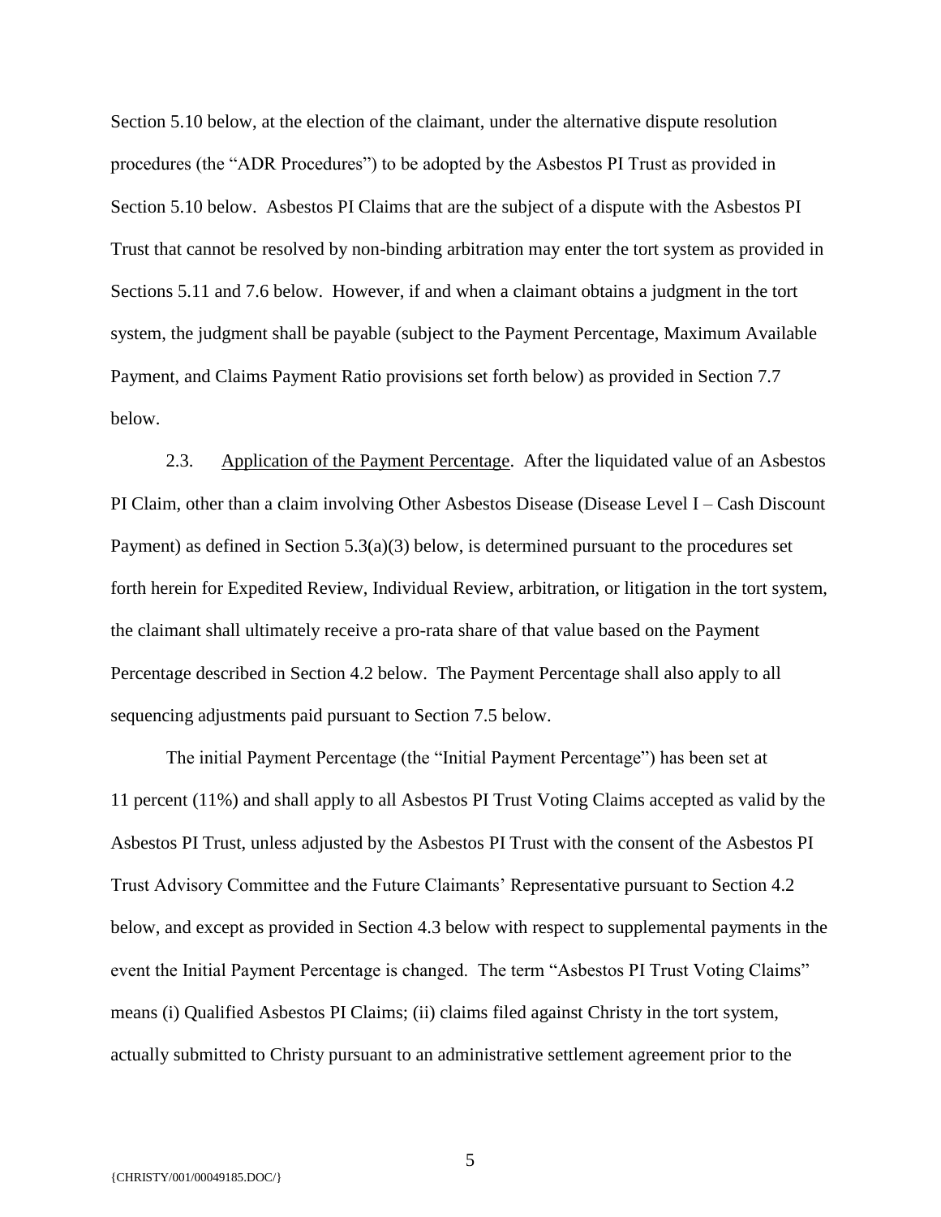Section 5.10 below, at the election of the claimant, under the alternative dispute resolution procedures (the "ADR Procedures") to be adopted by the Asbestos PI Trust as provided in Section 5.10 below. Asbestos PI Claims that are the subject of a dispute with the Asbestos PI Trust that cannot be resolved by non-binding arbitration may enter the tort system as provided in Sections 5.11 and 7.6 below. However, if and when a claimant obtains a judgment in the tort system, the judgment shall be payable (subject to the Payment Percentage, Maximum Available Payment, and Claims Payment Ratio provisions set forth below) as provided in Section 7.7 below.

2.3. Application of the Payment Percentage. After the liquidated value of an Asbestos PI Claim, other than a claim involving Other Asbestos Disease (Disease Level I – Cash Discount Payment) as defined in Section 5.3(a)(3) below, is determined pursuant to the procedures set forth herein for Expedited Review, Individual Review, arbitration, or litigation in the tort system, the claimant shall ultimately receive a pro-rata share of that value based on the Payment Percentage described in Section 4.2 below. The Payment Percentage shall also apply to all sequencing adjustments paid pursuant to Section 7.5 below.

The initial Payment Percentage (the "Initial Payment Percentage") has been set at 11 percent (11%) and shall apply to all Asbestos PI Trust Voting Claims accepted as valid by the Asbestos PI Trust, unless adjusted by the Asbestos PI Trust with the consent of the Asbestos PI Trust Advisory Committee and the Future Claimants' Representative pursuant to Section 4.2 below, and except as provided in Section 4.3 below with respect to supplemental payments in the event the Initial Payment Percentage is changed. The term "Asbestos PI Trust Voting Claims" means (i) Qualified Asbestos PI Claims; (ii) claims filed against Christy in the tort system, actually submitted to Christy pursuant to an administrative settlement agreement prior to the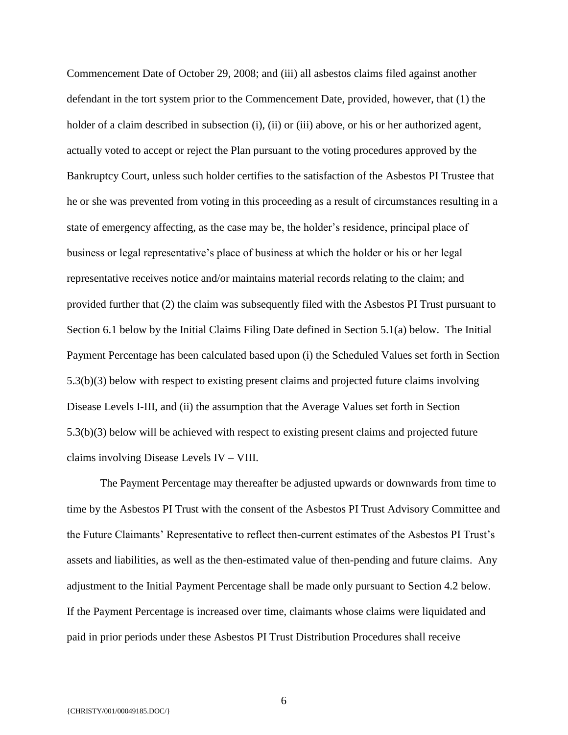Commencement Date of October 29, 2008; and (iii) all asbestos claims filed against another defendant in the tort system prior to the Commencement Date, provided, however, that (1) the holder of a claim described in subsection (i), (ii) or (iii) above, or his or her authorized agent, actually voted to accept or reject the Plan pursuant to the voting procedures approved by the Bankruptcy Court, unless such holder certifies to the satisfaction of the Asbestos PI Trustee that he or she was prevented from voting in this proceeding as a result of circumstances resulting in a state of emergency affecting, as the case may be, the holder's residence, principal place of business or legal representative's place of business at which the holder or his or her legal representative receives notice and/or maintains material records relating to the claim; and provided further that (2) the claim was subsequently filed with the Asbestos PI Trust pursuant to Section 6.1 below by the Initial Claims Filing Date defined in Section 5.1(a) below. The Initial Payment Percentage has been calculated based upon (i) the Scheduled Values set forth in Section 5.3(b)(3) below with respect to existing present claims and projected future claims involving Disease Levels I-III, and (ii) the assumption that the Average Values set forth in Section 5.3(b)(3) below will be achieved with respect to existing present claims and projected future claims involving Disease Levels IV – VIII.

The Payment Percentage may thereafter be adjusted upwards or downwards from time to time by the Asbestos PI Trust with the consent of the Asbestos PI Trust Advisory Committee and the Future Claimants' Representative to reflect then-current estimates of the Asbestos PI Trust's assets and liabilities, as well as the then-estimated value of then-pending and future claims. Any adjustment to the Initial Payment Percentage shall be made only pursuant to Section 4.2 below. If the Payment Percentage is increased over time, claimants whose claims were liquidated and paid in prior periods under these Asbestos PI Trust Distribution Procedures shall receive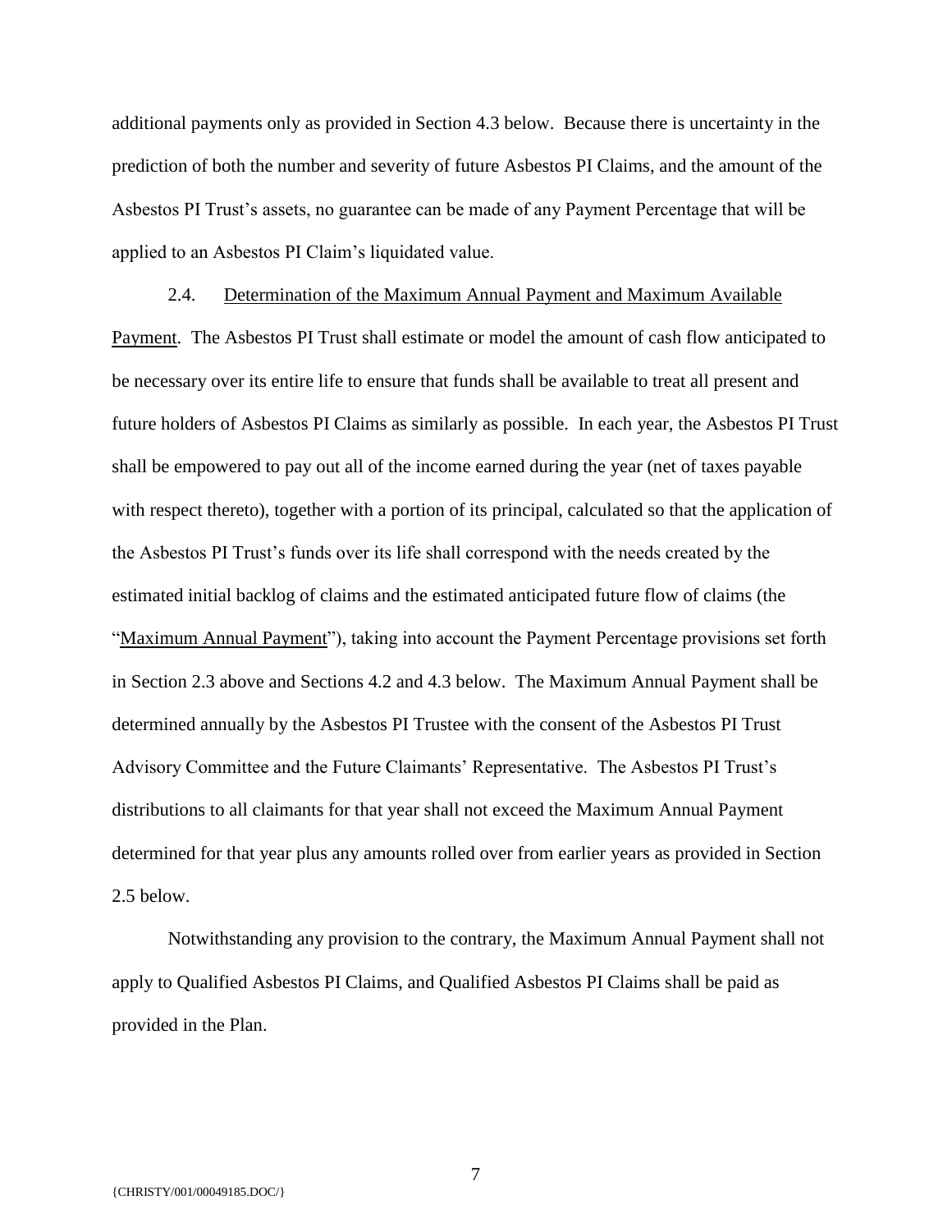additional payments only as provided in Section 4.3 below. Because there is uncertainty in the prediction of both the number and severity of future Asbestos PI Claims, and the amount of the Asbestos PI Trust's assets, no guarantee can be made of any Payment Percentage that will be applied to an Asbestos PI Claim's liquidated value.

2.4. Determination of the Maximum Annual Payment and Maximum Available Payment. The Asbestos PI Trust shall estimate or model the amount of cash flow anticipated to be necessary over its entire life to ensure that funds shall be available to treat all present and future holders of Asbestos PI Claims as similarly as possible. In each year, the Asbestos PI Trust shall be empowered to pay out all of the income earned during the year (net of taxes payable with respect thereto), together with a portion of its principal, calculated so that the application of the Asbestos PI Trust's funds over its life shall correspond with the needs created by the estimated initial backlog of claims and the estimated anticipated future flow of claims (the "Maximum Annual Payment"), taking into account the Payment Percentage provisions set forth in Section 2.3 above and Sections 4.2 and 4.3 below. The Maximum Annual Payment shall be determined annually by the Asbestos PI Trustee with the consent of the Asbestos PI Trust Advisory Committee and the Future Claimants' Representative. The Asbestos PI Trust's distributions to all claimants for that year shall not exceed the Maximum Annual Payment determined for that year plus any amounts rolled over from earlier years as provided in Section 2.5 below.

Notwithstanding any provision to the contrary, the Maximum Annual Payment shall not apply to Qualified Asbestos PI Claims, and Qualified Asbestos PI Claims shall be paid as provided in the Plan.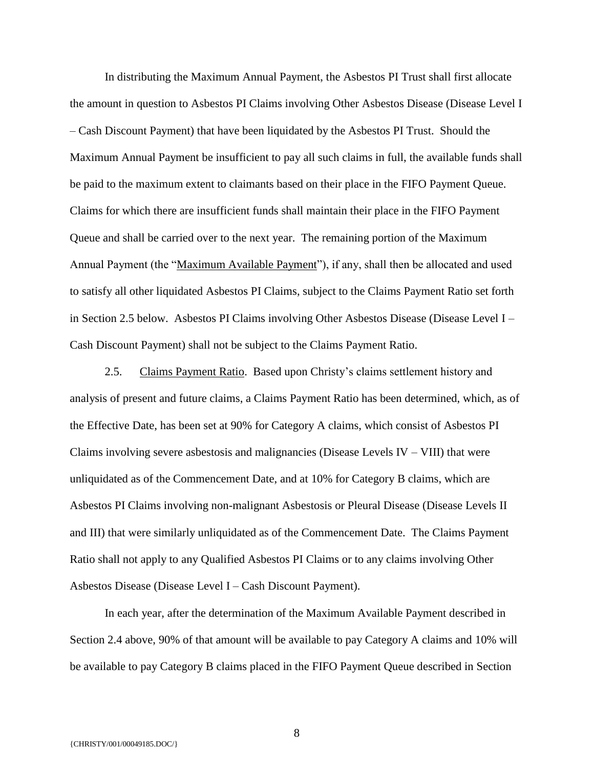In distributing the Maximum Annual Payment, the Asbestos PI Trust shall first allocate the amount in question to Asbestos PI Claims involving Other Asbestos Disease (Disease Level I – Cash Discount Payment) that have been liquidated by the Asbestos PI Trust. Should the Maximum Annual Payment be insufficient to pay all such claims in full, the available funds shall be paid to the maximum extent to claimants based on their place in the FIFO Payment Queue. Claims for which there are insufficient funds shall maintain their place in the FIFO Payment Queue and shall be carried over to the next year. The remaining portion of the Maximum Annual Payment (the "Maximum Available Payment"), if any, shall then be allocated and used to satisfy all other liquidated Asbestos PI Claims, subject to the Claims Payment Ratio set forth in Section 2.5 below. Asbestos PI Claims involving Other Asbestos Disease (Disease Level I – Cash Discount Payment) shall not be subject to the Claims Payment Ratio.

2.5. Claims Payment Ratio. Based upon Christy's claims settlement history and analysis of present and future claims, a Claims Payment Ratio has been determined, which, as of the Effective Date, has been set at 90% for Category A claims, which consist of Asbestos PI Claims involving severe asbestosis and malignancies (Disease Levels IV – VIII) that were unliquidated as of the Commencement Date, and at 10% for Category B claims, which are Asbestos PI Claims involving non-malignant Asbestosis or Pleural Disease (Disease Levels II and III) that were similarly unliquidated as of the Commencement Date. The Claims Payment Ratio shall not apply to any Qualified Asbestos PI Claims or to any claims involving Other Asbestos Disease (Disease Level I – Cash Discount Payment).

In each year, after the determination of the Maximum Available Payment described in Section 2.4 above, 90% of that amount will be available to pay Category A claims and 10% will be available to pay Category B claims placed in the FIFO Payment Queue described in Section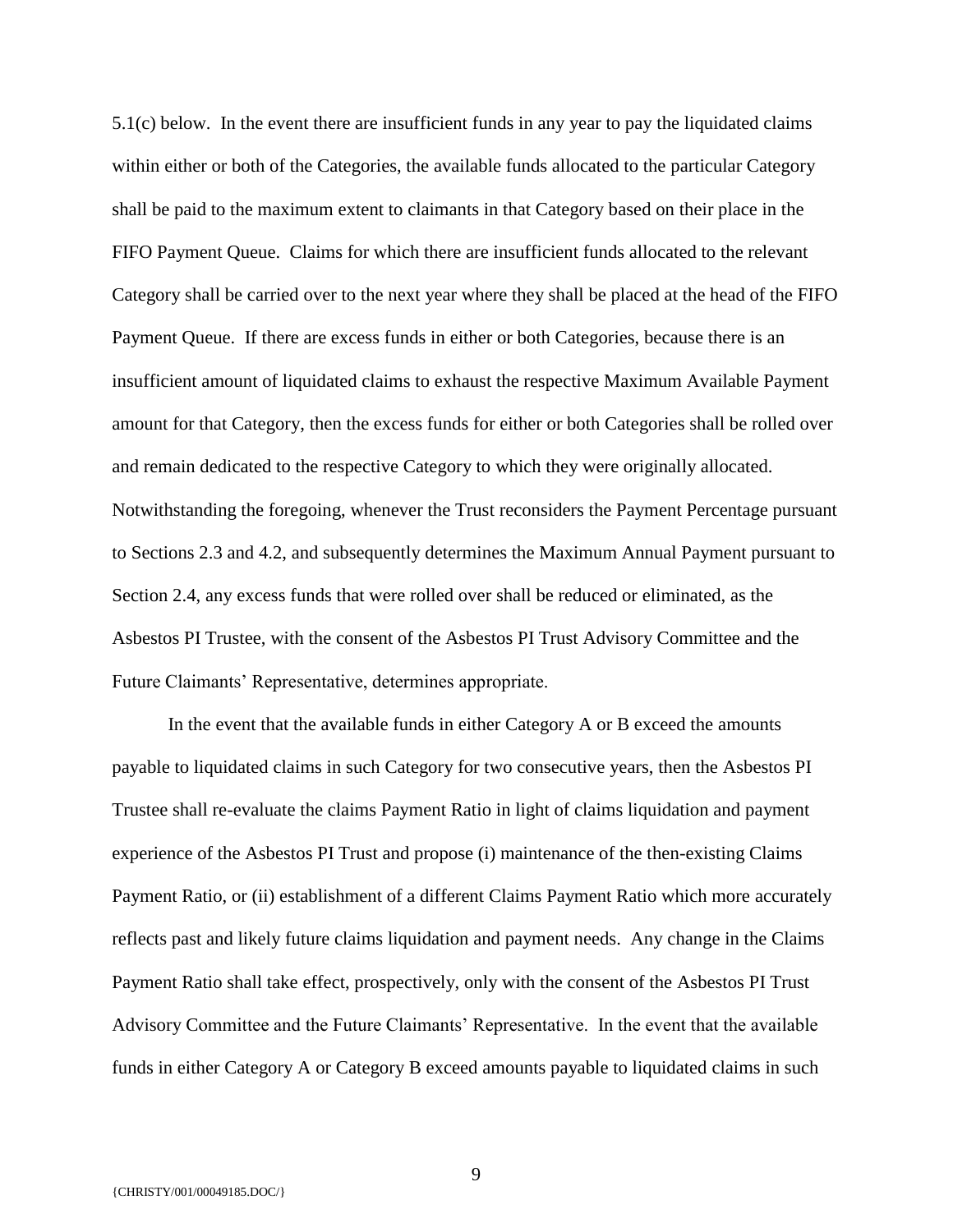5.1(c) below. In the event there are insufficient funds in any year to pay the liquidated claims within either or both of the Categories, the available funds allocated to the particular Category shall be paid to the maximum extent to claimants in that Category based on their place in the FIFO Payment Queue. Claims for which there are insufficient funds allocated to the relevant Category shall be carried over to the next year where they shall be placed at the head of the FIFO Payment Queue. If there are excess funds in either or both Categories, because there is an insufficient amount of liquidated claims to exhaust the respective Maximum Available Payment amount for that Category, then the excess funds for either or both Categories shall be rolled over and remain dedicated to the respective Category to which they were originally allocated. Notwithstanding the foregoing, whenever the Trust reconsiders the Payment Percentage pursuant to Sections 2.3 and 4.2, and subsequently determines the Maximum Annual Payment pursuant to Section 2.4, any excess funds that were rolled over shall be reduced or eliminated, as the Asbestos PI Trustee, with the consent of the Asbestos PI Trust Advisory Committee and the Future Claimants' Representative, determines appropriate.

In the event that the available funds in either Category A or B exceed the amounts payable to liquidated claims in such Category for two consecutive years, then the Asbestos PI Trustee shall re-evaluate the claims Payment Ratio in light of claims liquidation and payment experience of the Asbestos PI Trust and propose (i) maintenance of the then-existing Claims Payment Ratio, or (ii) establishment of a different Claims Payment Ratio which more accurately reflects past and likely future claims liquidation and payment needs. Any change in the Claims Payment Ratio shall take effect, prospectively, only with the consent of the Asbestos PI Trust Advisory Committee and the Future Claimants' Representative. In the event that the available funds in either Category A or Category B exceed amounts payable to liquidated claims in such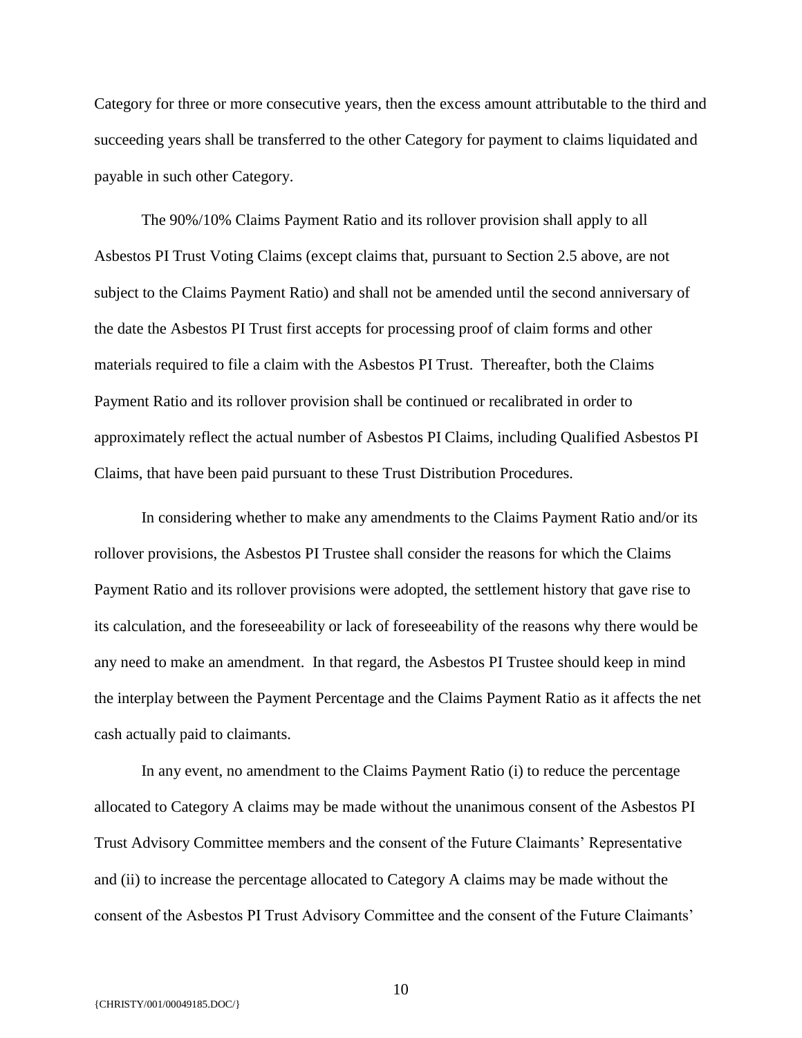Category for three or more consecutive years, then the excess amount attributable to the third and succeeding years shall be transferred to the other Category for payment to claims liquidated and payable in such other Category.

The 90%/10% Claims Payment Ratio and its rollover provision shall apply to all Asbestos PI Trust Voting Claims (except claims that, pursuant to Section 2.5 above, are not subject to the Claims Payment Ratio) and shall not be amended until the second anniversary of the date the Asbestos PI Trust first accepts for processing proof of claim forms and other materials required to file a claim with the Asbestos PI Trust. Thereafter, both the Claims Payment Ratio and its rollover provision shall be continued or recalibrated in order to approximately reflect the actual number of Asbestos PI Claims, including Qualified Asbestos PI Claims, that have been paid pursuant to these Trust Distribution Procedures.

In considering whether to make any amendments to the Claims Payment Ratio and/or its rollover provisions, the Asbestos PI Trustee shall consider the reasons for which the Claims Payment Ratio and its rollover provisions were adopted, the settlement history that gave rise to its calculation, and the foreseeability or lack of foreseeability of the reasons why there would be any need to make an amendment. In that regard, the Asbestos PI Trustee should keep in mind the interplay between the Payment Percentage and the Claims Payment Ratio as it affects the net cash actually paid to claimants.

In any event, no amendment to the Claims Payment Ratio (i) to reduce the percentage allocated to Category A claims may be made without the unanimous consent of the Asbestos PI Trust Advisory Committee members and the consent of the Future Claimants' Representative and (ii) to increase the percentage allocated to Category A claims may be made without the consent of the Asbestos PI Trust Advisory Committee and the consent of the Future Claimants'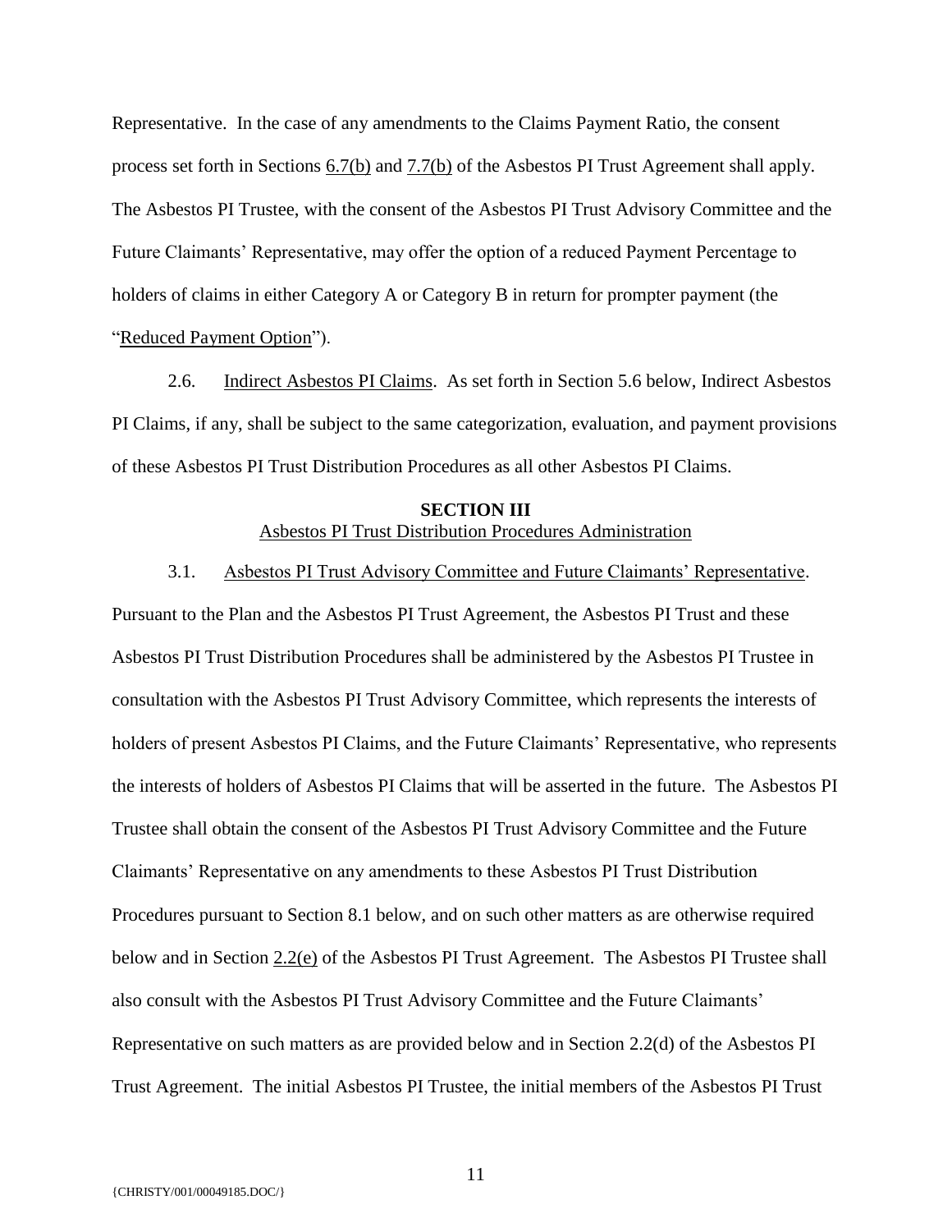Representative. In the case of any amendments to the Claims Payment Ratio, the consent process set forth in Sections 6.7(b) and 7.7(b) of the Asbestos PI Trust Agreement shall apply. The Asbestos PI Trustee, with the consent of the Asbestos PI Trust Advisory Committee and the Future Claimants' Representative, may offer the option of a reduced Payment Percentage to holders of claims in either Category A or Category B in return for prompter payment (the "Reduced Payment Option").

2.6. Indirect Asbestos PI Claims. As set forth in Section 5.6 below, Indirect Asbestos PI Claims, if any, shall be subject to the same categorization, evaluation, and payment provisions of these Asbestos PI Trust Distribution Procedures as all other Asbestos PI Claims.

## SECTION III
Asbestos PI Trust Distribution Procedures Administration

3.1. Asbestos PI Trust Advisory Committee and Future Claimants' Representative. Pursuant to the Plan and the Asbestos PI Trust Agreement, the Asbestos PI Trust and these Asbestos PI Trust Distribution Procedures shall be administered by the Asbestos PI Trustee in consultation with the Asbestos PI Trust Advisory Committee, which represents the interests of holders of present Asbestos PI Claims, and the Future Claimants' Representative, who represents the interests of holders of Asbestos PI Claims that will be asserted in the future. The Asbestos PI Trustee shall obtain the consent of the Asbestos PI Trust Advisory Committee and the Future Claimants' Representative on any amendments to these Asbestos PI Trust Distribution Procedures pursuant to Section 8.1 below, and on such other matters as are otherwise required below and in Section 2.2(e) of the Asbestos PI Trust Agreement. The Asbestos PI Trustee shall also consult with the Asbestos PI Trust Advisory Committee and the Future Claimants' Representative on such matters as are provided below and in Section 2.2(d) of the Asbestos PI Trust Agreement. The initial Asbestos PI Trustee, the initial members of the Asbestos PI Trust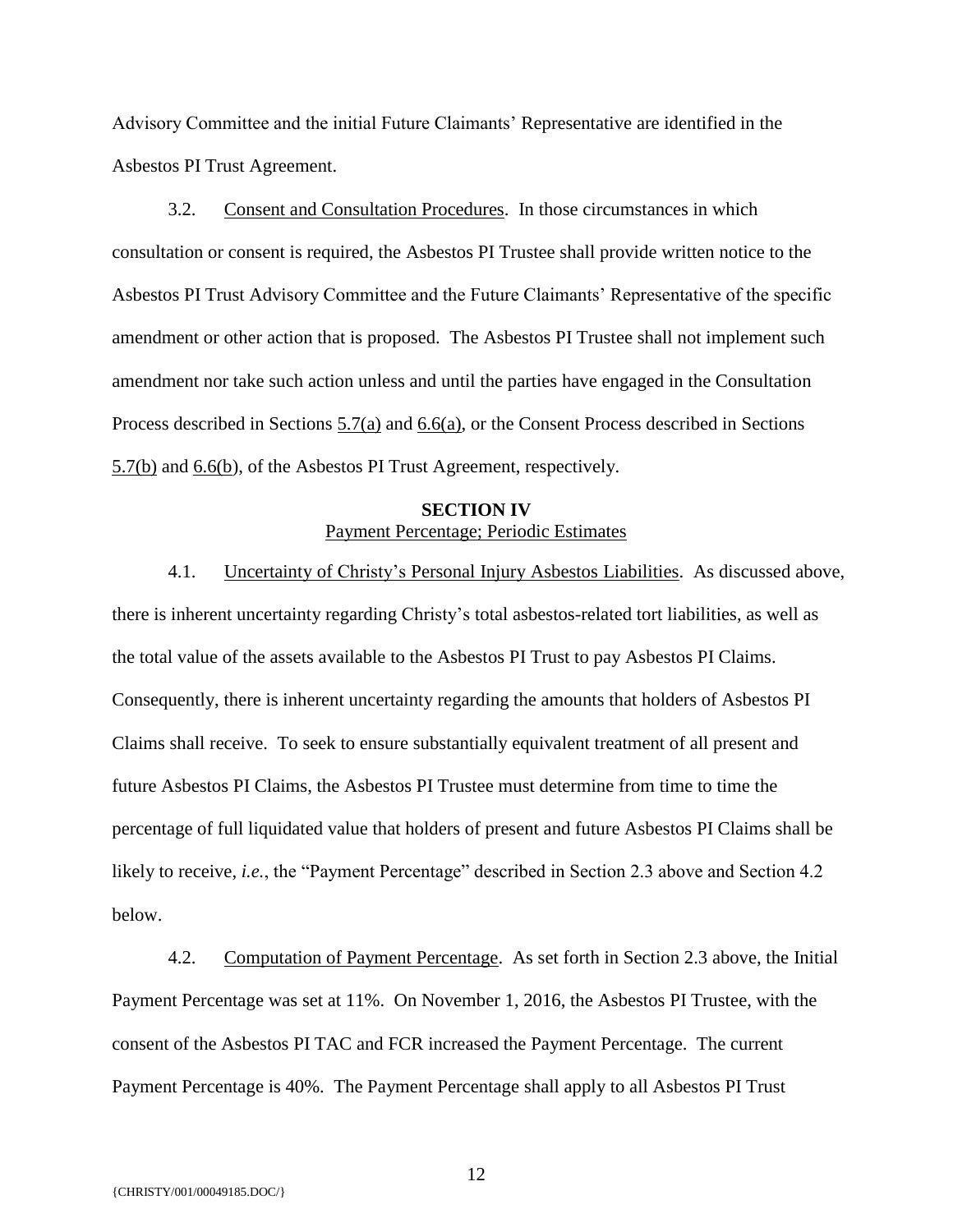Advisory Committee and the initial Future Claimants' Representative are identified in the Asbestos PI Trust Agreement.

3.2. Consent and Consultation Procedures. In those circumstances in which consultation or consent is required, the Asbestos PI Trustee shall provide written notice to the Asbestos PI Trust Advisory Committee and the Future Claimants' Representative of the specific amendment or other action that is proposed. The Asbestos PI Trustee shall not implement such amendment nor take such action unless and until the parties have engaged in the Consultation Process described in Sections 5.7(a) and 6.6(a), or the Consent Process described in Sections 5.7(b) and 6.6(b), of the Asbestos PI Trust Agreement, respectively.

## SECTION IV
### Payment Percentage; Periodic Estimates

4.1. Uncertainty of Christy's Personal Injury Asbestos Liabilities. As discussed above, there is inherent uncertainty regarding Christy's total asbestos-related tort liabilities, as well as the total value of the assets available to the Asbestos PI Trust to pay Asbestos PI Claims. Consequently, there is inherent uncertainty regarding the amounts that holders of Asbestos PI Claims shall receive. To seek to ensure substantially equivalent treatment of all present and future Asbestos PI Claims, the Asbestos PI Trustee must determine from time to time the percentage of full liquidated value that holders of present and future Asbestos PI Claims shall be likely to receive, *i.e.*, the "Payment Percentage" described in Section 2.3 above and Section 4.2 below.

4.2. Computation of Payment Percentage. As set forth in Section 2.3 above, the Initial Payment Percentage was set at 11%. On November 1, 2016, the Asbestos PI Trustee, with the consent of the Asbestos PI TAC and FCR increased the Payment Percentage. The current Payment Percentage is 40%. The Payment Percentage shall apply to all Asbestos PI Trust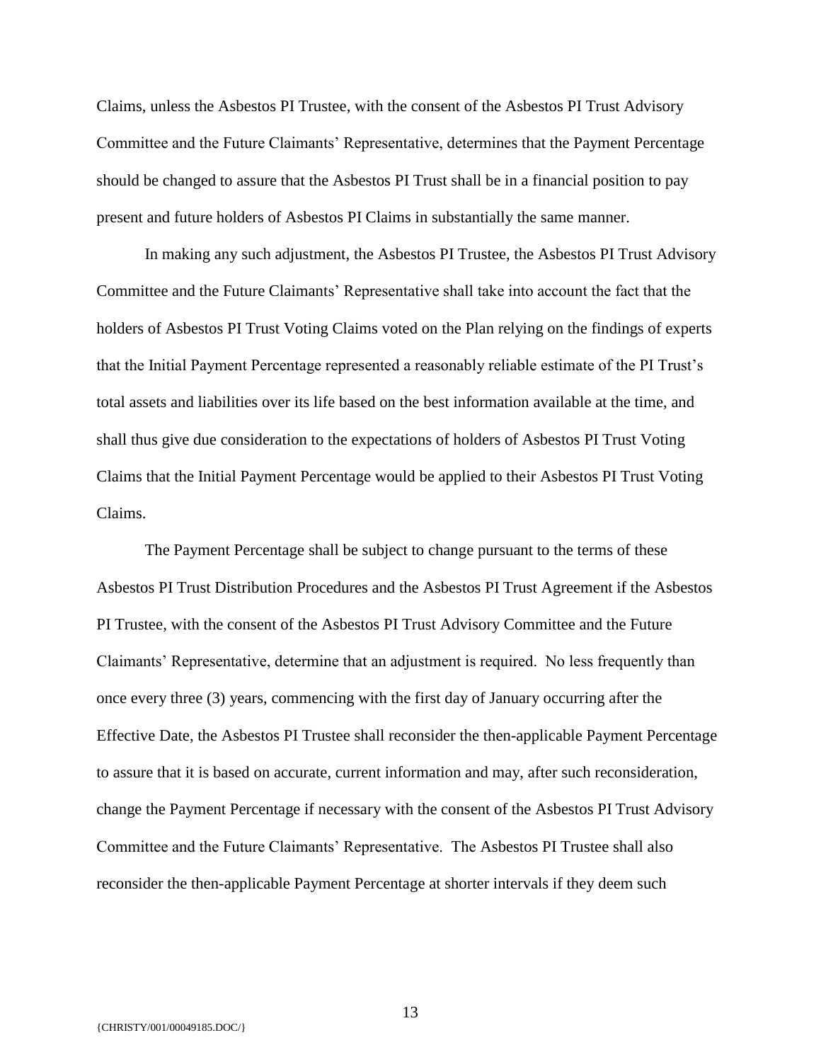Claims, unless the Asbestos PI Trustee, with the consent of the Asbestos PI Trust Advisory Committee and the Future Claimants' Representative, determines that the Payment Percentage should be changed to assure that the Asbestos PI Trust shall be in a financial position to pay present and future holders of Asbestos PI Claims in substantially the same manner.

In making any such adjustment, the Asbestos PI Trustee, the Asbestos PI Trust Advisory Committee and the Future Claimants' Representative shall take into account the fact that the holders of Asbestos PI Trust Voting Claims voted on the Plan relying on the findings of experts that the Initial Payment Percentage represented a reasonably reliable estimate of the PI Trust's total assets and liabilities over its life based on the best information available at the time, and shall thus give due consideration to the expectations of holders of Asbestos PI Trust Voting Claims that the Initial Payment Percentage would be applied to their Asbestos PI Trust Voting Claims.

The Payment Percentage shall be subject to change pursuant to the terms of these Asbestos PI Trust Distribution Procedures and the Asbestos PI Trust Agreement if the Asbestos PI Trustee, with the consent of the Asbestos PI Trust Advisory Committee and the Future Claimants' Representative, determine that an adjustment is required. No less frequently than once every three (3) years, commencing with the first day of January occurring after the Effective Date, the Asbestos PI Trustee shall reconsider the then-applicable Payment Percentage to assure that it is based on accurate, current information and may, after such reconsideration, change the Payment Percentage if necessary with the consent of the Asbestos PI Trust Advisory Committee and the Future Claimants' Representative. The Asbestos PI Trustee shall also reconsider the then-applicable Payment Percentage at shorter intervals if they deem such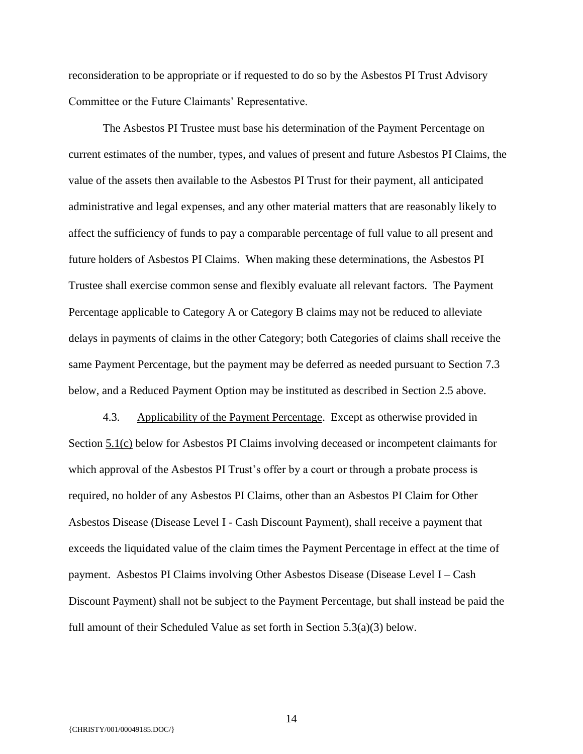reconsideration to be appropriate or if requested to do so by the Asbestos PI Trust Advisory Committee or the Future Claimants' Representative.

The Asbestos PI Trustee must base his determination of the Payment Percentage on current estimates of the number, types, and values of present and future Asbestos PI Claims, the value of the assets then available to the Asbestos PI Trust for their payment, all anticipated administrative and legal expenses, and any other material matters that are reasonably likely to affect the sufficiency of funds to pay a comparable percentage of full value to all present and future holders of Asbestos PI Claims. When making these determinations, the Asbestos PI Trustee shall exercise common sense and flexibly evaluate all relevant factors. The Payment Percentage applicable to Category A or Category B claims may not be reduced to alleviate delays in payments of claims in the other Category; both Categories of claims shall receive the same Payment Percentage, but the payment may be deferred as needed pursuant to Section 7.3 below, and a Reduced Payment Option may be instituted as described in Section 2.5 above.

4.3. Applicability of the Payment Percentage. Except as otherwise provided in Section 5.1(c) below for Asbestos PI Claims involving deceased or incompetent claimants for which approval of the Asbestos PI Trust's offer by a court or through a probate process is required, no holder of any Asbestos PI Claims, other than an Asbestos PI Claim for Other Asbestos Disease (Disease Level I - Cash Discount Payment), shall receive a payment that exceeds the liquidated value of the claim times the Payment Percentage in effect at the time of payment. Asbestos PI Claims involving Other Asbestos Disease (Disease Level I – Cash Discount Payment) shall not be subject to the Payment Percentage, but shall instead be paid the full amount of their Scheduled Value as set forth in Section 5.3(a)(3) below.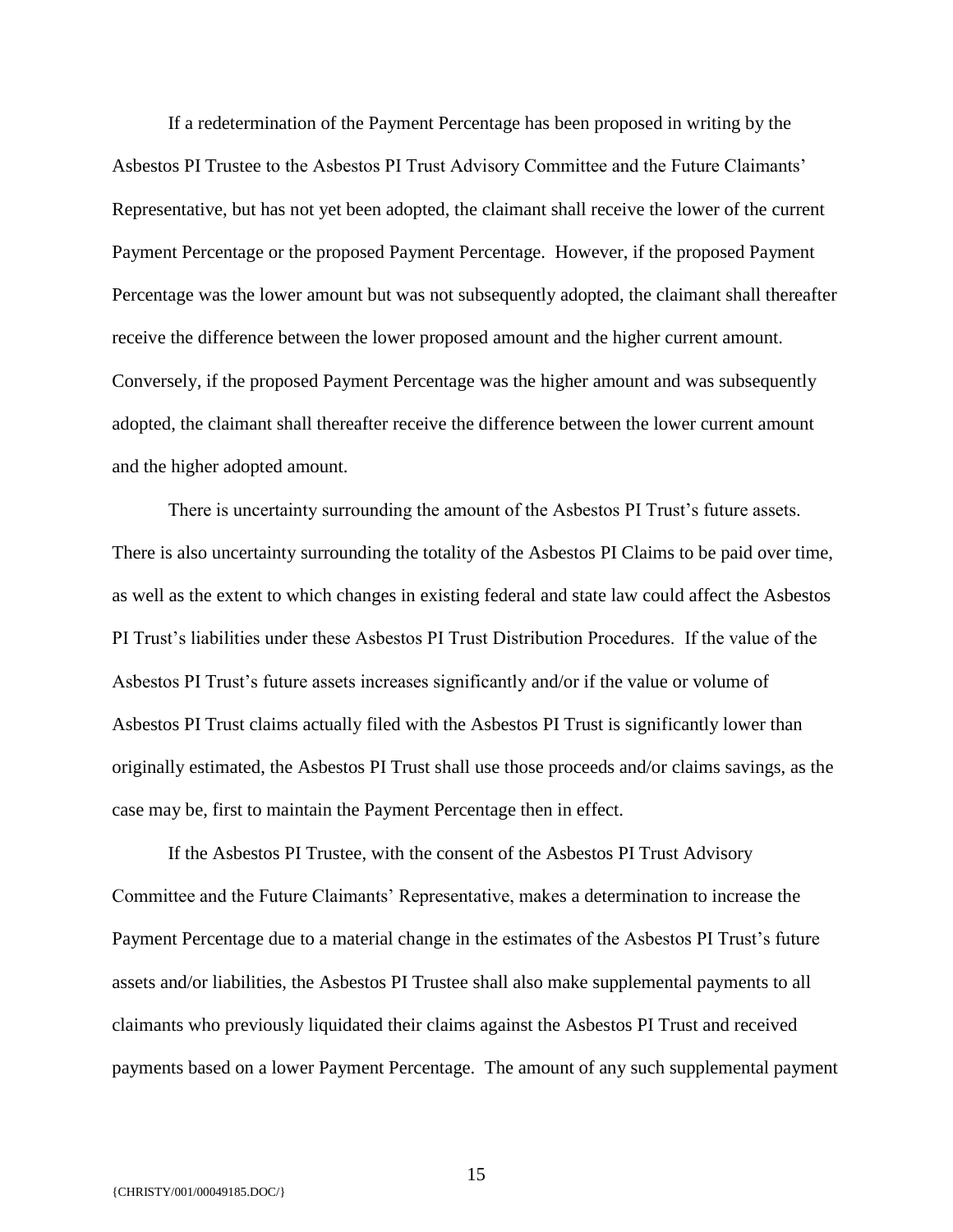If a redetermination of the Payment Percentage has been proposed in writing by the Asbestos PI Trustee to the Asbestos PI Trust Advisory Committee and the Future Claimants' Representative, but has not yet been adopted, the claimant shall receive the lower of the current Payment Percentage or the proposed Payment Percentage. However, if the proposed Payment Percentage was the lower amount but was not subsequently adopted, the claimant shall thereafter receive the difference between the lower proposed amount and the higher current amount. Conversely, if the proposed Payment Percentage was the higher amount and was subsequently adopted, the claimant shall thereafter receive the difference between the lower current amount and the higher adopted amount.

There is uncertainty surrounding the amount of the Asbestos PI Trust's future assets. There is also uncertainty surrounding the totality of the Asbestos PI Claims to be paid over time, as well as the extent to which changes in existing federal and state law could affect the Asbestos PI Trust's liabilities under these Asbestos PI Trust Distribution Procedures. If the value of the Asbestos PI Trust's future assets increases significantly and/or if the value or volume of Asbestos PI Trust claims actually filed with the Asbestos PI Trust is significantly lower than originally estimated, the Asbestos PI Trust shall use those proceeds and/or claims savings, as the case may be, first to maintain the Payment Percentage then in effect.

If the Asbestos PI Trustee, with the consent of the Asbestos PI Trust Advisory Committee and the Future Claimants' Representative, makes a determination to increase the Payment Percentage due to a material change in the estimates of the Asbestos PI Trust's future assets and/or liabilities, the Asbestos PI Trustee shall also make supplemental payments to all claimants who previously liquidated their claims against the Asbestos PI Trust and received payments based on a lower Payment Percentage. The amount of any such supplemental payment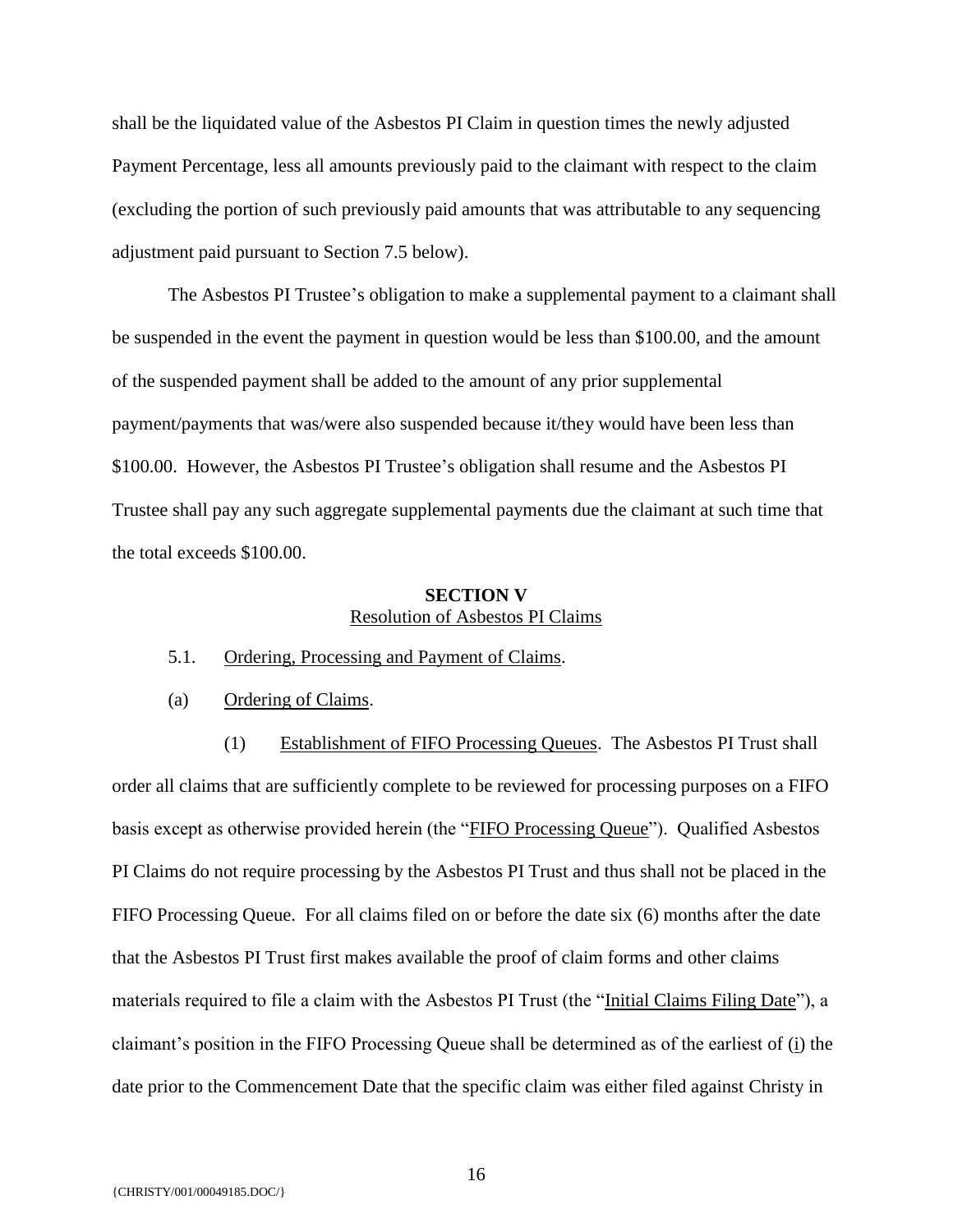shall be the liquidated value of the Asbestos PI Claim in question times the newly adjusted Payment Percentage, less all amounts previously paid to the claimant with respect to the claim (excluding the portion of such previously paid amounts that was attributable to any sequencing adjustment paid pursuant to Section 7.5 below).

The Asbestos PI Trustee's obligation to make a supplemental payment to a claimant shall be suspended in the event the payment in question would be less than $100.00, and the amount of the suspended payment shall be added to the amount of any prior supplemental payment/payments that was/were also suspended because it/they would have been less than $100.00. However, the Asbestos PI Trustee's obligation shall resume and the Asbestos PI Trustee shall pay any such aggregate supplemental payments due the claimant at such time that the total exceeds $100.00.

## SECTION V
Resolution of Asbestos PI Claims

5.1. Ordering, Processing and Payment of Claims.

(a) Ordering of Claims.

(1) Establishment of FIFO Processing Queues. The Asbestos PI Trust shall order all claims that are sufficiently complete to be reviewed for processing purposes on a FIFO basis except as otherwise provided herein (the "FIFO Processing Queue"). Qualified Asbestos PI Claims do not require processing by the Asbestos PI Trust and thus shall not be placed in the FIFO Processing Queue. For all claims filed on or before the date six (6) months after the date that the Asbestos PI Trust first makes available the proof of claim forms and other claims materials required to file a claim with the Asbestos PI Trust (the "Initial Claims Filing Date"), a claimant's position in the FIFO Processing Queue shall be determined as of the earliest of (i) the date prior to the Commencement Date that the specific claim was either filed against Christy in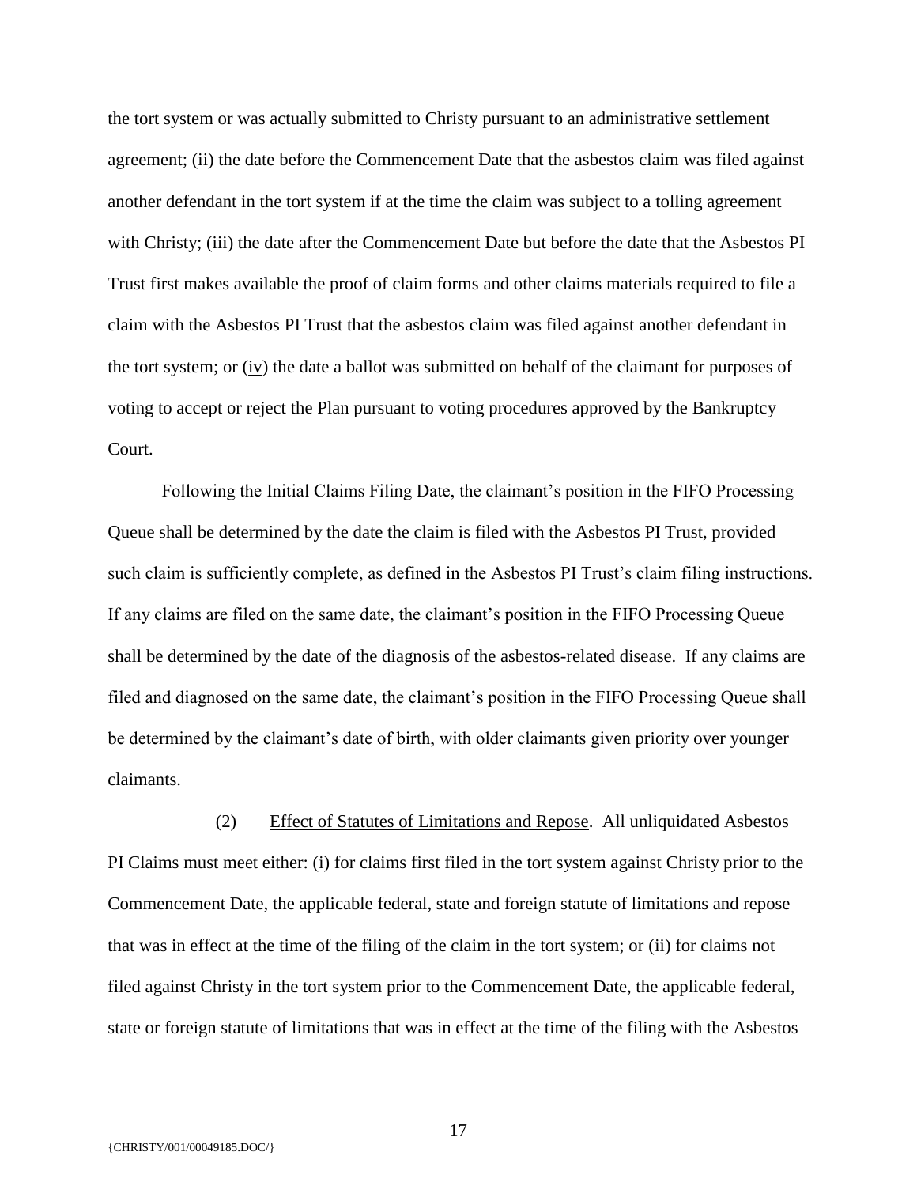the tort system or was actually submitted to Christy pursuant to an administrative settlement agreement; (ii) the date before the Commencement Date that the asbestos claim was filed against another defendant in the tort system if at the time the claim was subject to a tolling agreement with Christy; (iii) the date after the Commencement Date but before the date that the Asbestos PI Trust first makes available the proof of claim forms and other claims materials required to file a claim with the Asbestos PI Trust that the asbestos claim was filed against another defendant in the tort system; or (iv) the date a ballot was submitted on behalf of the claimant for purposes of voting to accept or reject the Plan pursuant to voting procedures approved by the Bankruptcy Court.

Following the Initial Claims Filing Date, the claimant's position in the FIFO Processing Queue shall be determined by the date the claim is filed with the Asbestos PI Trust, provided such claim is sufficiently complete, as defined in the Asbestos PI Trust's claim filing instructions. If any claims are filed on the same date, the claimant's position in the FIFO Processing Queue shall be determined by the date of the diagnosis of the asbestos-related disease. If any claims are filed and diagnosed on the same date, the claimant's position in the FIFO Processing Queue shall be determined by the claimant's date of birth, with older claimants given priority over younger claimants.

(2) Effect of Statutes of Limitations and Repose. All unliquidated Asbestos PI Claims must meet either: (i) for claims first filed in the tort system against Christy prior to the Commencement Date, the applicable federal, state and foreign statute of limitations and repose that was in effect at the time of the filing of the claim in the tort system; or (ii) for claims not filed against Christy in the tort system prior to the Commencement Date, the applicable federal, state or foreign statute of limitations that was in effect at the time of the filing with the Asbestos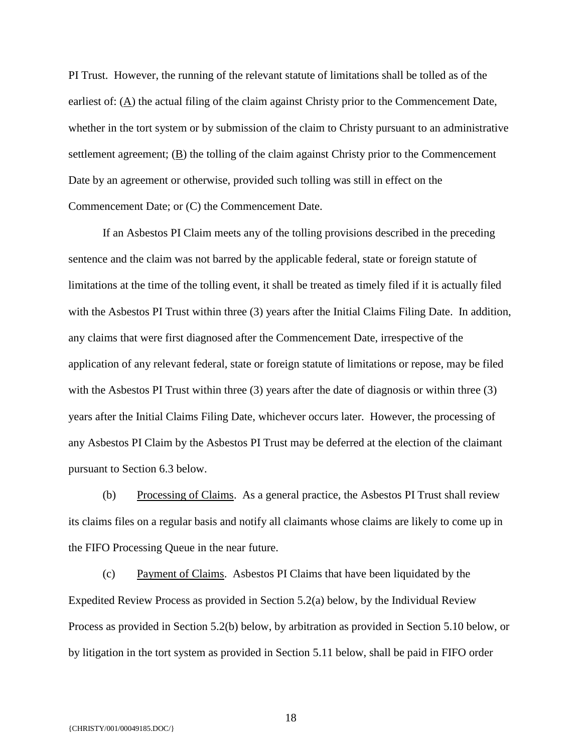PI Trust. However, the running of the relevant statute of limitations shall be tolled as of the earliest of: (A) the actual filing of the claim against Christy prior to the Commencement Date, whether in the tort system or by submission of the claim to Christy pursuant to an administrative settlement agreement; (B) the tolling of the claim against Christy prior to the Commencement Date by an agreement or otherwise, provided such tolling was still in effect on the Commencement Date; or (C) the Commencement Date.

If an Asbestos PI Claim meets any of the tolling provisions described in the preceding sentence and the claim was not barred by the applicable federal, state or foreign statute of limitations at the time of the tolling event, it shall be treated as timely filed if it is actually filed with the Asbestos PI Trust within three (3) years after the Initial Claims Filing Date. In addition, any claims that were first diagnosed after the Commencement Date, irrespective of the application of any relevant federal, state or foreign statute of limitations or repose, may be filed with the Asbestos PI Trust within three (3) years after the date of diagnosis or within three (3) years after the Initial Claims Filing Date, whichever occurs later. However, the processing of any Asbestos PI Claim by the Asbestos PI Trust may be deferred at the election of the claimant pursuant to Section 6.3 below.

(b) Processing of Claims. As a general practice, the Asbestos PI Trust shall review its claims files on a regular basis and notify all claimants whose claims are likely to come up in the FIFO Processing Queue in the near future.

(c) Payment of Claims. Asbestos PI Claims that have been liquidated by the Expedited Review Process as provided in Section 5.2(a) below, by the Individual Review Process as provided in Section 5.2(b) below, by arbitration as provided in Section 5.10 below, or by litigation in the tort system as provided in Section 5.11 below, shall be paid in FIFO order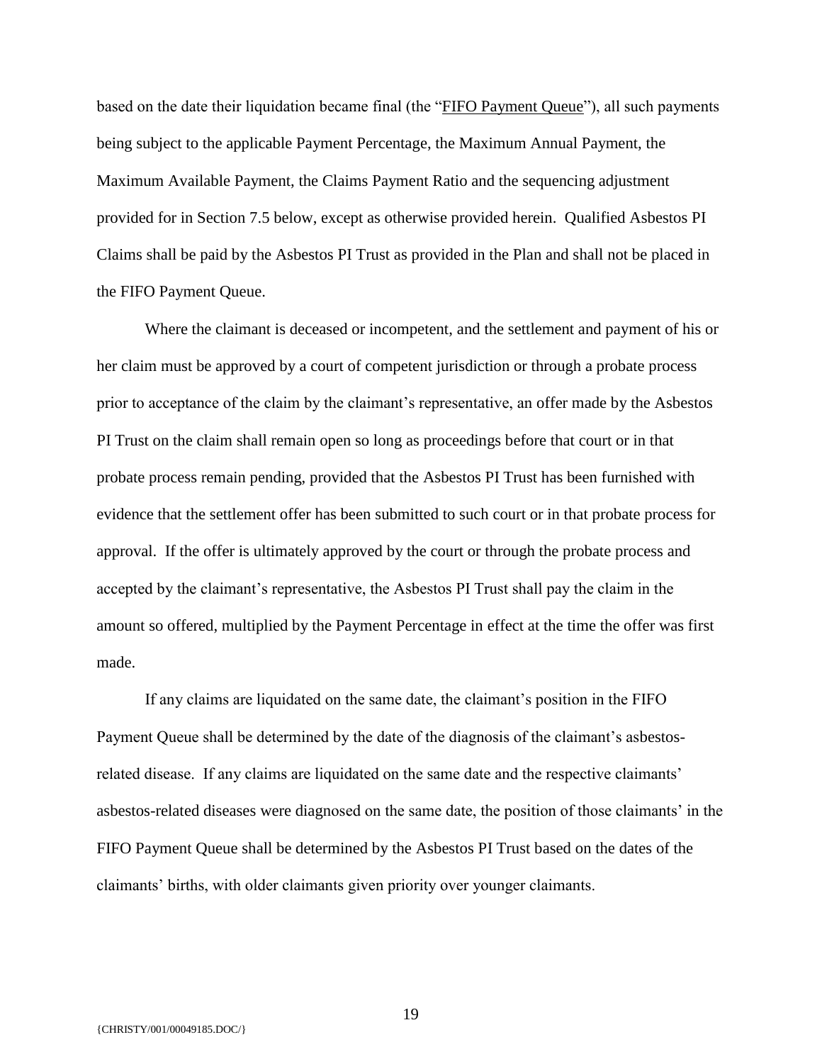based on the date their liquidation became final (the "<u>FIFO Payment Queue</u>"), all such payments being subject to the applicable Payment Percentage, the Maximum Annual Payment, the Maximum Available Payment, the Claims Payment Ratio and the sequencing adjustment provided for in Section 7.5 below, except as otherwise provided herein. Qualified Asbestos PI Claims shall be paid by the Asbestos PI Trust as provided in the Plan and shall not be placed in the FIFO Payment Queue.

Where the claimant is deceased or incompetent, and the settlement and payment of his or her claim must be approved by a court of competent jurisdiction or through a probate process prior to acceptance of the claim by the claimant's representative, an offer made by the Asbestos PI Trust on the claim shall remain open so long as proceedings before that court or in that probate process remain pending, provided that the Asbestos PI Trust has been furnished with evidence that the settlement offer has been submitted to such court or in that probate process for approval. If the offer is ultimately approved by the court or through the probate process and accepted by the claimant's representative, the Asbestos PI Trust shall pay the claim in the amount so offered, multiplied by the Payment Percentage in effect at the time the offer was first made.

If any claims are liquidated on the same date, the claimant's position in the FIFO Payment Queue shall be determined by the date of the diagnosis of the claimant's asbestos-related disease. If any claims are liquidated on the same date and the respective claimants' asbestos-related diseases were diagnosed on the same date, the position of those claimants' in the FIFO Payment Queue shall be determined by the Asbestos PI Trust based on the dates of the claimants' births, with older claimants given priority over younger claimants.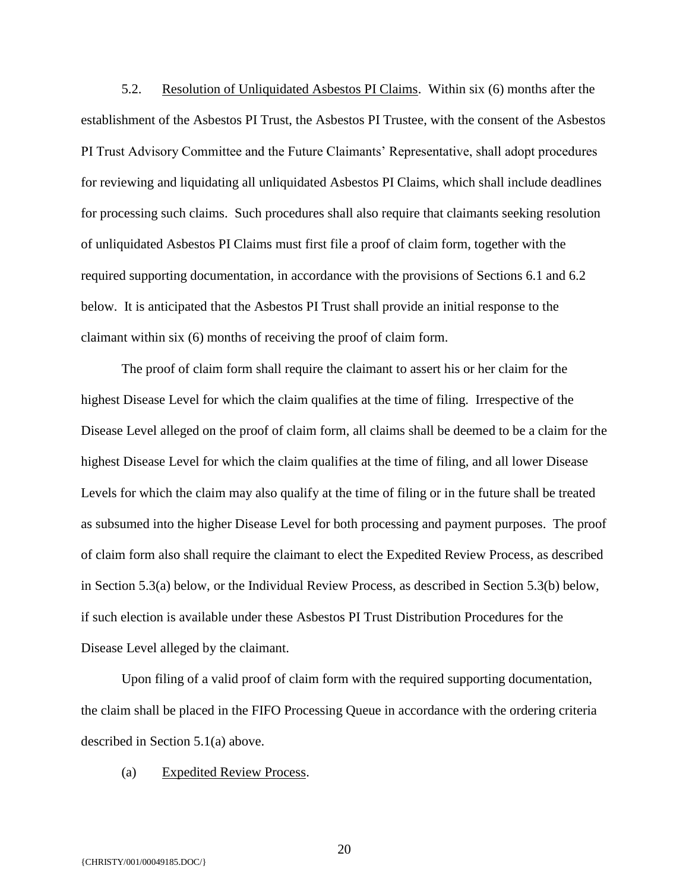5.2. <u>Resolution of Unliquidated Asbestos PI Claims</u>. Within six (6) months after the establishment of the Asbestos PI Trust, the Asbestos PI Trustee, with the consent of the Asbestos PI Trust Advisory Committee and the Future Claimants' Representative, shall adopt procedures for reviewing and liquidating all unliquidated Asbestos PI Claims, which shall include deadlines for processing such claims. Such procedures shall also require that claimants seeking resolution of unliquidated Asbestos PI Claims must first file a proof of claim form, together with the required supporting documentation, in accordance with the provisions of Sections 6.1 and 6.2 below. It is anticipated that the Asbestos PI Trust shall provide an initial response to the claimant within six (6) months of receiving the proof of claim form.

The proof of claim form shall require the claimant to assert his or her claim for the highest Disease Level for which the claim qualifies at the time of filing. Irrespective of the Disease Level alleged on the proof of claim form, all claims shall be deemed to be a claim for the highest Disease Level for which the claim qualifies at the time of filing, and all lower Disease Levels for which the claim may also qualify at the time of filing or in the future shall be treated as subsumed into the higher Disease Level for both processing and payment purposes. The proof of claim form also shall require the claimant to elect the Expedited Review Process, as described in Section 5.3(a) below, or the Individual Review Process, as described in Section 5.3(b) below, if such election is available under these Asbestos PI Trust Distribution Procedures for the Disease Level alleged by the claimant.

Upon filing of a valid proof of claim form with the required supporting documentation, the claim shall be placed in the FIFO Processing Queue in accordance with the ordering criteria described in Section 5.1(a) above.

(a) <u>Expedited Review Process</u>.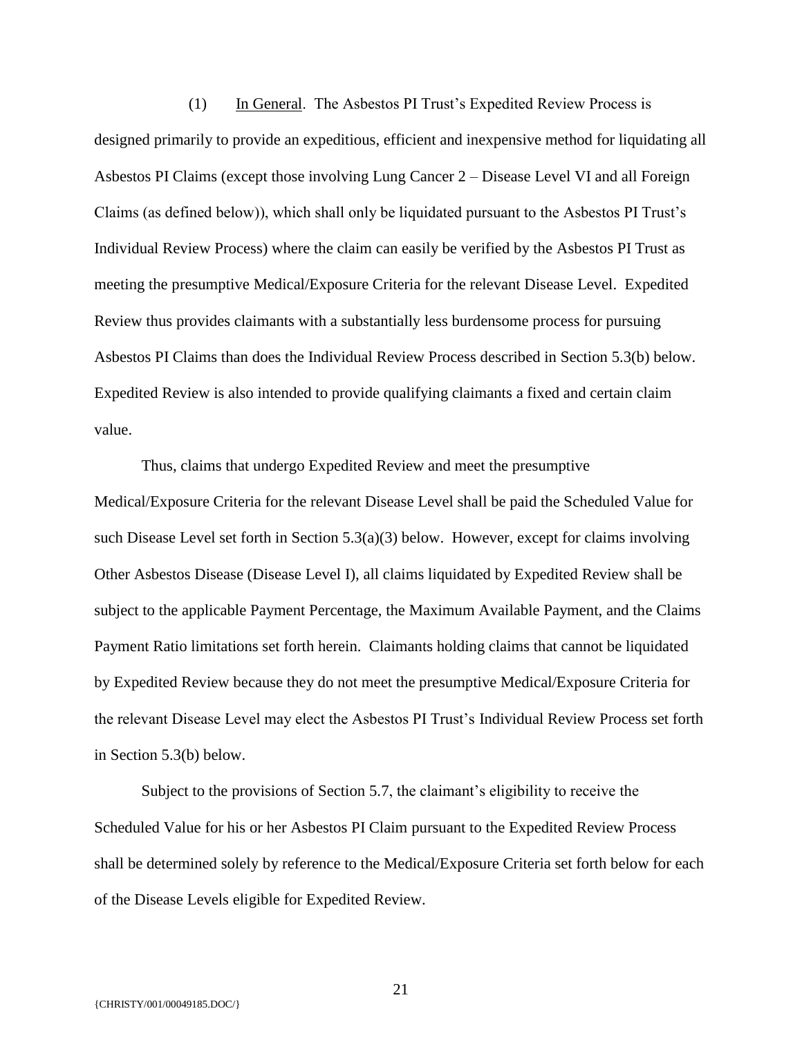(1) In General. The Asbestos PI Trust's Expedited Review Process is designed primarily to provide an expeditious, efficient and inexpensive method for liquidating all Asbestos PI Claims (except those involving Lung Cancer 2 – Disease Level VI and all Foreign Claims (as defined below)), which shall only be liquidated pursuant to the Asbestos PI Trust's Individual Review Process) where the claim can easily be verified by the Asbestos PI Trust as meeting the presumptive Medical/Exposure Criteria for the relevant Disease Level. Expedited Review thus provides claimants with a substantially less burdensome process for pursuing Asbestos PI Claims than does the Individual Review Process described in Section 5.3(b) below. Expedited Review is also intended to provide qualifying claimants a fixed and certain claim value.

Thus, claims that undergo Expedited Review and meet the presumptive Medical/Exposure Criteria for the relevant Disease Level shall be paid the Scheduled Value for such Disease Level set forth in Section 5.3(a)(3) below. However, except for claims involving Other Asbestos Disease (Disease Level I), all claims liquidated by Expedited Review shall be subject to the applicable Payment Percentage, the Maximum Available Payment, and the Claims Payment Ratio limitations set forth herein. Claimants holding claims that cannot be liquidated by Expedited Review because they do not meet the presumptive Medical/Exposure Criteria for the relevant Disease Level may elect the Asbestos PI Trust's Individual Review Process set forth in Section 5.3(b) below.

Subject to the provisions of Section 5.7, the claimant's eligibility to receive the Scheduled Value for his or her Asbestos PI Claim pursuant to the Expedited Review Process shall be determined solely by reference to the Medical/Exposure Criteria set forth below for each of the Disease Levels eligible for Expedited Review.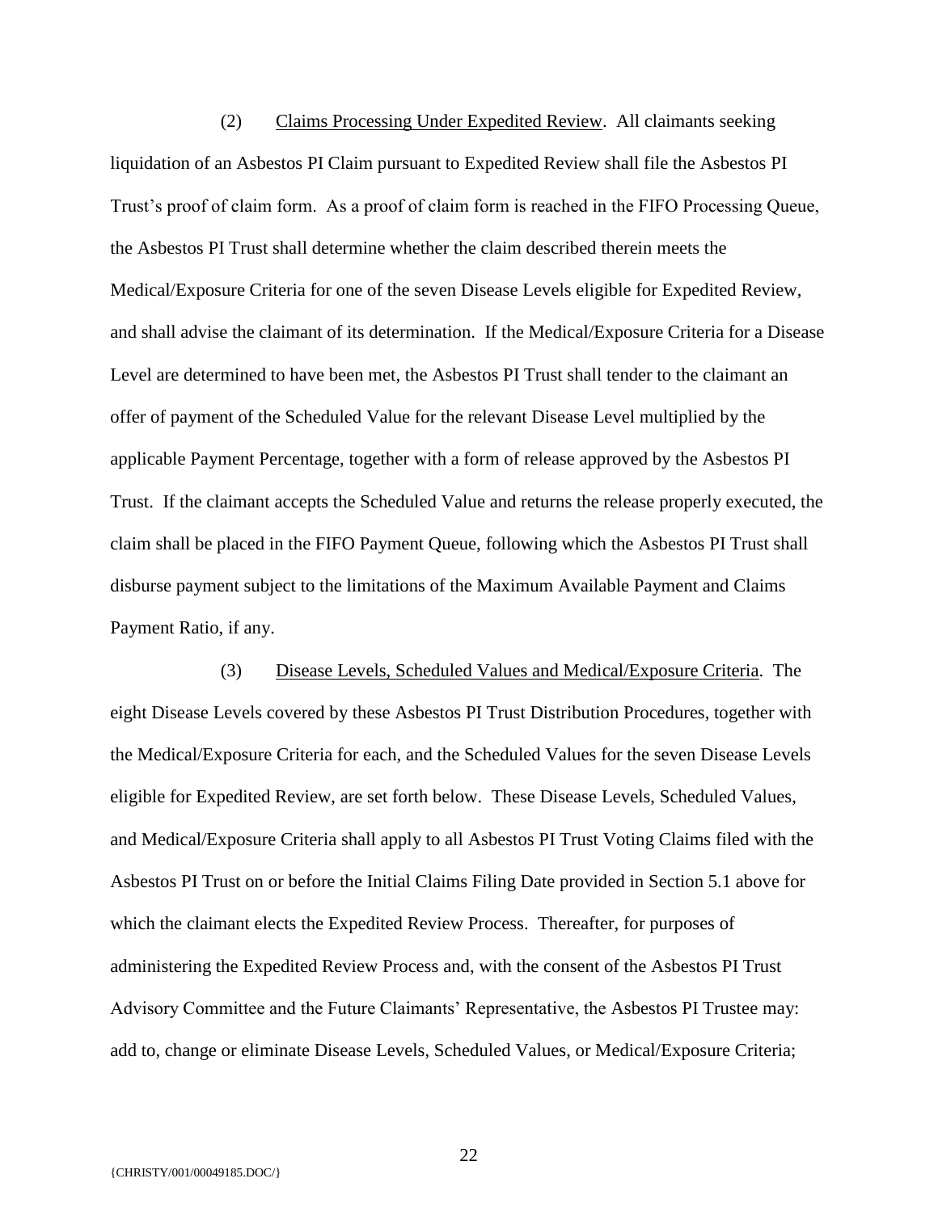(2) Claims Processing Under Expedited Review. All claimants seeking liquidation of an Asbestos PI Claim pursuant to Expedited Review shall file the Asbestos PI Trust's proof of claim form. As a proof of claim form is reached in the FIFO Processing Queue, the Asbestos PI Trust shall determine whether the claim described therein meets the Medical/Exposure Criteria for one of the seven Disease Levels eligible for Expedited Review, and shall advise the claimant of its determination. If the Medical/Exposure Criteria for a Disease Level are determined to have been met, the Asbestos PI Trust shall tender to the claimant an offer of payment of the Scheduled Value for the relevant Disease Level multiplied by the applicable Payment Percentage, together with a form of release approved by the Asbestos PI Trust. If the claimant accepts the Scheduled Value and returns the release properly executed, the claim shall be placed in the FIFO Payment Queue, following which the Asbestos PI Trust shall disburse payment subject to the limitations of the Maximum Available Payment and Claims Payment Ratio, if any.

(3) Disease Levels, Scheduled Values and Medical/Exposure Criteria. The eight Disease Levels covered by these Asbestos PI Trust Distribution Procedures, together with the Medical/Exposure Criteria for each, and the Scheduled Values for the seven Disease Levels eligible for Expedited Review, are set forth below. These Disease Levels, Scheduled Values, and Medical/Exposure Criteria shall apply to all Asbestos PI Trust Voting Claims filed with the Asbestos PI Trust on or before the Initial Claims Filing Date provided in Section 5.1 above for which the claimant elects the Expedited Review Process. Thereafter, for purposes of administering the Expedited Review Process and, with the consent of the Asbestos PI Trust Advisory Committee and the Future Claimants' Representative, the Asbestos PI Trustee may: add to, change or eliminate Disease Levels, Scheduled Values, or Medical/Exposure Criteria;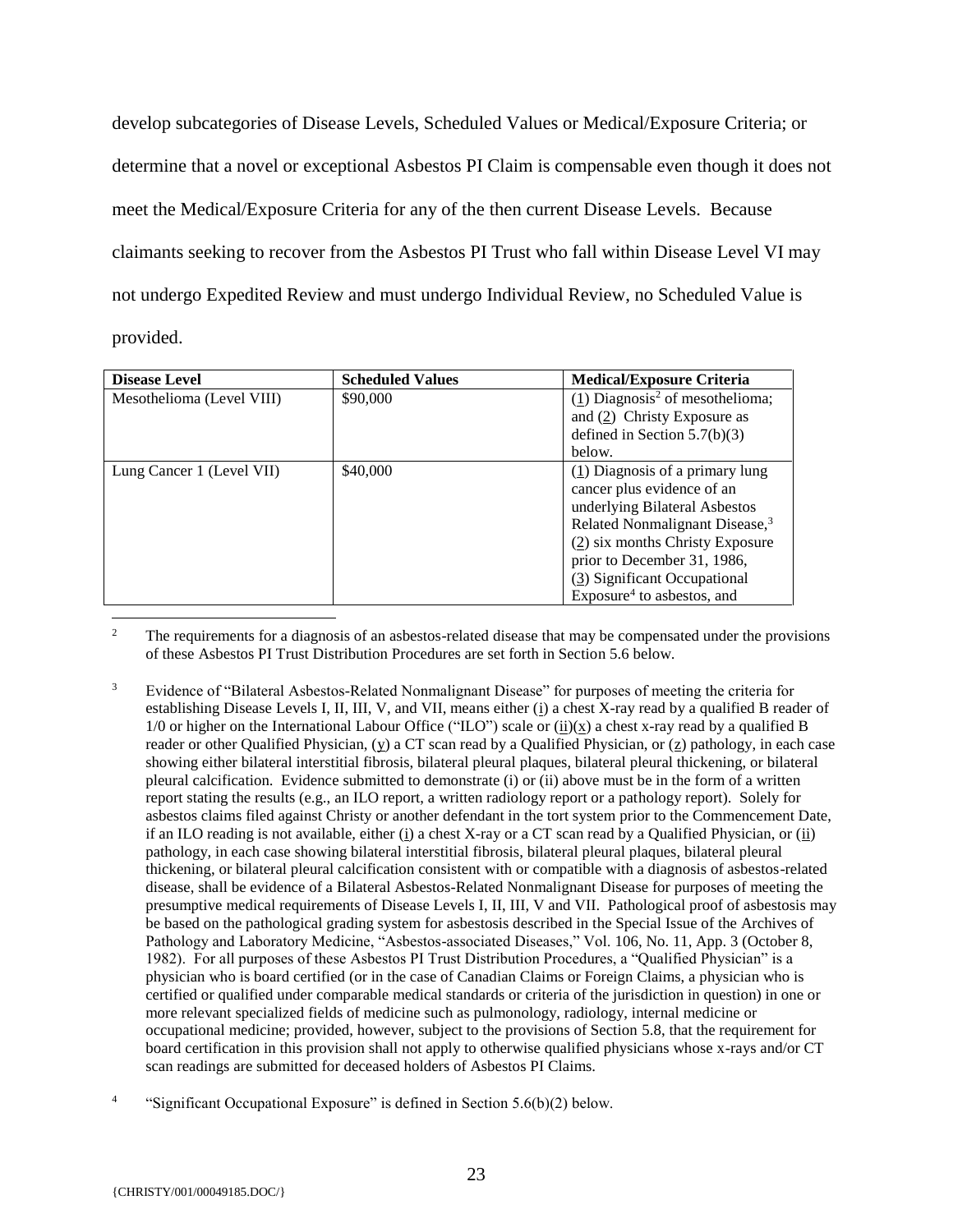develop subcategories of Disease Levels, Scheduled Values or Medical/Exposure Criteria; or determine that a novel or exceptional Asbestos PI Claim is compensable even though it does not meet the Medical/Exposure Criteria for any of the then current Disease Levels. Because claimants seeking to recover from the Asbestos PI Trust who fall within Disease Level VI may not undergo Expedited Review and must undergo Individual Review, no Scheduled Value is provided.

| Disease Level | Scheduled Values | Medical/Exposure Criteria |
|---|---|---|
| Mesothelioma (Level VIII) | \$90,000 | (1) Diagnosis[2] of mesothelioma; and (2) Christy Exposure as defined in Section 5.7(b)(3) below. |
| Lung Cancer 1 (Level VII) | \$40,000 | (1) Diagnosis of a primary lung cancer plus evidence of an underlying Bilateral Asbestos Related Nonmalignant Disease,[3] (2) six months Christy Exposure prior to December 31, 1986, (3) Significant Occupational Exposure[4] to asbestos, and |

[2] The requirements for a diagnosis of an asbestos-related disease that may be compensated under the provisions of these Asbestos PI Trust Distribution Procedures are set forth in Section 5.6 below.

[3] Evidence of "Bilateral Asbestos-Related Nonmalignant Disease" for purposes of meeting the criteria for establishing Disease Levels I, II, III, V, and VII, means either (i) a chest X-ray read by a qualified B reader of 1/0 or higher on the International Labour Office ("ILO") scale or (ii)(x) a chest x-ray read by a qualified B reader or other Qualified Physician, (y) a CT scan read by a Qualified Physician, or (z) pathology, in each case showing either bilateral interstitial fibrosis, bilateral pleural plaques, bilateral pleural thickening, or bilateral pleural calcification. Evidence submitted to demonstrate (i) or (ii) above must be in the form of a written report stating the results (e.g., an ILO report, a written radiology report or a pathology report). Solely for asbestos claims filed against Christy or another defendant in the tort system prior to the Commencement Date, if an ILO reading is not available, either (i) a chest X-ray or a CT scan read by a Qualified Physician, or (ii) pathology, in each case showing bilateral interstitial fibrosis, bilateral pleural plaques, bilateral pleural thickening, or bilateral pleural calcification consistent with or compatible with a diagnosis of asbestos-related disease, shall be evidence of a Bilateral Asbestos-Related Nonmalignant Disease for purposes of meeting the presumptive medical requirements of Disease Levels I, II, III, V and VII. Pathological proof of asbestosis may be based on the pathological grading system for asbestosis described in the Special Issue of the Archives of Pathology and Laboratory Medicine, "Asbestos-associated Diseases," Vol. 106, No. 11, App. 3 (October 8, 1982). For all purposes of these Asbestos PI Trust Distribution Procedures, a "Qualified Physician" is a physician who is board certified (or in the case of Canadian Claims or Foreign Claims, a physician who is certified or qualified under comparable medical standards or criteria of the jurisdiction in question) in one or more relevant specialized fields of medicine such as pulmonology, radiology, internal medicine or occupational medicine; provided, however, subject to the provisions of Section 5.8, that the requirement for board certification in this provision shall not apply to otherwise qualified physicians whose x-rays and/or CT scan readings are submitted for deceased holders of Asbestos PI Claims.

[4] "Significant Occupational Exposure" is defined in Section 5.6(b)(2) below.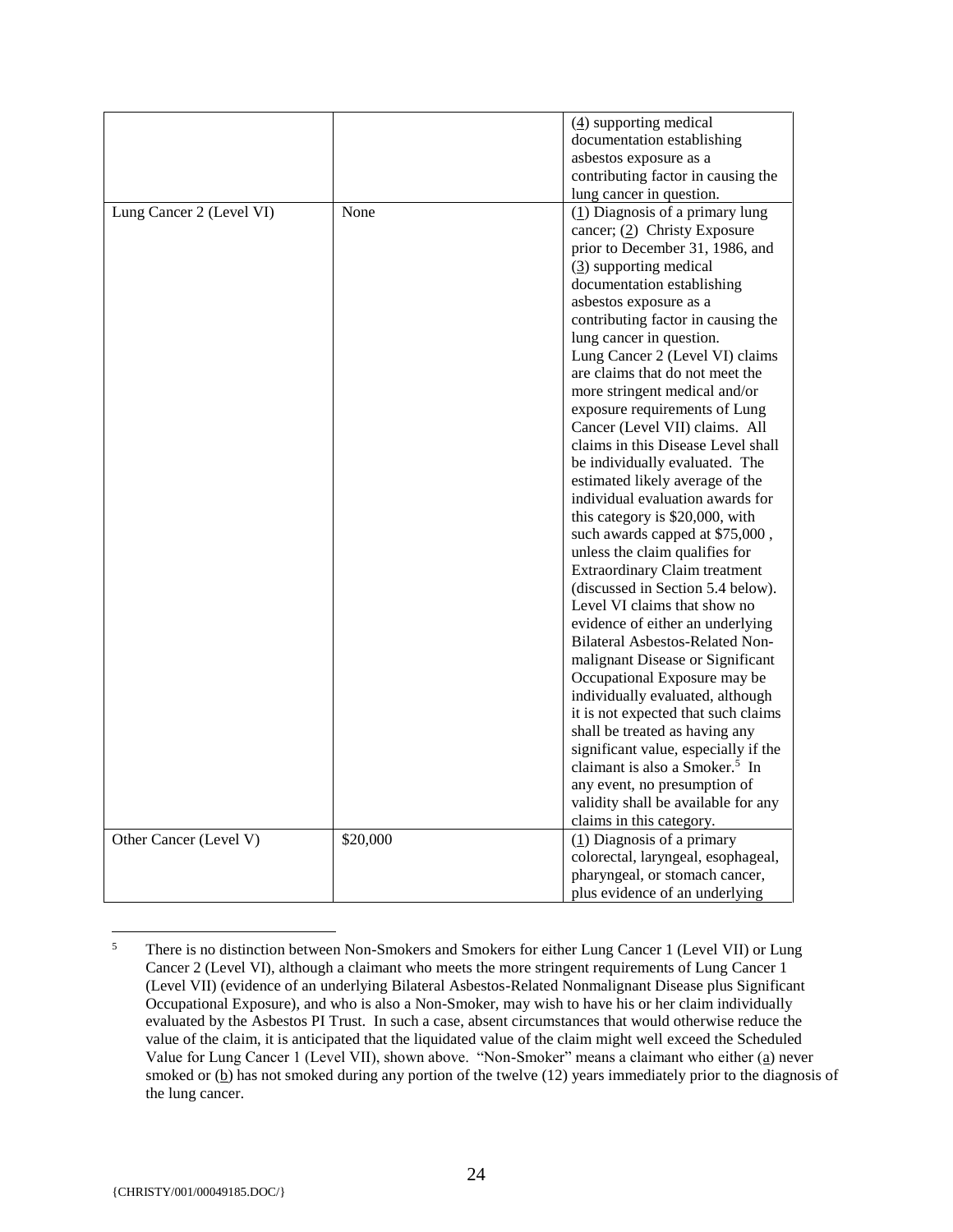| | | |
|---|---|---|
| | | (4) supporting medical documentation establishing asbestos exposure as a contributing factor in causing the lung cancer in question. |
| Lung Cancer 2 (Level VI) | None | (1) Diagnosis of a primary lung cancer; (2) Christy Exposure prior to December 31, 1986, and (3) supporting medical documentation establishing asbestos exposure as a contributing factor in causing the lung cancer in question. Lung Cancer 2 (Level VI) claims are claims that do not meet the more stringent medical and/or exposure requirements of Lung Cancer (Level VII) claims. All claims in this Disease Level shall be individually evaluated. The estimated likely average of the individual evaluation awards for this category is \$20,000, with such awards capped at \$75,000 , unless the claim qualifies for Extraordinary Claim treatment (discussed in Section 5.4 below). Level VI claims that show no evidence of either an underlying Bilateral Asbestos-Related Non-malignant Disease or Significant Occupational Exposure may be individually evaluated, although it is not expected that such claims shall be treated as having any significant value, especially if the claimant is also a Smoker.[5] In any event, no presumption of validity shall be available for any claims in this category. |
| Other Cancer (Level V) | \$20,000 | (1) Diagnosis of a primary colorectal, laryngeal, esophageal, pharyngeal, or stomach cancer, plus evidence of an underlying |

[5] There is no distinction between Non-Smokers and Smokers for either Lung Cancer 1 (Level VII) or Lung Cancer 2 (Level VI), although a claimant who meets the more stringent requirements of Lung Cancer 1 (Level VII) (evidence of an underlying Bilateral Asbestos-Related Nonmalignant Disease plus Significant Occupational Exposure), and who is also a Non-Smoker, may wish to have his or her claim individually evaluated by the Asbestos PI Trust. In such a case, absent circumstances that would otherwise reduce the value of the claim, it is anticipated that the liquidated value of the claim might well exceed the Scheduled Value for Lung Cancer 1 (Level VII), shown above. "Non-Smoker" means a claimant who either (a) never smoked or (b) has not smoked during any portion of the twelve (12) years immediately prior to the diagnosis of the lung cancer.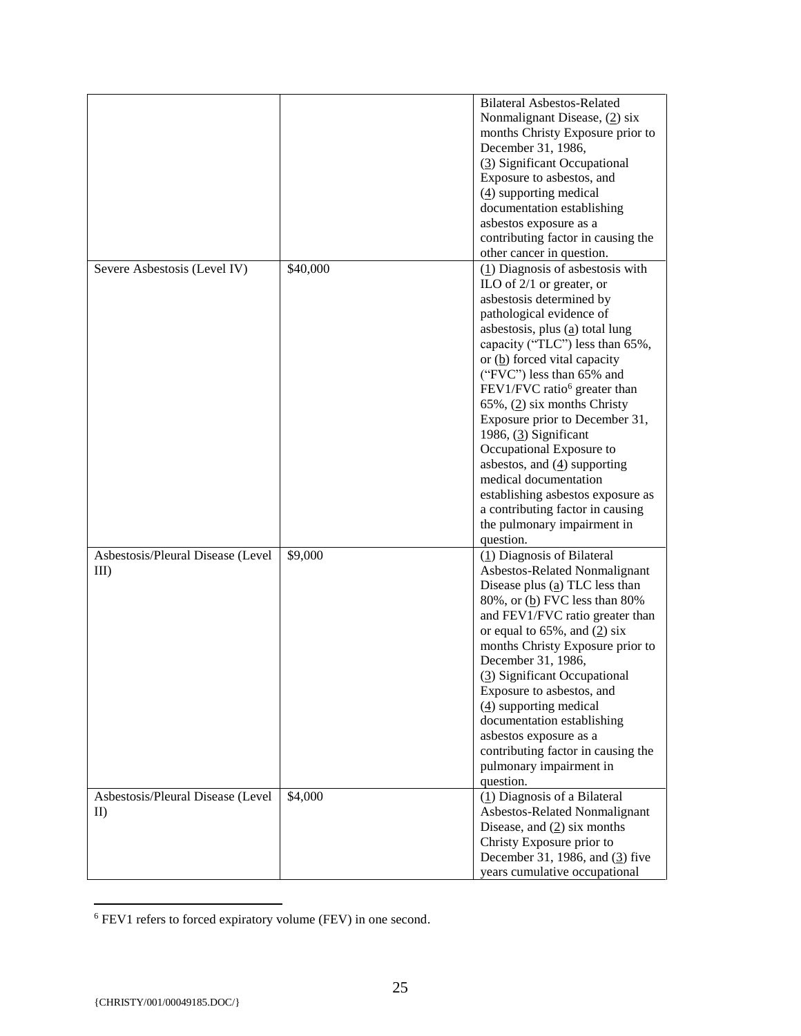| | | |
|---|---|---|
| | | Bilateral Asbestos-Related Nonmalignant Disease, (2) six months Christy Exposure prior to December 31, 1986, (3) Significant Occupational Exposure to asbestos, and (4) supporting medical documentation establishing asbestos exposure as a contributing factor in causing the other cancer in question. |
| Severe Asbestosis (Level IV) | $40,000 | (1) Diagnosis of asbestosis with ILO of 2/1 or greater, or asbestosis determined by pathological evidence of asbestosis, plus (a) total lung capacity ("TLC") less than 65%, or (b) forced vital capacity ("FVC") less than 65% and FEV1/FVC ratio[6] greater than 65%, (2) six months Christy Exposure prior to December 31, 1986, (3) Significant Occupational Exposure to asbestos, and (4) supporting medical documentation establishing asbestos exposure as a contributing factor in causing the pulmonary impairment in question. |
| Asbestosis/Pleural Disease (Level III) | $9,000 | (1) Diagnosis of Bilateral Asbestos-Related Nonmalignant Disease plus (a) TLC less than 80%, or (b) FVC less than 80% and FEV1/FVC ratio greater than or equal to 65%, and (2) six months Christy Exposure prior to December 31, 1986, (3) Significant Occupational Exposure to asbestos, and (4) supporting medical documentation establishing asbestos exposure as a contributing factor in causing the pulmonary impairment in question. |
| Asbestosis/Pleural Disease (Level II) | $4,000 | (1) Diagnosis of a Bilateral Asbestos-Related Nonmalignant Disease, and (2) six months Christy Exposure prior to December 31, 1986, and (3) five years cumulative occupational |

[6] FEV1 refers to forced expiratory volume (FEV) in one second.

{CHRISTY/001/00049185.DOC/}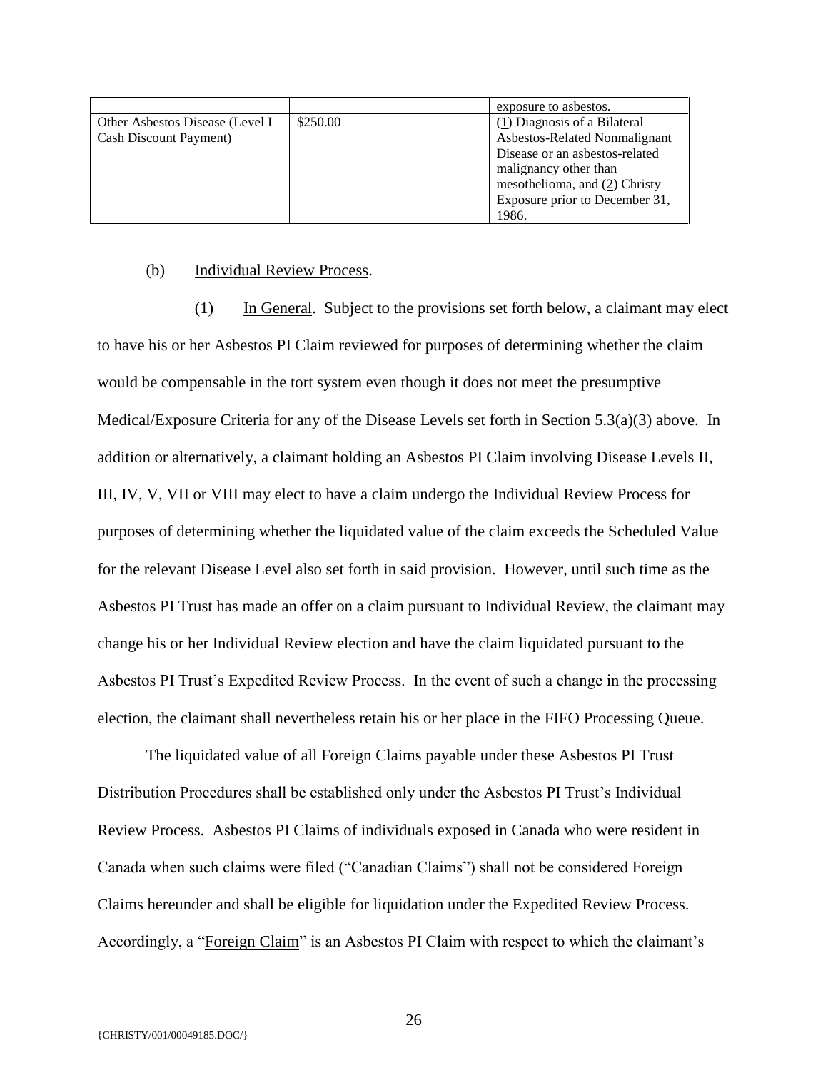| | | |
|---|---|---|
| | | exposure to asbestos. |
| Other Asbestos Disease (Level I Cash Discount Payment) | \$250.00 | (1) Diagnosis of a Bilateral Asbestos-Related Nonmalignant Disease or an asbestos-related malignancy other than mesothelioma, and (2) Christy Exposure prior to December 31, 1986. |

(b) Individual Review Process.

(1) In General. Subject to the provisions set forth below, a claimant may elect to have his or her Asbestos PI Claim reviewed for purposes of determining whether the claim would be compensable in the tort system even though it does not meet the presumptive Medical/Exposure Criteria for any of the Disease Levels set forth in Section 5.3(a)(3) above. In addition or alternatively, a claimant holding an Asbestos PI Claim involving Disease Levels II, III, IV, V, VII or VIII may elect to have a claim undergo the Individual Review Process for purposes of determining whether the liquidated value of the claim exceeds the Scheduled Value for the relevant Disease Level also set forth in said provision. However, until such time as the Asbestos PI Trust has made an offer on a claim pursuant to Individual Review, the claimant may change his or her Individual Review election and have the claim liquidated pursuant to the Asbestos PI Trust's Expedited Review Process. In the event of such a change in the processing election, the claimant shall nevertheless retain his or her place in the FIFO Processing Queue.

The liquidated value of all Foreign Claims payable under these Asbestos PI Trust Distribution Procedures shall be established only under the Asbestos PI Trust's Individual Review Process. Asbestos PI Claims of individuals exposed in Canada who were resident in Canada when such claims were filed ("Canadian Claims") shall not be considered Foreign Claims hereunder and shall be eligible for liquidation under the Expedited Review Process. Accordingly, a "Foreign Claim" is an Asbestos PI Claim with respect to which the claimant's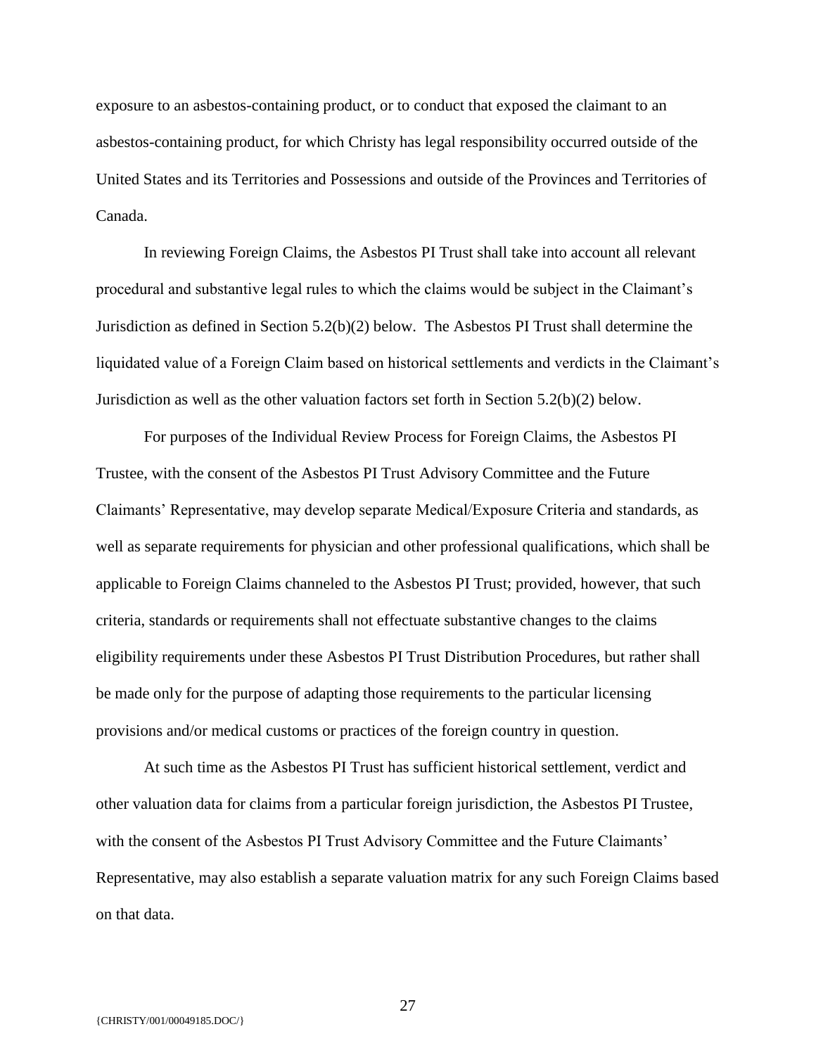exposure to an asbestos-containing product, or to conduct that exposed the claimant to an asbestos-containing product, for which Christy has legal responsibility occurred outside of the United States and its Territories and Possessions and outside of the Provinces and Territories of Canada.

In reviewing Foreign Claims, the Asbestos PI Trust shall take into account all relevant procedural and substantive legal rules to which the claims would be subject in the Claimant's Jurisdiction as defined in Section 5.2(b)(2) below. The Asbestos PI Trust shall determine the liquidated value of a Foreign Claim based on historical settlements and verdicts in the Claimant's Jurisdiction as well as the other valuation factors set forth in Section 5.2(b)(2) below.

For purposes of the Individual Review Process for Foreign Claims, the Asbestos PI Trustee, with the consent of the Asbestos PI Trust Advisory Committee and the Future Claimants' Representative, may develop separate Medical/Exposure Criteria and standards, as well as separate requirements for physician and other professional qualifications, which shall be applicable to Foreign Claims channeled to the Asbestos PI Trust; provided, however, that such criteria, standards or requirements shall not effectuate substantive changes to the claims eligibility requirements under these Asbestos PI Trust Distribution Procedures, but rather shall be made only for the purpose of adapting those requirements to the particular licensing provisions and/or medical customs or practices of the foreign country in question.

At such time as the Asbestos PI Trust has sufficient historical settlement, verdict and other valuation data for claims from a particular foreign jurisdiction, the Asbestos PI Trustee, with the consent of the Asbestos PI Trust Advisory Committee and the Future Claimants' Representative, may also establish a separate valuation matrix for any such Foreign Claims based on that data.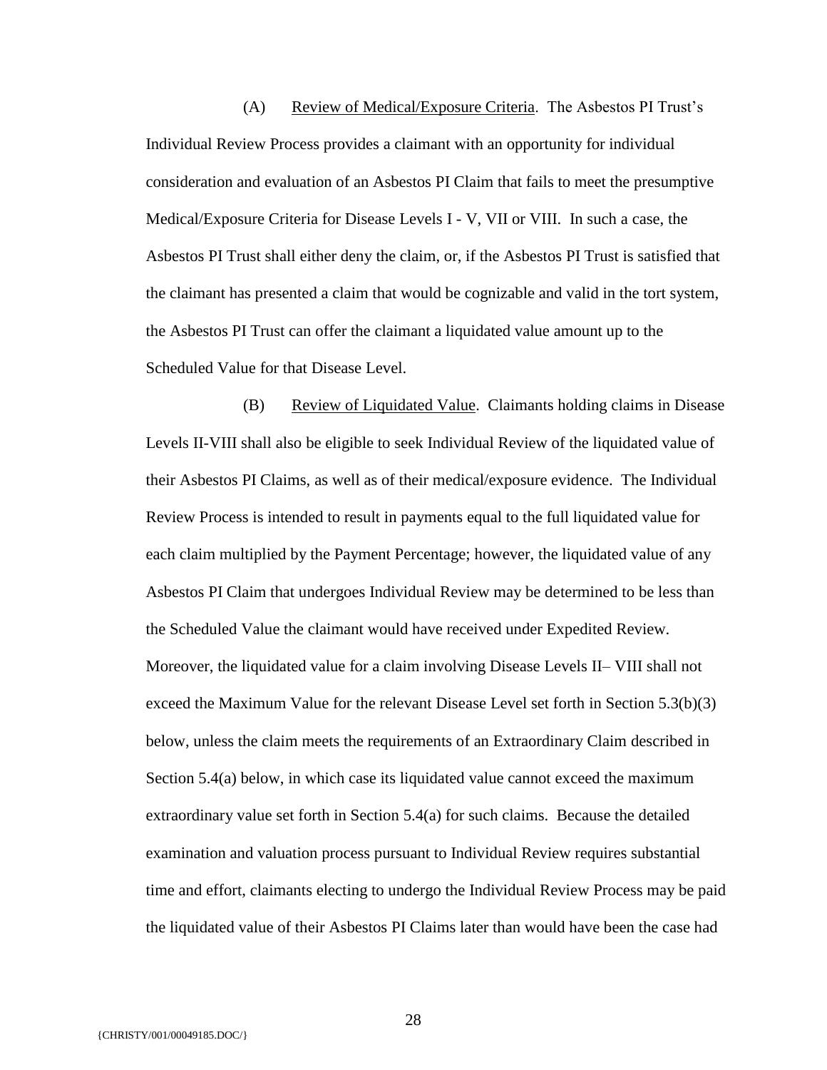(A) Review of Medical/Exposure Criteria. The Asbestos PI Trust's Individual Review Process provides a claimant with an opportunity for individual consideration and evaluation of an Asbestos PI Claim that fails to meet the presumptive Medical/Exposure Criteria for Disease Levels I - V, VII or VIII. In such a case, the Asbestos PI Trust shall either deny the claim, or, if the Asbestos PI Trust is satisfied that the claimant has presented a claim that would be cognizable and valid in the tort system, the Asbestos PI Trust can offer the claimant a liquidated value amount up to the Scheduled Value for that Disease Level.

(B) Review of Liquidated Value. Claimants holding claims in Disease Levels II-VIII shall also be eligible to seek Individual Review of the liquidated value of their Asbestos PI Claims, as well as of their medical/exposure evidence. The Individual Review Process is intended to result in payments equal to the full liquidated value for each claim multiplied by the Payment Percentage; however, the liquidated value of any Asbestos PI Claim that undergoes Individual Review may be determined to be less than the Scheduled Value the claimant would have received under Expedited Review. Moreover, the liquidated value for a claim involving Disease Levels II– VIII shall not exceed the Maximum Value for the relevant Disease Level set forth in Section 5.3(b)(3) below, unless the claim meets the requirements of an Extraordinary Claim described in Section 5.4(a) below, in which case its liquidated value cannot exceed the maximum extraordinary value set forth in Section 5.4(a) for such claims. Because the detailed examination and valuation process pursuant to Individual Review requires substantial time and effort, claimants electing to undergo the Individual Review Process may be paid the liquidated value of their Asbestos PI Claims later than would have been the case had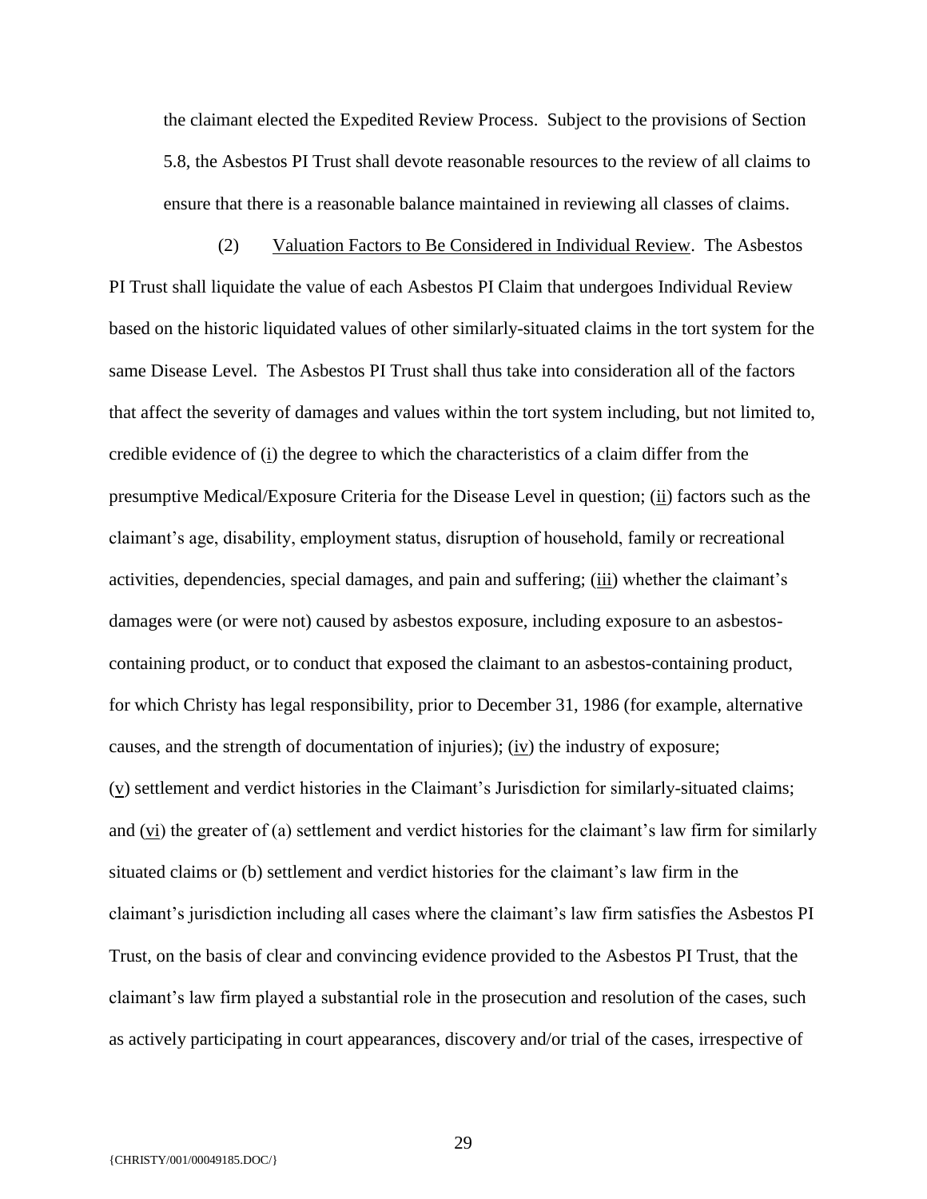the claimant elected the Expedited Review Process. Subject to the provisions of Section 5.8, the Asbestos PI Trust shall devote reasonable resources to the review of all claims to ensure that there is a reasonable balance maintained in reviewing all classes of claims.

(2) Valuation Factors to Be Considered in Individual Review. The Asbestos PI Trust shall liquidate the value of each Asbestos PI Claim that undergoes Individual Review based on the historic liquidated values of other similarly-situated claims in the tort system for the same Disease Level. The Asbestos PI Trust shall thus take into consideration all of the factors that affect the severity of damages and values within the tort system including, but not limited to, credible evidence of (i) the degree to which the characteristics of a claim differ from the presumptive Medical/Exposure Criteria for the Disease Level in question; (ii) factors such as the claimant's age, disability, employment status, disruption of household, family or recreational activities, dependencies, special damages, and pain and suffering; (iii) whether the claimant's damages were (or were not) caused by asbestos exposure, including exposure to an asbestos-containing product, or to conduct that exposed the claimant to an asbestos-containing product, for which Christy has legal responsibility, prior to December 31, 1986 (for example, alternative causes, and the strength of documentation of injuries); (iv) the industry of exposure; (v) settlement and verdict histories in the Claimant's Jurisdiction for similarly-situated claims; and (vi) the greater of (a) settlement and verdict histories for the claimant's law firm for similarly situated claims or (b) settlement and verdict histories for the claimant's law firm in the claimant's jurisdiction including all cases where the claimant's law firm satisfies the Asbestos PI Trust, on the basis of clear and convincing evidence provided to the Asbestos PI Trust, that the claimant's law firm played a substantial role in the prosecution and resolution of the cases, such as actively participating in court appearances, discovery and/or trial of the cases, irrespective of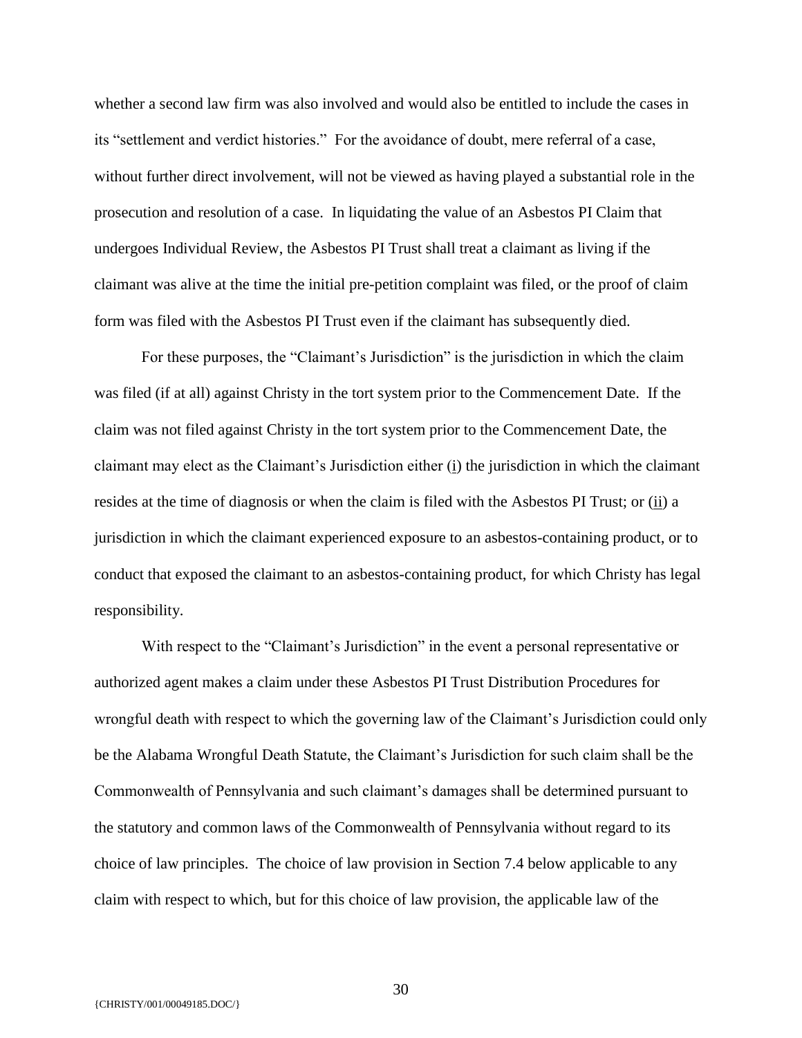whether a second law firm was also involved and would also be entitled to include the cases in its "settlement and verdict histories." For the avoidance of doubt, mere referral of a case, without further direct involvement, will not be viewed as having played a substantial role in the prosecution and resolution of a case. In liquidating the value of an Asbestos PI Claim that undergoes Individual Review, the Asbestos PI Trust shall treat a claimant as living if the claimant was alive at the time the initial pre-petition complaint was filed, or the proof of claim form was filed with the Asbestos PI Trust even if the claimant has subsequently died.

For these purposes, the "Claimant's Jurisdiction" is the jurisdiction in which the claim was filed (if at all) against Christy in the tort system prior to the Commencement Date. If the claim was not filed against Christy in the tort system prior to the Commencement Date, the claimant may elect as the Claimant's Jurisdiction either (i) the jurisdiction in which the claimant resides at the time of diagnosis or when the claim is filed with the Asbestos PI Trust; or (ii) a jurisdiction in which the claimant experienced exposure to an asbestos-containing product, or to conduct that exposed the claimant to an asbestos-containing product, for which Christy has legal responsibility.

With respect to the "Claimant's Jurisdiction" in the event a personal representative or authorized agent makes a claim under these Asbestos PI Trust Distribution Procedures for wrongful death with respect to which the governing law of the Claimant's Jurisdiction could only be the Alabama Wrongful Death Statute, the Claimant's Jurisdiction for such claim shall be the Commonwealth of Pennsylvania and such claimant's damages shall be determined pursuant to the statutory and common laws of the Commonwealth of Pennsylvania without regard to its choice of law principles. The choice of law provision in Section 7.4 below applicable to any claim with respect to which, but for this choice of law provision, the applicable law of the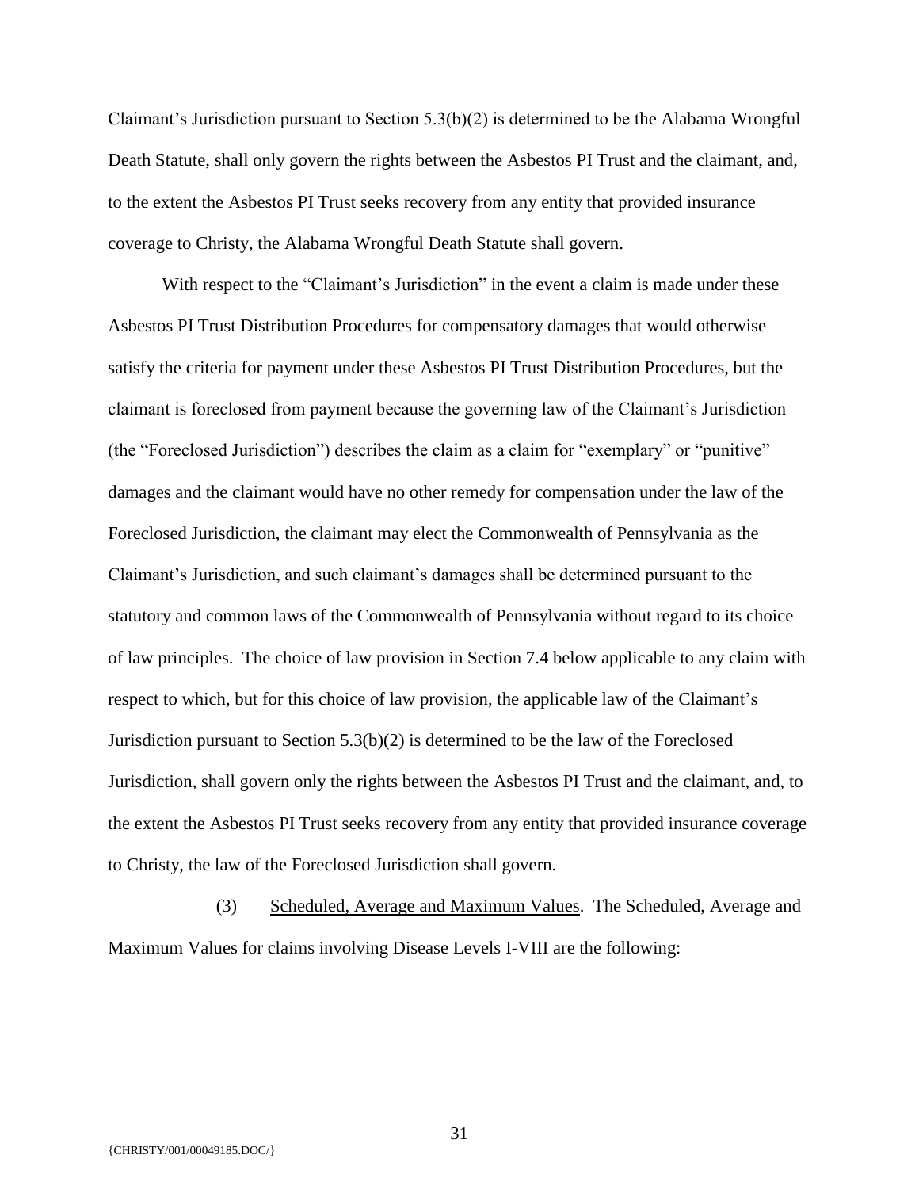Claimant's Jurisdiction pursuant to Section 5.3(b)(2) is determined to be the Alabama Wrongful Death Statute, shall only govern the rights between the Asbestos PI Trust and the claimant, and, to the extent the Asbestos PI Trust seeks recovery from any entity that provided insurance coverage to Christy, the Alabama Wrongful Death Statute shall govern.

With respect to the "Claimant's Jurisdiction" in the event a claim is made under these Asbestos PI Trust Distribution Procedures for compensatory damages that would otherwise satisfy the criteria for payment under these Asbestos PI Trust Distribution Procedures, but the claimant is foreclosed from payment because the governing law of the Claimant's Jurisdiction (the "Foreclosed Jurisdiction") describes the claim as a claim for "exemplary" or "punitive" damages and the claimant would have no other remedy for compensation under the law of the Foreclosed Jurisdiction, the claimant may elect the Commonwealth of Pennsylvania as the Claimant's Jurisdiction, and such claimant's damages shall be determined pursuant to the statutory and common laws of the Commonwealth of Pennsylvania without regard to its choice of law principles. The choice of law provision in Section 7.4 below applicable to any claim with respect to which, but for this choice of law provision, the applicable law of the Claimant's Jurisdiction pursuant to Section 5.3(b)(2) is determined to be the law of the Foreclosed Jurisdiction, shall govern only the rights between the Asbestos PI Trust and the claimant, and, to the extent the Asbestos PI Trust seeks recovery from any entity that provided insurance coverage to Christy, the law of the Foreclosed Jurisdiction shall govern.

(3) Scheduled, Average and Maximum Values. The Scheduled, Average and Maximum Values for claims involving Disease Levels I-VIII are the following: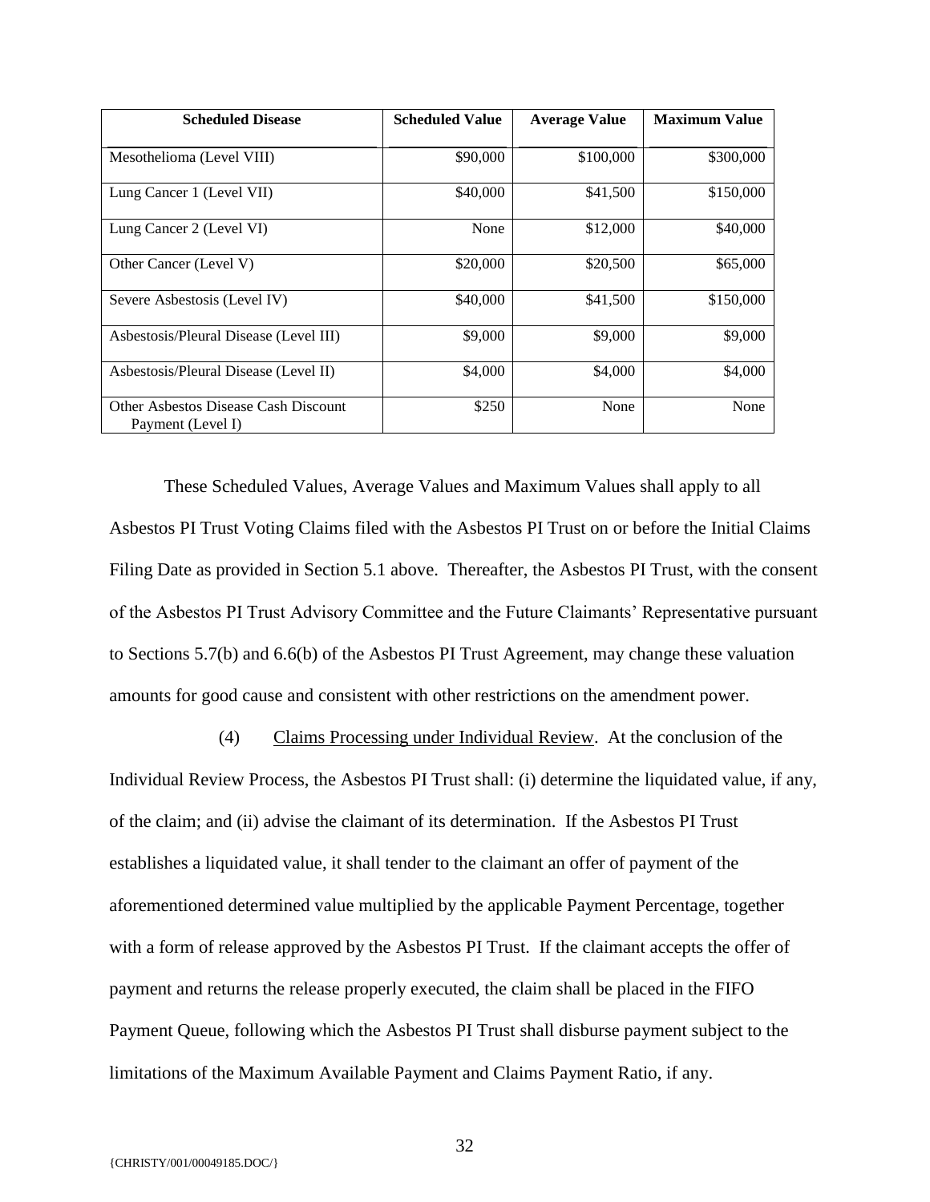| Scheduled Disease | Scheduled Value | Average Value | Maximum Value |
|---|---|---|---|
| Mesothelioma (Level VIII) | \$90,000 | \$100,000 | \$300,000 |
| Lung Cancer 1 (Level VII) | \$40,000 | \$41,500 | \$150,000 |
| Lung Cancer 2 (Level VI) | None | \$12,000 | \$40,000 |
| Other Cancer (Level V) | \$20,000 | \$20,500 | \$65,000 |
| Severe Asbestosis (Level IV) | \$40,000 | \$41,500 | \$150,000 |
| Asbestosis/Pleural Disease (Level III) | \$9,000 | \$9,000 | \$9,000 |
| Asbestosis/Pleural Disease (Level II) | \$4,000 | \$4,000 | \$4,000 |
| Other Asbestos Disease Cash Discount Payment (Level I) | \$250 | None | None |

These Scheduled Values, Average Values and Maximum Values shall apply to all Asbestos PI Trust Voting Claims filed with the Asbestos PI Trust on or before the Initial Claims Filing Date as provided in Section 5.1 above. Thereafter, the Asbestos PI Trust, with the consent of the Asbestos PI Trust Advisory Committee and the Future Claimants' Representative pursuant to Sections 5.7(b) and 6.6(b) of the Asbestos PI Trust Agreement, may change these valuation amounts for good cause and consistent with other restrictions on the amendment power.

(4) Claims Processing under Individual Review. At the conclusion of the Individual Review Process, the Asbestos PI Trust shall: (i) determine the liquidated value, if any, of the claim; and (ii) advise the claimant of its determination. If the Asbestos PI Trust establishes a liquidated value, it shall tender to the claimant an offer of payment of the aforementioned determined value multiplied by the applicable Payment Percentage, together with a form of release approved by the Asbestos PI Trust. If the claimant accepts the offer of payment and returns the release properly executed, the claim shall be placed in the FIFO Payment Queue, following which the Asbestos PI Trust shall disburse payment subject to the limitations of the Maximum Available Payment and Claims Payment Ratio, if any.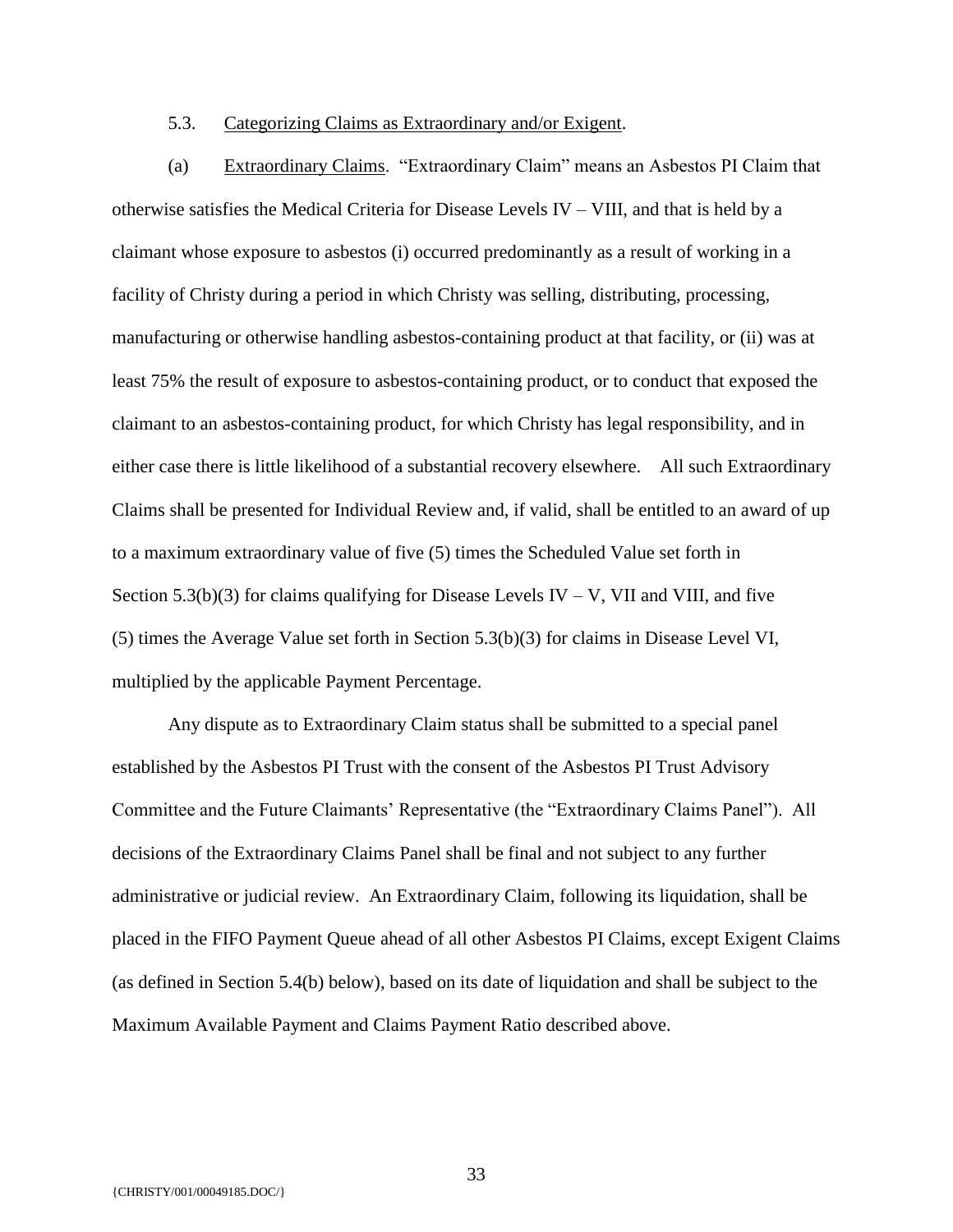5.3. <u>Categorizing Claims as Extraordinary and/or Exigent</u>.

(a) <u>Extraordinary Claims</u>. "Extraordinary Claim" means an Asbestos PI Claim that otherwise satisfies the Medical Criteria for Disease Levels IV – VIII, and that is held by a claimant whose exposure to asbestos (i) occurred predominantly as a result of working in a facility of Christy during a period in which Christy was selling, distributing, processing, manufacturing or otherwise handling asbestos-containing product at that facility, or (ii) was at least 75% the result of exposure to asbestos-containing product, or to conduct that exposed the claimant to an asbestos-containing product, for which Christy has legal responsibility, and in either case there is little likelihood of a substantial recovery elsewhere. All such Extraordinary Claims shall be presented for Individual Review and, if valid, shall be entitled to an award of up to a maximum extraordinary value of five (5) times the Scheduled Value set forth in Section 5.3(b)(3) for claims qualifying for Disease Levels IV – V, VII and VIII, and five (5) times the Average Value set forth in Section 5.3(b)(3) for claims in Disease Level VI, multiplied by the applicable Payment Percentage.

Any dispute as to Extraordinary Claim status shall be submitted to a special panel established by the Asbestos PI Trust with the consent of the Asbestos PI Trust Advisory Committee and the Future Claimants' Representative (the "Extraordinary Claims Panel"). All decisions of the Extraordinary Claims Panel shall be final and not subject to any further administrative or judicial review. An Extraordinary Claim, following its liquidation, shall be placed in the FIFO Payment Queue ahead of all other Asbestos PI Claims, except Exigent Claims (as defined in Section 5.4(b) below), based on its date of liquidation and shall be subject to the Maximum Available Payment and Claims Payment Ratio described above.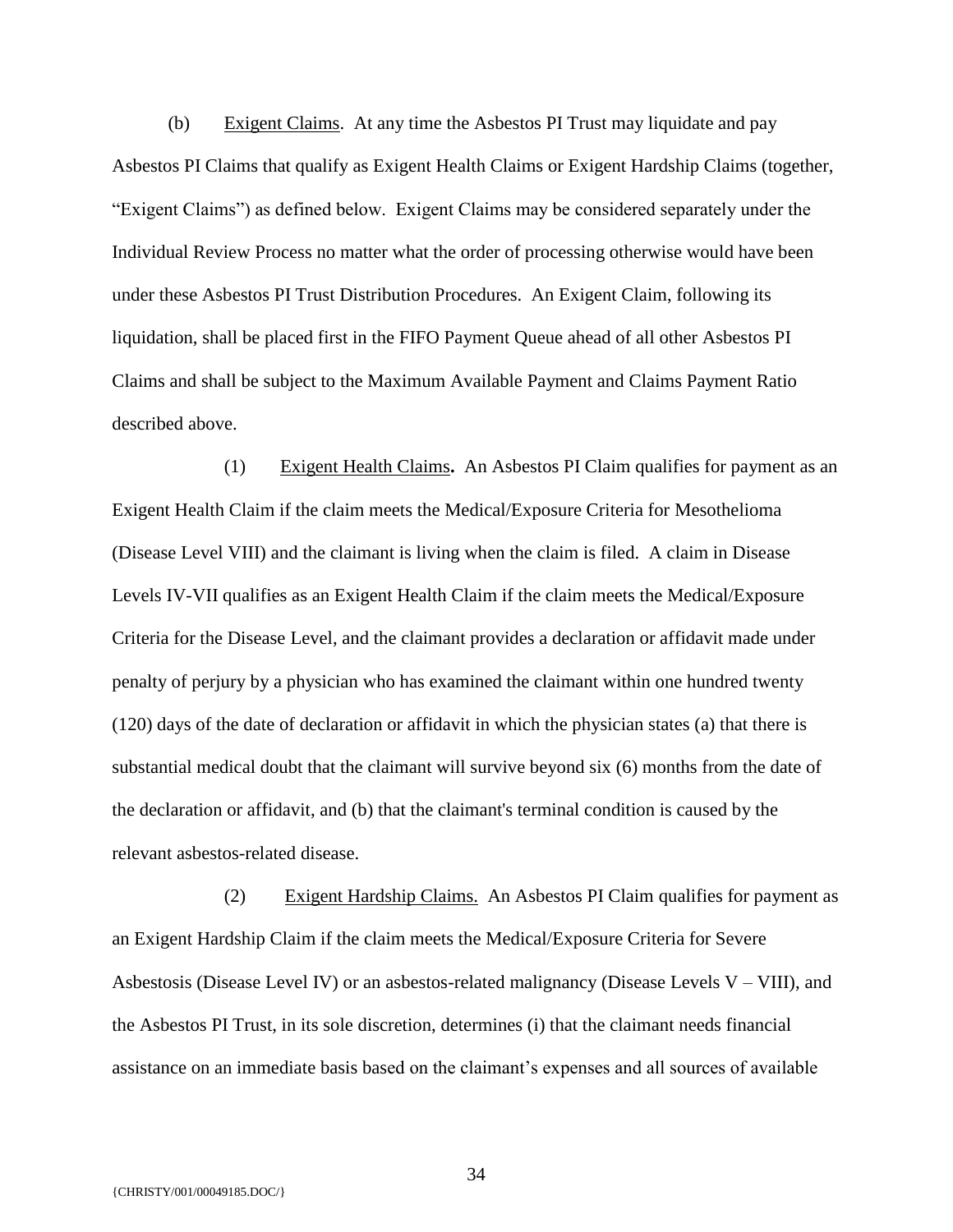(b) Exigent Claims. At any time the Asbestos PI Trust may liquidate and pay Asbestos PI Claims that qualify as Exigent Health Claims or Exigent Hardship Claims (together, "Exigent Claims") as defined below. Exigent Claims may be considered separately under the Individual Review Process no matter what the order of processing otherwise would have been under these Asbestos PI Trust Distribution Procedures. An Exigent Claim, following its liquidation, shall be placed first in the FIFO Payment Queue ahead of all other Asbestos PI Claims and shall be subject to the Maximum Available Payment and Claims Payment Ratio described above.

(1) Exigent Health Claims**.** An Asbestos PI Claim qualifies for payment as an Exigent Health Claim if the claim meets the Medical/Exposure Criteria for Mesothelioma (Disease Level VIII) and the claimant is living when the claim is filed. A claim in Disease Levels IV-VII qualifies as an Exigent Health Claim if the claim meets the Medical/Exposure Criteria for the Disease Level, and the claimant provides a declaration or affidavit made under penalty of perjury by a physician who has examined the claimant within one hundred twenty (120) days of the date of declaration or affidavit in which the physician states (a) that there is substantial medical doubt that the claimant will survive beyond six (6) months from the date of the declaration or affidavit, and (b) that the claimant's terminal condition is caused by the relevant asbestos-related disease.

(2) Exigent Hardship Claims. An Asbestos PI Claim qualifies for payment as an Exigent Hardship Claim if the claim meets the Medical/Exposure Criteria for Severe Asbestosis (Disease Level IV) or an asbestos-related malignancy (Disease Levels V – VIII), and the Asbestos PI Trust, in its sole discretion, determines (i) that the claimant needs financial assistance on an immediate basis based on the claimant's expenses and all sources of available

{CHRISTY/001/00049185.DOC/}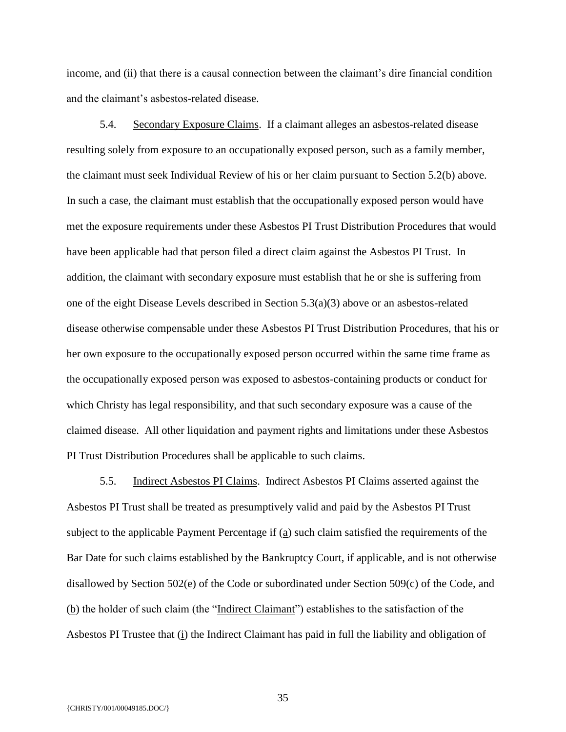income, and (ii) that there is a causal connection between the claimant's dire financial condition and the claimant's asbestos-related disease.

5.4. Secondary Exposure Claims. If a claimant alleges an asbestos-related disease resulting solely from exposure to an occupationally exposed person, such as a family member, the claimant must seek Individual Review of his or her claim pursuant to Section 5.2(b) above. In such a case, the claimant must establish that the occupationally exposed person would have met the exposure requirements under these Asbestos PI Trust Distribution Procedures that would have been applicable had that person filed a direct claim against the Asbestos PI Trust. In addition, the claimant with secondary exposure must establish that he or she is suffering from one of the eight Disease Levels described in Section 5.3(a)(3) above or an asbestos-related disease otherwise compensable under these Asbestos PI Trust Distribution Procedures, that his or her own exposure to the occupationally exposed person occurred within the same time frame as the occupationally exposed person was exposed to asbestos-containing products or conduct for which Christy has legal responsibility, and that such secondary exposure was a cause of the claimed disease. All other liquidation and payment rights and limitations under these Asbestos PI Trust Distribution Procedures shall be applicable to such claims.

5.5. Indirect Asbestos PI Claims. Indirect Asbestos PI Claims asserted against the Asbestos PI Trust shall be treated as presumptively valid and paid by the Asbestos PI Trust subject to the applicable Payment Percentage if (a) such claim satisfied the requirements of the Bar Date for such claims established by the Bankruptcy Court, if applicable, and is not otherwise disallowed by Section 502(e) of the Code or subordinated under Section 509(c) of the Code, and (b) the holder of such claim (the "Indirect Claimant") establishes to the satisfaction of the Asbestos PI Trustee that (i) the Indirect Claimant has paid in full the liability and obligation of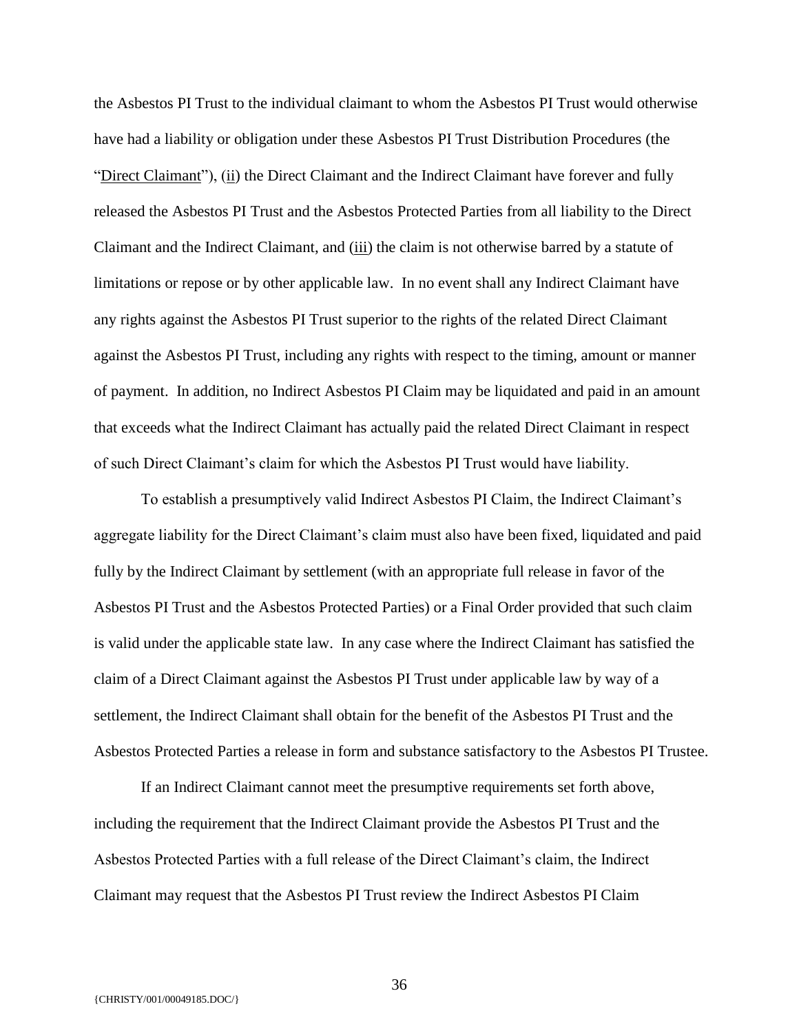the Asbestos PI Trust to the individual claimant to whom the Asbestos PI Trust would otherwise have had a liability or obligation under these Asbestos PI Trust Distribution Procedures (the "Direct Claimant"), (ii) the Direct Claimant and the Indirect Claimant have forever and fully released the Asbestos PI Trust and the Asbestos Protected Parties from all liability to the Direct Claimant and the Indirect Claimant, and (iii) the claim is not otherwise barred by a statute of limitations or repose or by other applicable law. In no event shall any Indirect Claimant have any rights against the Asbestos PI Trust superior to the rights of the related Direct Claimant against the Asbestos PI Trust, including any rights with respect to the timing, amount or manner of payment. In addition, no Indirect Asbestos PI Claim may be liquidated and paid in an amount that exceeds what the Indirect Claimant has actually paid the related Direct Claimant in respect of such Direct Claimant's claim for which the Asbestos PI Trust would have liability.

To establish a presumptively valid Indirect Asbestos PI Claim, the Indirect Claimant's aggregate liability for the Direct Claimant's claim must also have been fixed, liquidated and paid fully by the Indirect Claimant by settlement (with an appropriate full release in favor of the Asbestos PI Trust and the Asbestos Protected Parties) or a Final Order provided that such claim is valid under the applicable state law. In any case where the Indirect Claimant has satisfied the claim of a Direct Claimant against the Asbestos PI Trust under applicable law by way of a settlement, the Indirect Claimant shall obtain for the benefit of the Asbestos PI Trust and the Asbestos Protected Parties a release in form and substance satisfactory to the Asbestos PI Trustee.

If an Indirect Claimant cannot meet the presumptive requirements set forth above, including the requirement that the Indirect Claimant provide the Asbestos PI Trust and the Asbestos Protected Parties with a full release of the Direct Claimant's claim, the Indirect Claimant may request that the Asbestos PI Trust review the Indirect Asbestos PI Claim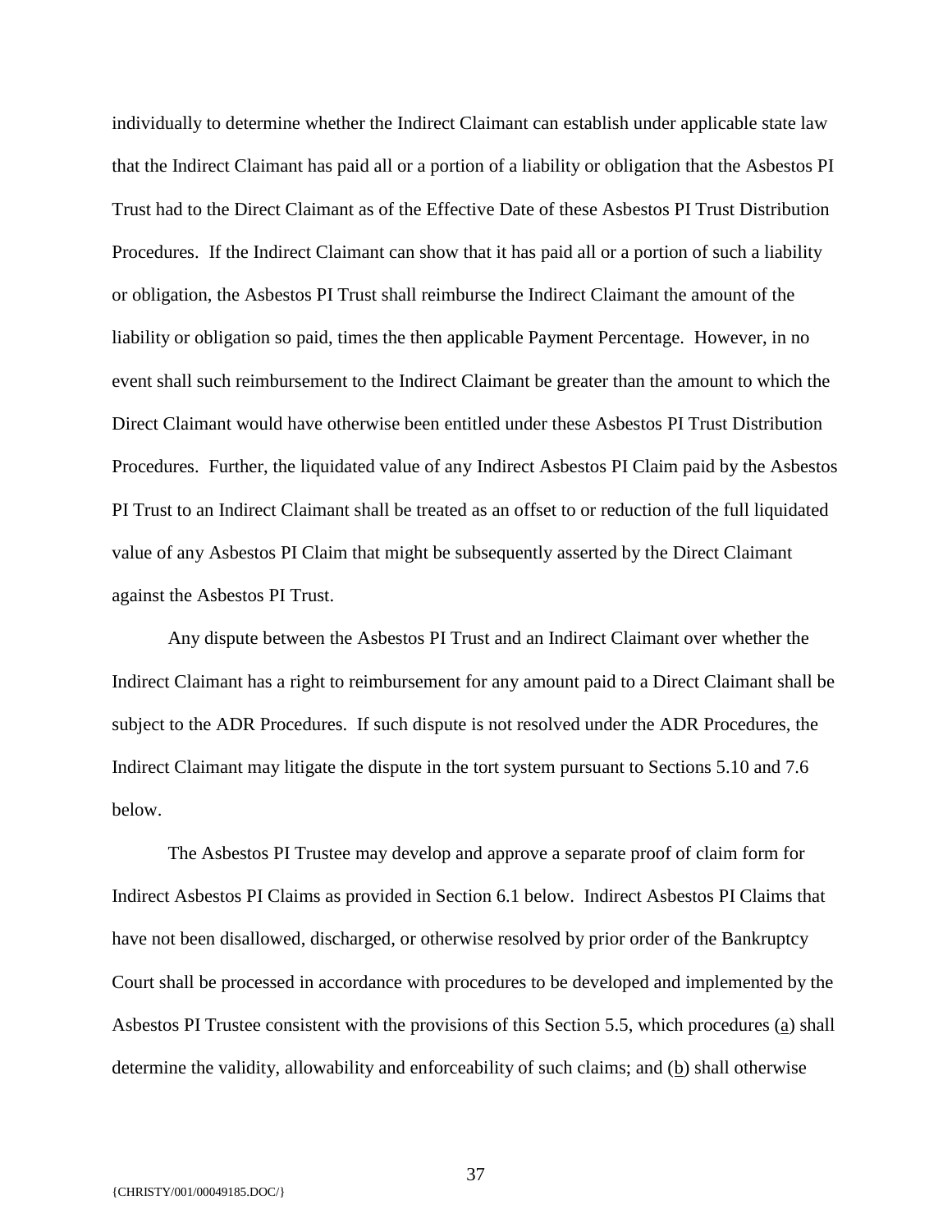individually to determine whether the Indirect Claimant can establish under applicable state law that the Indirect Claimant has paid all or a portion of a liability or obligation that the Asbestos PI Trust had to the Direct Claimant as of the Effective Date of these Asbestos PI Trust Distribution Procedures. If the Indirect Claimant can show that it has paid all or a portion of such a liability or obligation, the Asbestos PI Trust shall reimburse the Indirect Claimant the amount of the liability or obligation so paid, times the then applicable Payment Percentage. However, in no event shall such reimbursement to the Indirect Claimant be greater than the amount to which the Direct Claimant would have otherwise been entitled under these Asbestos PI Trust Distribution Procedures. Further, the liquidated value of any Indirect Asbestos PI Claim paid by the Asbestos PI Trust to an Indirect Claimant shall be treated as an offset to or reduction of the full liquidated value of any Asbestos PI Claim that might be subsequently asserted by the Direct Claimant against the Asbestos PI Trust.

Any dispute between the Asbestos PI Trust and an Indirect Claimant over whether the Indirect Claimant has a right to reimbursement for any amount paid to a Direct Claimant shall be subject to the ADR Procedures. If such dispute is not resolved under the ADR Procedures, the Indirect Claimant may litigate the dispute in the tort system pursuant to Sections 5.10 and 7.6 below.

The Asbestos PI Trustee may develop and approve a separate proof of claim form for Indirect Asbestos PI Claims as provided in Section 6.1 below. Indirect Asbestos PI Claims that have not been disallowed, discharged, or otherwise resolved by prior order of the Bankruptcy Court shall be processed in accordance with procedures to be developed and implemented by the Asbestos PI Trustee consistent with the provisions of this Section 5.5, which procedures (a) shall determine the validity, allowability and enforceability of such claims; and (b) shall otherwise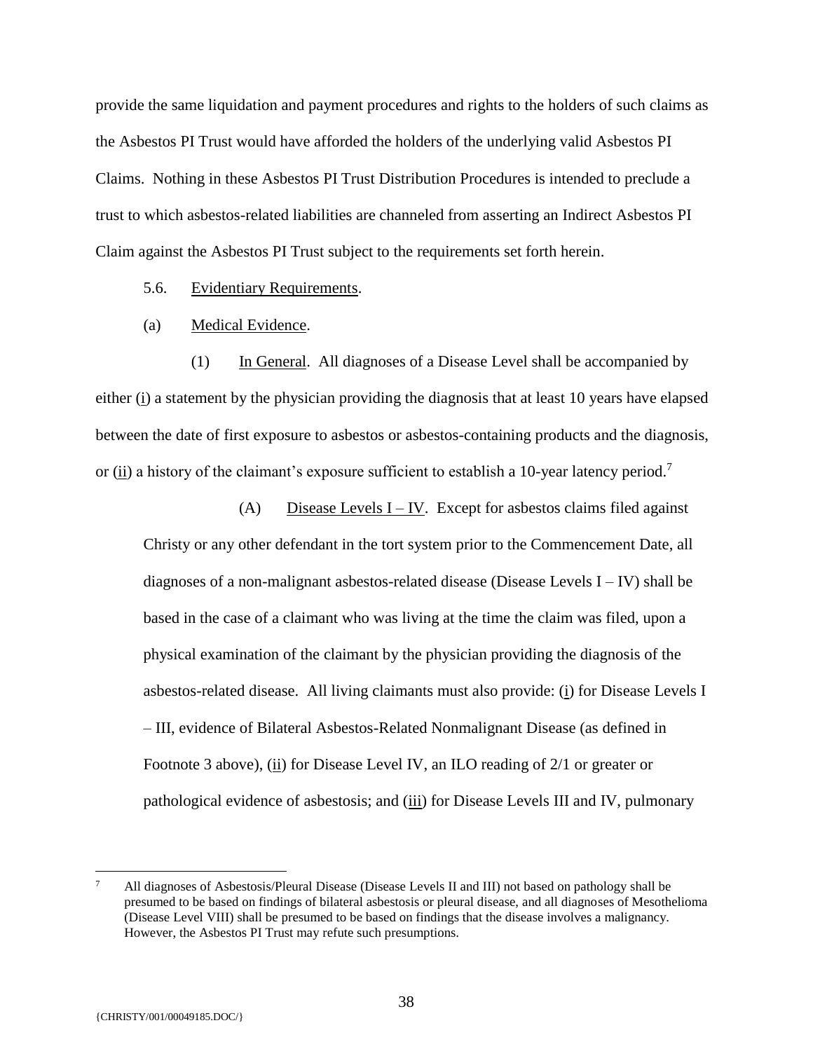provide the same liquidation and payment procedures and rights to the holders of such claims as the Asbestos PI Trust would have afforded the holders of the underlying valid Asbestos PI Claims. Nothing in these Asbestos PI Trust Distribution Procedures is intended to preclude a trust to which asbestos-related liabilities are channeled from asserting an Indirect Asbestos PI Claim against the Asbestos PI Trust subject to the requirements set forth herein.

5.6. Evidentiary Requirements.

(a) Medical Evidence.

(1) In General. All diagnoses of a Disease Level shall be accompanied by either (i) a statement by the physician providing the diagnosis that at least 10 years have elapsed between the date of first exposure to asbestos or asbestos-containing products and the diagnosis, or (ii) a history of the claimant's exposure sufficient to establish a 10-year latency period.[7]

(A) Disease Levels I – IV. Except for asbestos claims filed against Christy or any other defendant in the tort system prior to the Commencement Date, all diagnoses of a non-malignant asbestos-related disease (Disease Levels I – IV) shall be based in the case of a claimant who was living at the time the claim was filed, upon a physical examination of the claimant by the physician providing the diagnosis of the asbestos-related disease. All living claimants must also provide: (i) for Disease Levels I – III, evidence of Bilateral Asbestos-Related Nonmalignant Disease (as defined in Footnote 3 above), (ii) for Disease Level IV, an ILO reading of 2/1 or greater or pathological evidence of asbestosis; and (iii) for Disease Levels III and IV, pulmonary

[7] All diagnoses of Asbestosis/Pleural Disease (Disease Levels II and III) not based on pathology shall be presumed to be based on findings of bilateral asbestosis or pleural disease, and all diagnoses of Mesothelioma (Disease Level VIII) shall be presumed to be based on findings that the disease involves a malignancy. However, the Asbestos PI Trust may refute such presumptions.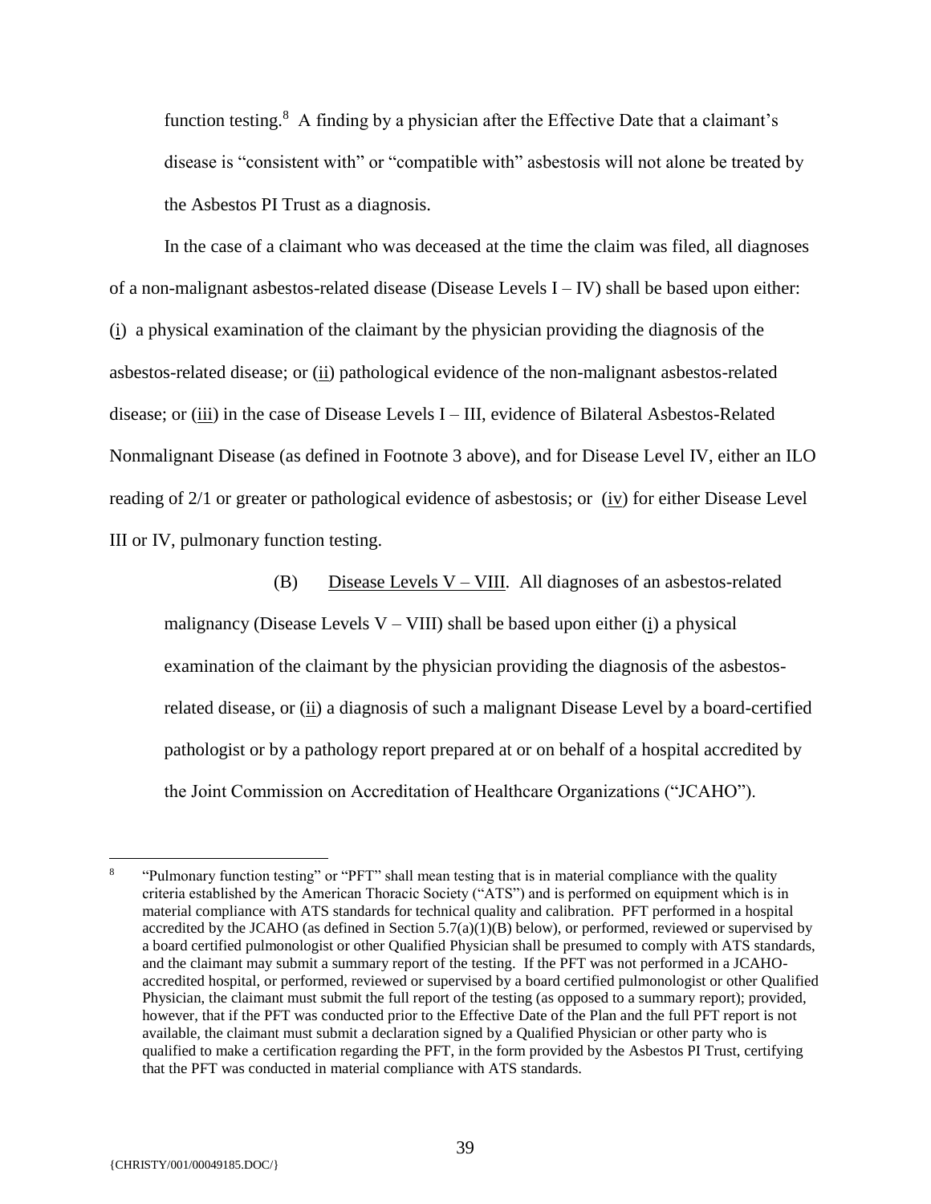function testing.[8] A finding by a physician after the Effective Date that a claimant's disease is "consistent with" or "compatible with" asbestosis will not alone be treated by the Asbestos PI Trust as a diagnosis.

In the case of a claimant who was deceased at the time the claim was filed, all diagnoses of a non-malignant asbestos-related disease (Disease Levels I – IV) shall be based upon either: (i) a physical examination of the claimant by the physician providing the diagnosis of the asbestos-related disease; or (ii) pathological evidence of the non-malignant asbestos-related disease; or (iii) in the case of Disease Levels I – III, evidence of Bilateral Asbestos-Related Nonmalignant Disease (as defined in Footnote 3 above), and for Disease Level IV, either an ILO reading of 2/1 or greater or pathological evidence of asbestosis; or (iv) for either Disease Level III or IV, pulmonary function testing.

(B) Disease Levels V – VIII. All diagnoses of an asbestos-related malignancy (Disease Levels V – VIII) shall be based upon either (i) a physical examination of the claimant by the physician providing the diagnosis of the asbestos-related disease, or (ii) a diagnosis of such a malignant Disease Level by a board-certified pathologist or by a pathology report prepared at or on behalf of a hospital accredited by the Joint Commission on Accreditation of Healthcare Organizations ("JCAHO").

---

[8] "Pulmonary function testing" or "PFT" shall mean testing that is in material compliance with the quality criteria established by the American Thoracic Society ("ATS") and is performed on equipment which is in material compliance with ATS standards for technical quality and calibration. PFT performed in a hospital accredited by the JCAHO (as defined in Section 5.7(a)(1)(B) below), or performed, reviewed or supervised by a board certified pulmonologist or other Qualified Physician shall be presumed to comply with ATS standards, and the claimant may submit a summary report of the testing. If the PFT was not performed in a JCAHO-accredited hospital, or performed, reviewed or supervised by a board certified pulmonologist or other Qualified Physician, the claimant must submit the full report of the testing (as opposed to a summary report); provided, however, that if the PFT was conducted prior to the Effective Date of the Plan and the full PFT report is not available, the claimant must submit a declaration signed by a Qualified Physician or other party who is qualified to make a certification regarding the PFT, in the form provided by the Asbestos PI Trust, certifying that the PFT was conducted in material compliance with ATS standards.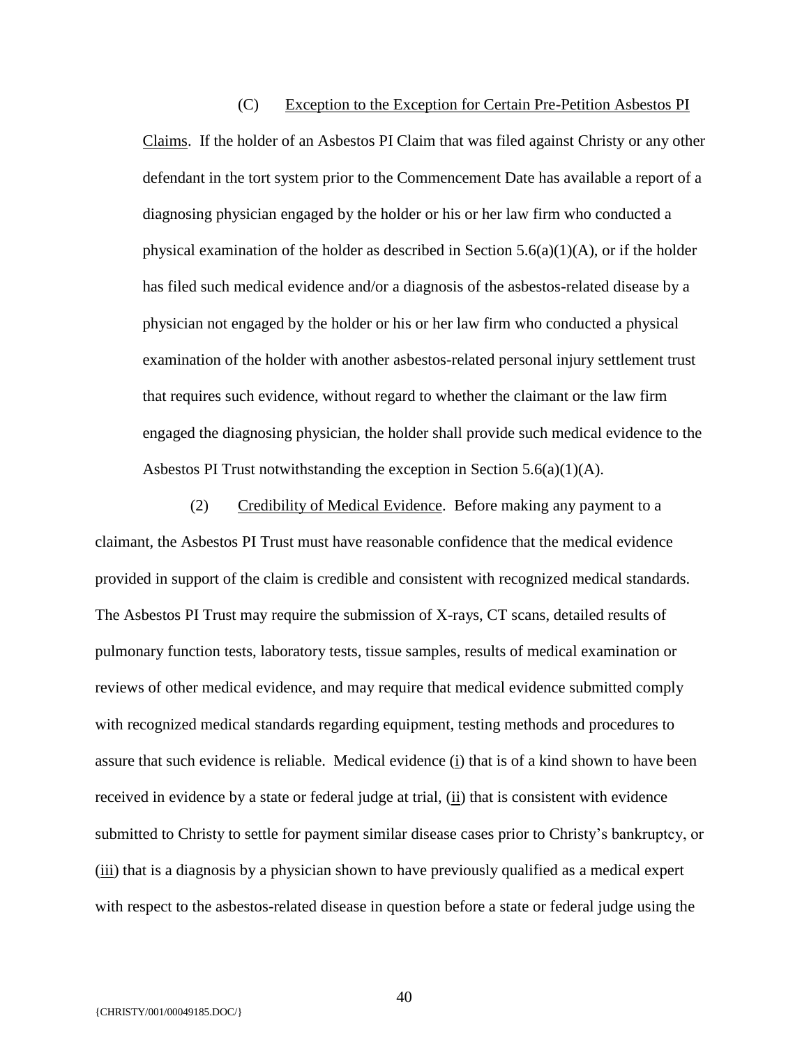(C) Exception to the Exception for Certain Pre-Petition Asbestos PI Claims. If the holder of an Asbestos PI Claim that was filed against Christy or any other defendant in the tort system prior to the Commencement Date has available a report of a diagnosing physician engaged by the holder or his or her law firm who conducted a physical examination of the holder as described in Section 5.6(a)(1)(A), or if the holder has filed such medical evidence and/or a diagnosis of the asbestos-related disease by a physician not engaged by the holder or his or her law firm who conducted a physical examination of the holder with another asbestos-related personal injury settlement trust that requires such evidence, without regard to whether the claimant or the law firm engaged the diagnosing physician, the holder shall provide such medical evidence to the Asbestos PI Trust notwithstanding the exception in Section 5.6(a)(1)(A).

(2) Credibility of Medical Evidence. Before making any payment to a claimant, the Asbestos PI Trust must have reasonable confidence that the medical evidence provided in support of the claim is credible and consistent with recognized medical standards. The Asbestos PI Trust may require the submission of X-rays, CT scans, detailed results of pulmonary function tests, laboratory tests, tissue samples, results of medical examination or reviews of other medical evidence, and may require that medical evidence submitted comply with recognized medical standards regarding equipment, testing methods and procedures to assure that such evidence is reliable. Medical evidence (i) that is of a kind shown to have been received in evidence by a state or federal judge at trial, (ii) that is consistent with evidence submitted to Christy to settle for payment similar disease cases prior to Christy's bankruptcy, or (iii) that is a diagnosis by a physician shown to have previously qualified as a medical expert with respect to the asbestos-related disease in question before a state or federal judge using the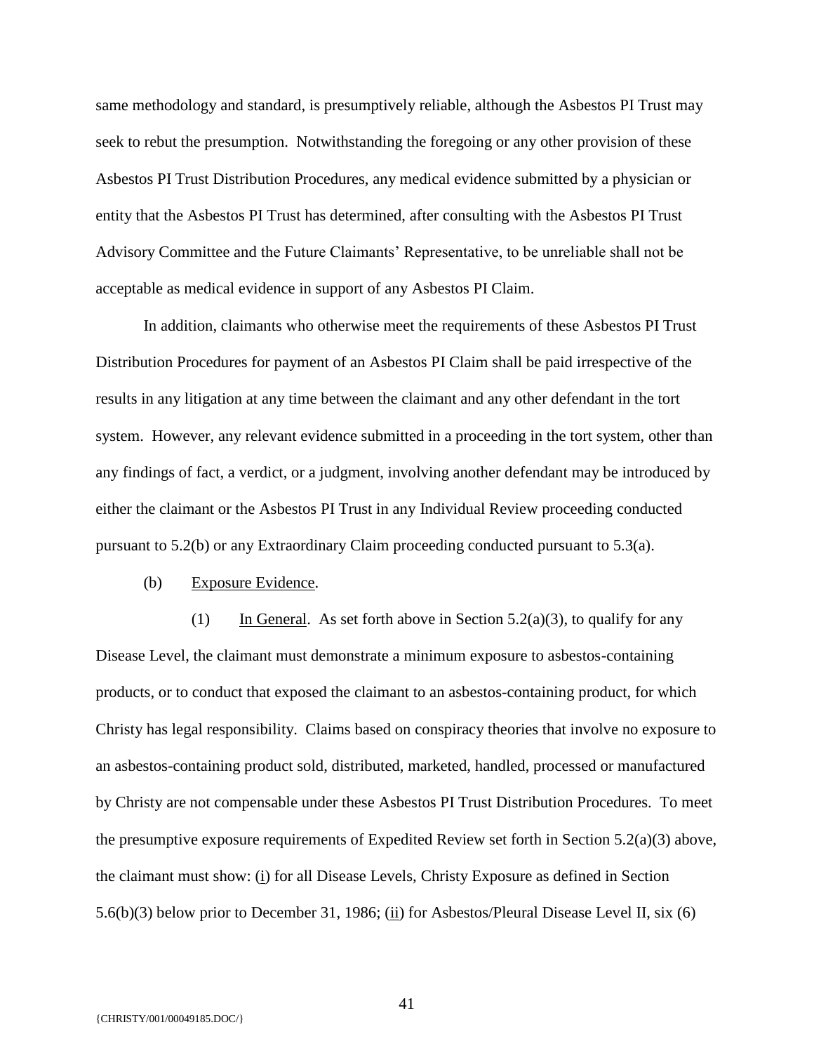same methodology and standard, is presumptively reliable, although the Asbestos PI Trust may seek to rebut the presumption. Notwithstanding the foregoing or any other provision of these Asbestos PI Trust Distribution Procedures, any medical evidence submitted by a physician or entity that the Asbestos PI Trust has determined, after consulting with the Asbestos PI Trust Advisory Committee and the Future Claimants' Representative, to be unreliable shall not be acceptable as medical evidence in support of any Asbestos PI Claim.

In addition, claimants who otherwise meet the requirements of these Asbestos PI Trust Distribution Procedures for payment of an Asbestos PI Claim shall be paid irrespective of the results in any litigation at any time between the claimant and any other defendant in the tort system. However, any relevant evidence submitted in a proceeding in the tort system, other than any findings of fact, a verdict, or a judgment, involving another defendant may be introduced by either the claimant or the Asbestos PI Trust in any Individual Review proceeding conducted pursuant to 5.2(b) or any Extraordinary Claim proceeding conducted pursuant to 5.3(a).

(b) Exposure Evidence.

(1) In General. As set forth above in Section 5.2(a)(3), to qualify for any Disease Level, the claimant must demonstrate a minimum exposure to asbestos-containing products, or to conduct that exposed the claimant to an asbestos-containing product, for which Christy has legal responsibility. Claims based on conspiracy theories that involve no exposure to an asbestos-containing product sold, distributed, marketed, handled, processed or manufactured by Christy are not compensable under these Asbestos PI Trust Distribution Procedures. To meet the presumptive exposure requirements of Expedited Review set forth in Section 5.2(a)(3) above, the claimant must show: (i) for all Disease Levels, Christy Exposure as defined in Section 5.6(b)(3) below prior to December 31, 1986; (ii) for Asbestos/Pleural Disease Level II, six (6)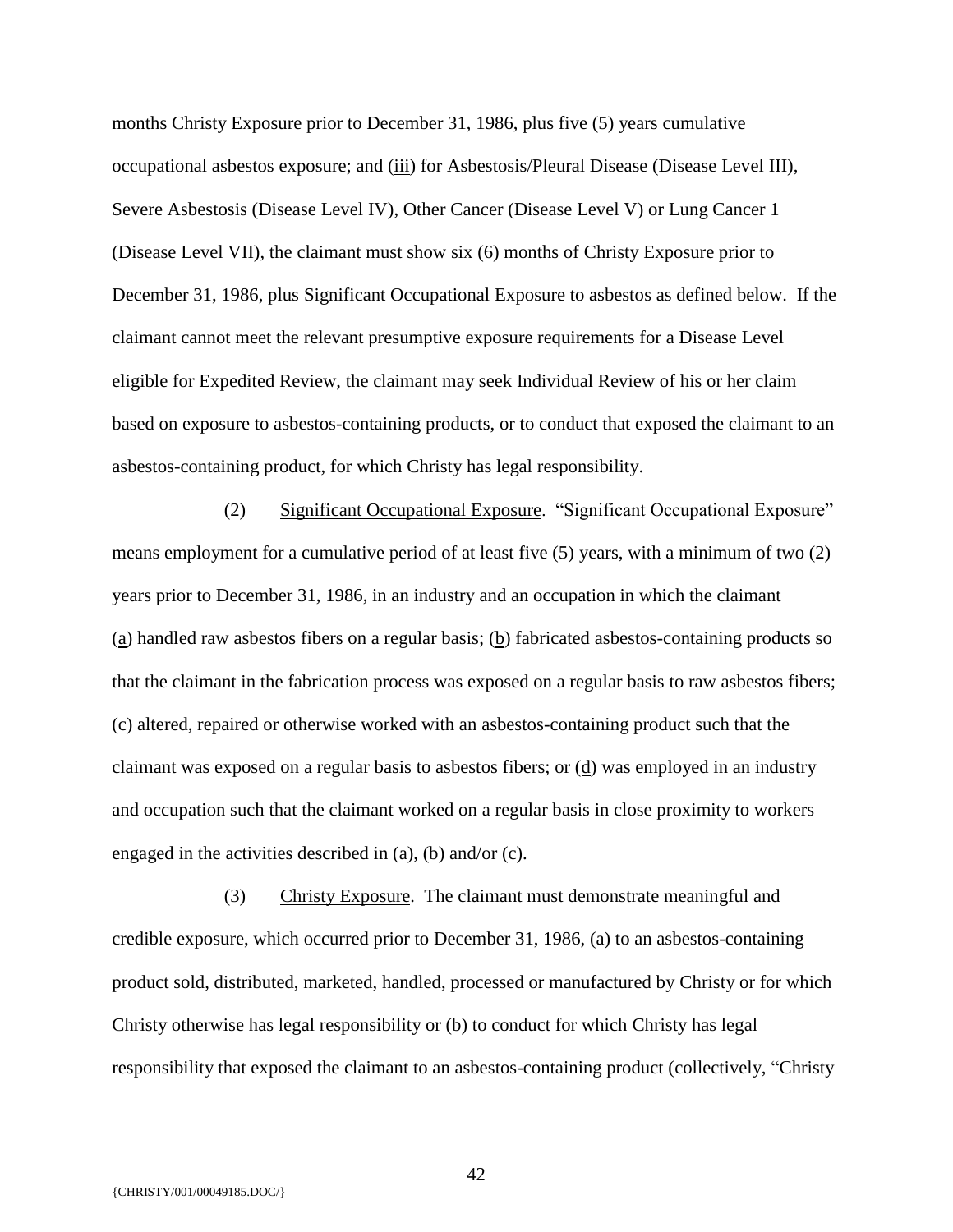months Christy Exposure prior to December 31, 1986, plus five (5) years cumulative occupational asbestos exposure; and (iii) for Asbestosis/Pleural Disease (Disease Level III), Severe Asbestosis (Disease Level IV), Other Cancer (Disease Level V) or Lung Cancer 1 (Disease Level VII), the claimant must show six (6) months of Christy Exposure prior to December 31, 1986, plus Significant Occupational Exposure to asbestos as defined below. If the claimant cannot meet the relevant presumptive exposure requirements for a Disease Level eligible for Expedited Review, the claimant may seek Individual Review of his or her claim based on exposure to asbestos-containing products, or to conduct that exposed the claimant to an asbestos-containing product, for which Christy has legal responsibility.

(2) Significant Occupational Exposure. "Significant Occupational Exposure" means employment for a cumulative period of at least five (5) years, with a minimum of two (2) years prior to December 31, 1986, in an industry and an occupation in which the claimant (a) handled raw asbestos fibers on a regular basis; (b) fabricated asbestos-containing products so that the claimant in the fabrication process was exposed on a regular basis to raw asbestos fibers; (c) altered, repaired or otherwise worked with an asbestos-containing product such that the claimant was exposed on a regular basis to asbestos fibers; or (d) was employed in an industry and occupation such that the claimant worked on a regular basis in close proximity to workers engaged in the activities described in (a), (b) and/or (c).

(3) Christy Exposure. The claimant must demonstrate meaningful and credible exposure, which occurred prior to December 31, 1986, (a) to an asbestos-containing product sold, distributed, marketed, handled, processed or manufactured by Christy or for which Christy otherwise has legal responsibility or (b) to conduct for which Christy has legal responsibility that exposed the claimant to an asbestos-containing product (collectively, "Christy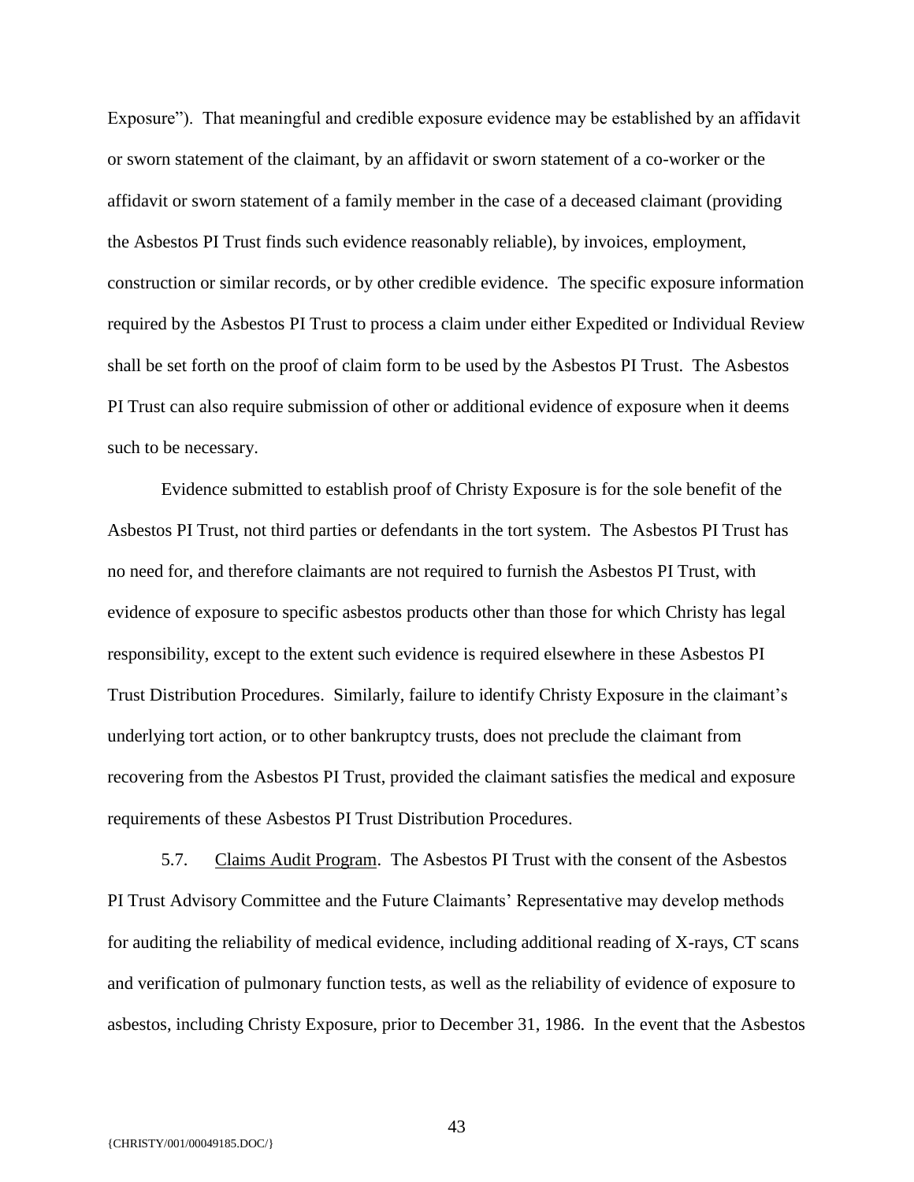Exposure"). That meaningful and credible exposure evidence may be established by an affidavit or sworn statement of the claimant, by an affidavit or sworn statement of a co-worker or the affidavit or sworn statement of a family member in the case of a deceased claimant (providing the Asbestos PI Trust finds such evidence reasonably reliable), by invoices, employment, construction or similar records, or by other credible evidence. The specific exposure information required by the Asbestos PI Trust to process a claim under either Expedited or Individual Review shall be set forth on the proof of claim form to be used by the Asbestos PI Trust. The Asbestos PI Trust can also require submission of other or additional evidence of exposure when it deems such to be necessary.

Evidence submitted to establish proof of Christy Exposure is for the sole benefit of the Asbestos PI Trust, not third parties or defendants in the tort system. The Asbestos PI Trust has no need for, and therefore claimants are not required to furnish the Asbestos PI Trust, with evidence of exposure to specific asbestos products other than those for which Christy has legal responsibility, except to the extent such evidence is required elsewhere in these Asbestos PI Trust Distribution Procedures. Similarly, failure to identify Christy Exposure in the claimant's underlying tort action, or to other bankruptcy trusts, does not preclude the claimant from recovering from the Asbestos PI Trust, provided the claimant satisfies the medical and exposure requirements of these Asbestos PI Trust Distribution Procedures.

5.7. Claims Audit Program. The Asbestos PI Trust with the consent of the Asbestos PI Trust Advisory Committee and the Future Claimants' Representative may develop methods for auditing the reliability of medical evidence, including additional reading of X-rays, CT scans and verification of pulmonary function tests, as well as the reliability of evidence of exposure to asbestos, including Christy Exposure, prior to December 31, 1986. In the event that the Asbestos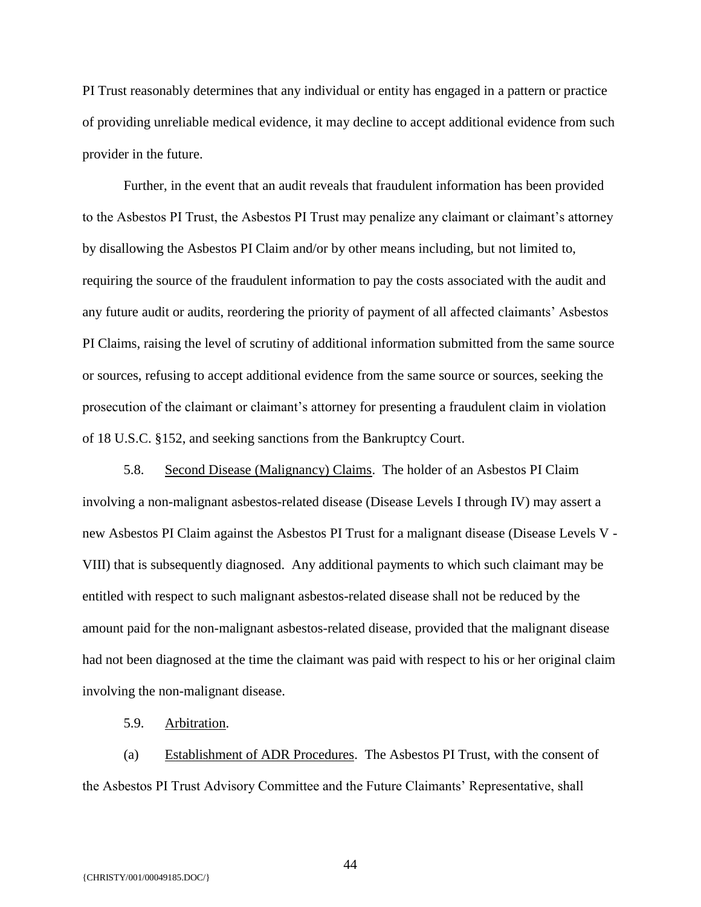PI Trust reasonably determines that any individual or entity has engaged in a pattern or practice of providing unreliable medical evidence, it may decline to accept additional evidence from such provider in the future.

Further, in the event that an audit reveals that fraudulent information has been provided to the Asbestos PI Trust, the Asbestos PI Trust may penalize any claimant or claimant's attorney by disallowing the Asbestos PI Claim and/or by other means including, but not limited to, requiring the source of the fraudulent information to pay the costs associated with the audit and any future audit or audits, reordering the priority of payment of all affected claimants' Asbestos PI Claims, raising the level of scrutiny of additional information submitted from the same source or sources, refusing to accept additional evidence from the same source or sources, seeking the prosecution of the claimant or claimant's attorney for presenting a fraudulent claim in violation of 18 U.S.C. §152, and seeking sanctions from the Bankruptcy Court.

5.8. Second Disease (Malignancy) Claims. The holder of an Asbestos PI Claim involving a non-malignant asbestos-related disease (Disease Levels I through IV) may assert a new Asbestos PI Claim against the Asbestos PI Trust for a malignant disease (Disease Levels V - VIII) that is subsequently diagnosed. Any additional payments to which such claimant may be entitled with respect to such malignant asbestos-related disease shall not be reduced by the amount paid for the non-malignant asbestos-related disease, provided that the malignant disease had not been diagnosed at the time the claimant was paid with respect to his or her original claim involving the non-malignant disease.

5.9. Arbitration.

(a) Establishment of ADR Procedures. The Asbestos PI Trust, with the consent of the Asbestos PI Trust Advisory Committee and the Future Claimants' Representative, shall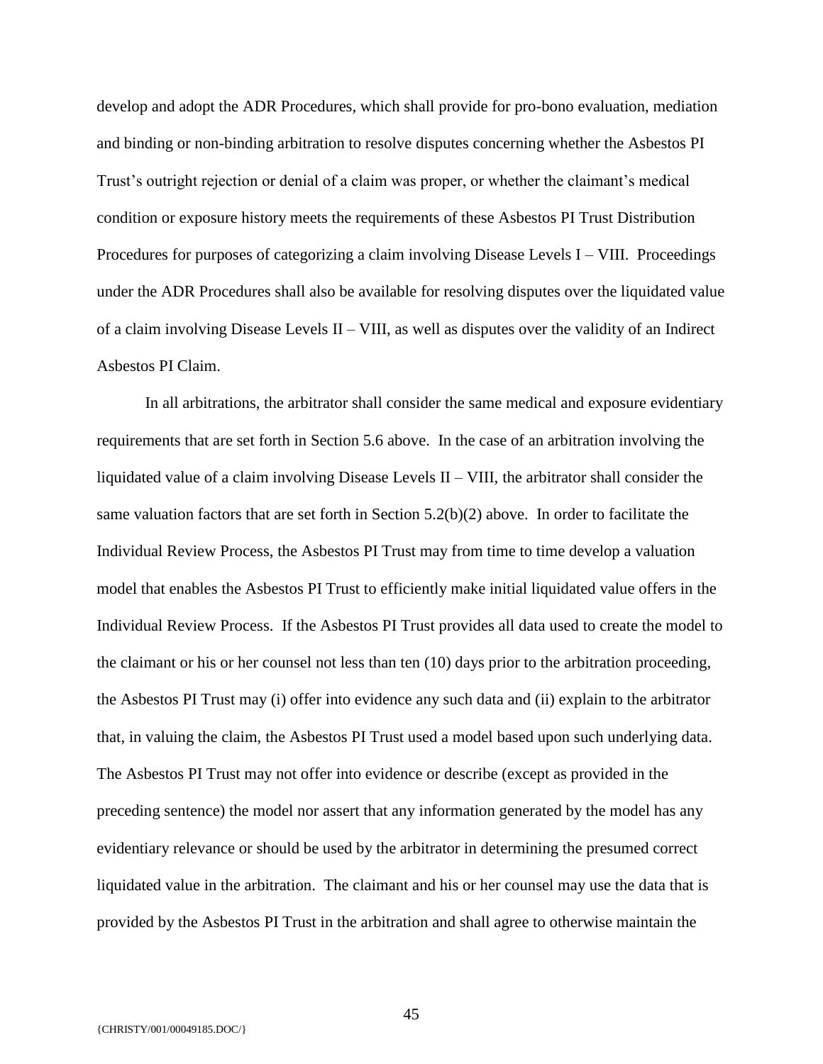develop and adopt the ADR Procedures, which shall provide for pro-bono evaluation, mediation and binding or non-binding arbitration to resolve disputes concerning whether the Asbestos PI Trust's outright rejection or denial of a claim was proper, or whether the claimant's medical condition or exposure history meets the requirements of these Asbestos PI Trust Distribution Procedures for purposes of categorizing a claim involving Disease Levels I – VIII. Proceedings under the ADR Procedures shall also be available for resolving disputes over the liquidated value of a claim involving Disease Levels II – VIII, as well as disputes over the validity of an Indirect Asbestos PI Claim.

In all arbitrations, the arbitrator shall consider the same medical and exposure evidentiary requirements that are set forth in Section 5.6 above. In the case of an arbitration involving the liquidated value of a claim involving Disease Levels II – VIII, the arbitrator shall consider the same valuation factors that are set forth in Section 5.2(b)(2) above. In order to facilitate the Individual Review Process, the Asbestos PI Trust may from time to time develop a valuation model that enables the Asbestos PI Trust to efficiently make initial liquidated value offers in the Individual Review Process. If the Asbestos PI Trust provides all data used to create the model to the claimant or his or her counsel not less than ten (10) days prior to the arbitration proceeding, the Asbestos PI Trust may (i) offer into evidence any such data and (ii) explain to the arbitrator that, in valuing the claim, the Asbestos PI Trust used a model based upon such underlying data. The Asbestos PI Trust may not offer into evidence or describe (except as provided in the preceding sentence) the model nor assert that any information generated by the model has any evidentiary relevance or should be used by the arbitrator in determining the presumed correct liquidated value in the arbitration. The claimant and his or her counsel may use the data that is provided by the Asbestos PI Trust in the arbitration and shall agree to otherwise maintain the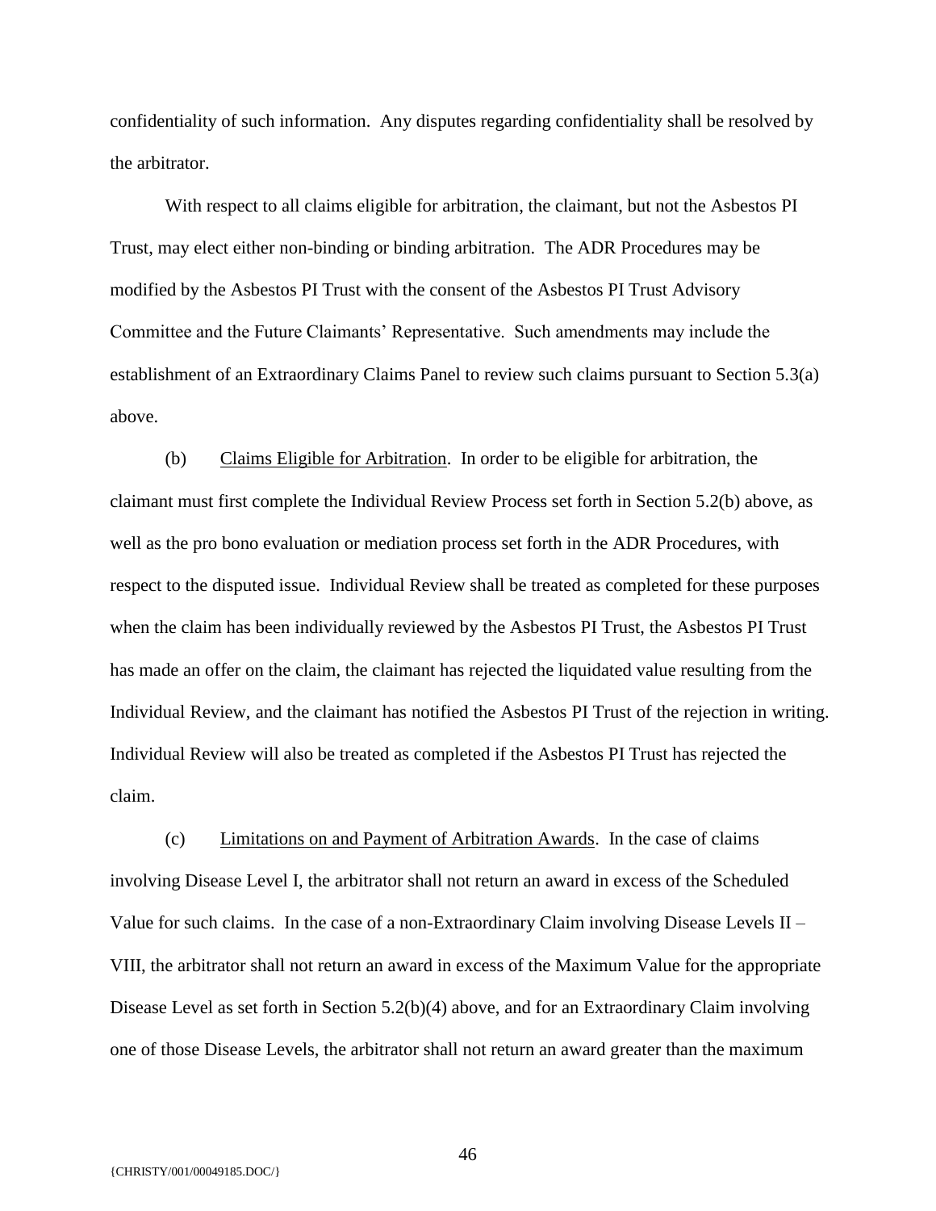confidentiality of such information. Any disputes regarding confidentiality shall be resolved by the arbitrator.

With respect to all claims eligible for arbitration, the claimant, but not the Asbestos PI Trust, may elect either non-binding or binding arbitration. The ADR Procedures may be modified by the Asbestos PI Trust with the consent of the Asbestos PI Trust Advisory Committee and the Future Claimants' Representative. Such amendments may include the establishment of an Extraordinary Claims Panel to review such claims pursuant to Section 5.3(a) above.

(b) Claims Eligible for Arbitration. In order to be eligible for arbitration, the claimant must first complete the Individual Review Process set forth in Section 5.2(b) above, as well as the pro bono evaluation or mediation process set forth in the ADR Procedures, with respect to the disputed issue. Individual Review shall be treated as completed for these purposes when the claim has been individually reviewed by the Asbestos PI Trust, the Asbestos PI Trust has made an offer on the claim, the claimant has rejected the liquidated value resulting from the Individual Review, and the claimant has notified the Asbestos PI Trust of the rejection in writing. Individual Review will also be treated as completed if the Asbestos PI Trust has rejected the claim.

(c) Limitations on and Payment of Arbitration Awards. In the case of claims involving Disease Level I, the arbitrator shall not return an award in excess of the Scheduled Value for such claims. In the case of a non-Extraordinary Claim involving Disease Levels II – VIII, the arbitrator shall not return an award in excess of the Maximum Value for the appropriate Disease Level as set forth in Section 5.2(b)(4) above, and for an Extraordinary Claim involving one of those Disease Levels, the arbitrator shall not return an award greater than the maximum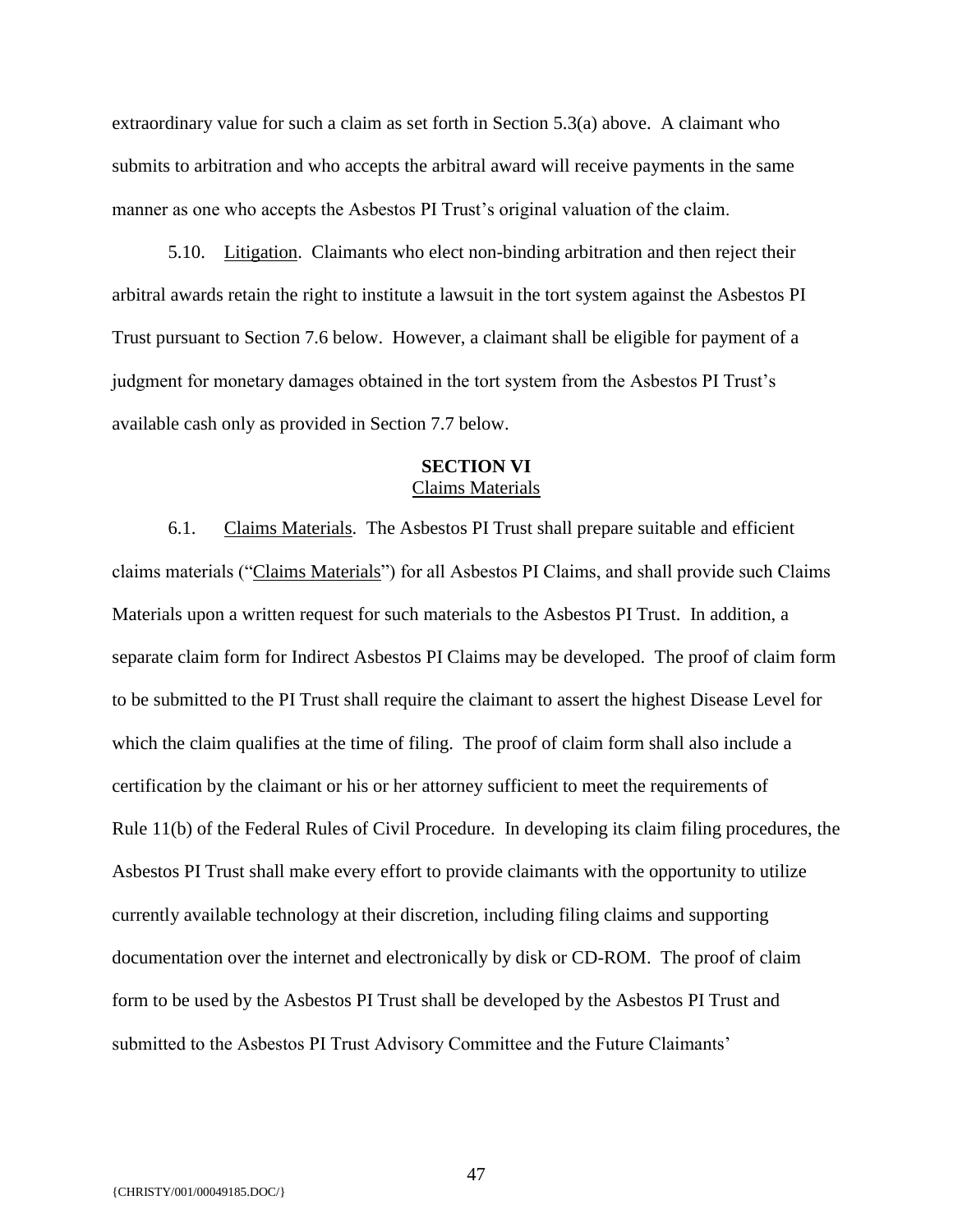extraordinary value for such a claim as set forth in Section 5.3(a) above. A claimant who submits to arbitration and who accepts the arbitral award will receive payments in the same manner as one who accepts the Asbestos PI Trust's original valuation of the claim.

5.10. Litigation. Claimants who elect non-binding arbitration and then reject their arbitral awards retain the right to institute a lawsuit in the tort system against the Asbestos PI Trust pursuant to Section 7.6 below. However, a claimant shall be eligible for payment of a judgment for monetary damages obtained in the tort system from the Asbestos PI Trust's available cash only as provided in Section 7.7 below.

## SECTION VI
Claims Materials

6.1. Claims Materials. The Asbestos PI Trust shall prepare suitable and efficient claims materials ("Claims Materials") for all Asbestos PI Claims, and shall provide such Claims Materials upon a written request for such materials to the Asbestos PI Trust. In addition, a separate claim form for Indirect Asbestos PI Claims may be developed. The proof of claim form to be submitted to the PI Trust shall require the claimant to assert the highest Disease Level for which the claim qualifies at the time of filing. The proof of claim form shall also include a certification by the claimant or his or her attorney sufficient to meet the requirements of Rule 11(b) of the Federal Rules of Civil Procedure. In developing its claim filing procedures, the Asbestos PI Trust shall make every effort to provide claimants with the opportunity to utilize currently available technology at their discretion, including filing claims and supporting documentation over the internet and electronically by disk or CD-ROM. The proof of claim form to be used by the Asbestos PI Trust shall be developed by the Asbestos PI Trust and submitted to the Asbestos PI Trust Advisory Committee and the Future Claimants'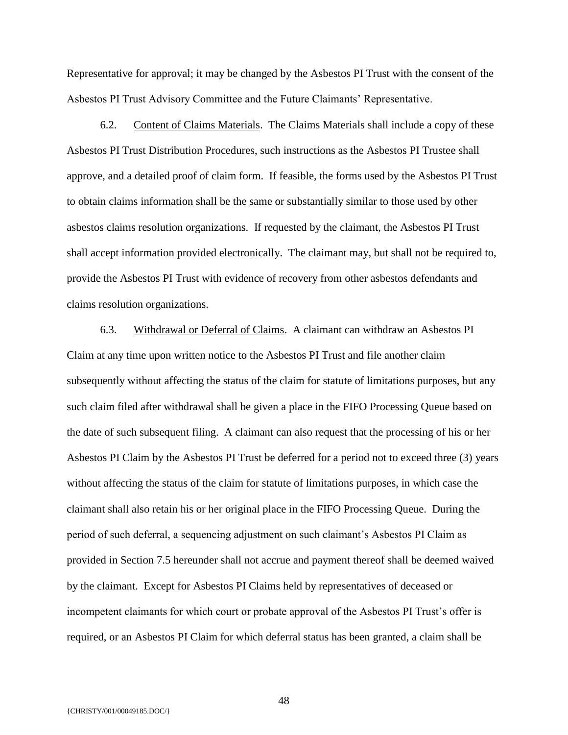Representative for approval; it may be changed by the Asbestos PI Trust with the consent of the Asbestos PI Trust Advisory Committee and the Future Claimants' Representative.

6.2. Content of Claims Materials. The Claims Materials shall include a copy of these Asbestos PI Trust Distribution Procedures, such instructions as the Asbestos PI Trustee shall approve, and a detailed proof of claim form. If feasible, the forms used by the Asbestos PI Trust to obtain claims information shall be the same or substantially similar to those used by other asbestos claims resolution organizations. If requested by the claimant, the Asbestos PI Trust shall accept information provided electronically. The claimant may, but shall not be required to, provide the Asbestos PI Trust with evidence of recovery from other asbestos defendants and claims resolution organizations.

6.3. Withdrawal or Deferral of Claims. A claimant can withdraw an Asbestos PI Claim at any time upon written notice to the Asbestos PI Trust and file another claim subsequently without affecting the status of the claim for statute of limitations purposes, but any such claim filed after withdrawal shall be given a place in the FIFO Processing Queue based on the date of such subsequent filing. A claimant can also request that the processing of his or her Asbestos PI Claim by the Asbestos PI Trust be deferred for a period not to exceed three (3) years without affecting the status of the claim for statute of limitations purposes, in which case the claimant shall also retain his or her original place in the FIFO Processing Queue. During the period of such deferral, a sequencing adjustment on such claimant's Asbestos PI Claim as provided in Section 7.5 hereunder shall not accrue and payment thereof shall be deemed waived by the claimant. Except for Asbestos PI Claims held by representatives of deceased or incompetent claimants for which court or probate approval of the Asbestos PI Trust's offer is required, or an Asbestos PI Claim for which deferral status has been granted, a claim shall be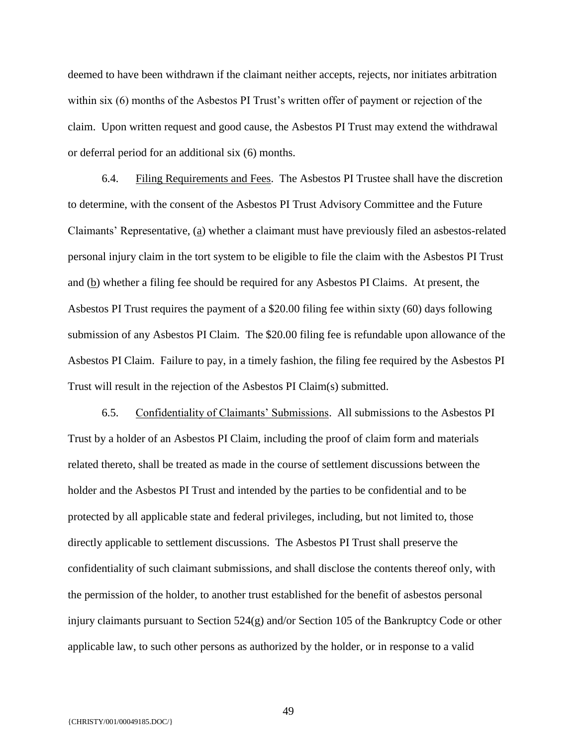deemed to have been withdrawn if the claimant neither accepts, rejects, nor initiates arbitration within six (6) months of the Asbestos PI Trust's written offer of payment or rejection of the claim. Upon written request and good cause, the Asbestos PI Trust may extend the withdrawal or deferral period for an additional six (6) months.

6.4. Filing Requirements and Fees. The Asbestos PI Trustee shall have the discretion to determine, with the consent of the Asbestos PI Trust Advisory Committee and the Future Claimants' Representative, (a) whether a claimant must have previously filed an asbestos-related personal injury claim in the tort system to be eligible to file the claim with the Asbestos PI Trust and (b) whether a filing fee should be required for any Asbestos PI Claims. At present, the Asbestos PI Trust requires the payment of a $20.00 filing fee within sixty (60) days following submission of any Asbestos PI Claim. The $20.00 filing fee is refundable upon allowance of the Asbestos PI Claim. Failure to pay, in a timely fashion, the filing fee required by the Asbestos PI Trust will result in the rejection of the Asbestos PI Claim(s) submitted.

6.5. Confidentiality of Claimants' Submissions. All submissions to the Asbestos PI Trust by a holder of an Asbestos PI Claim, including the proof of claim form and materials related thereto, shall be treated as made in the course of settlement discussions between the holder and the Asbestos PI Trust and intended by the parties to be confidential and to be protected by all applicable state and federal privileges, including, but not limited to, those directly applicable to settlement discussions. The Asbestos PI Trust shall preserve the confidentiality of such claimant submissions, and shall disclose the contents thereof only, with the permission of the holder, to another trust established for the benefit of asbestos personal injury claimants pursuant to Section 524(g) and/or Section 105 of the Bankruptcy Code or other applicable law, to such other persons as authorized by the holder, or in response to a valid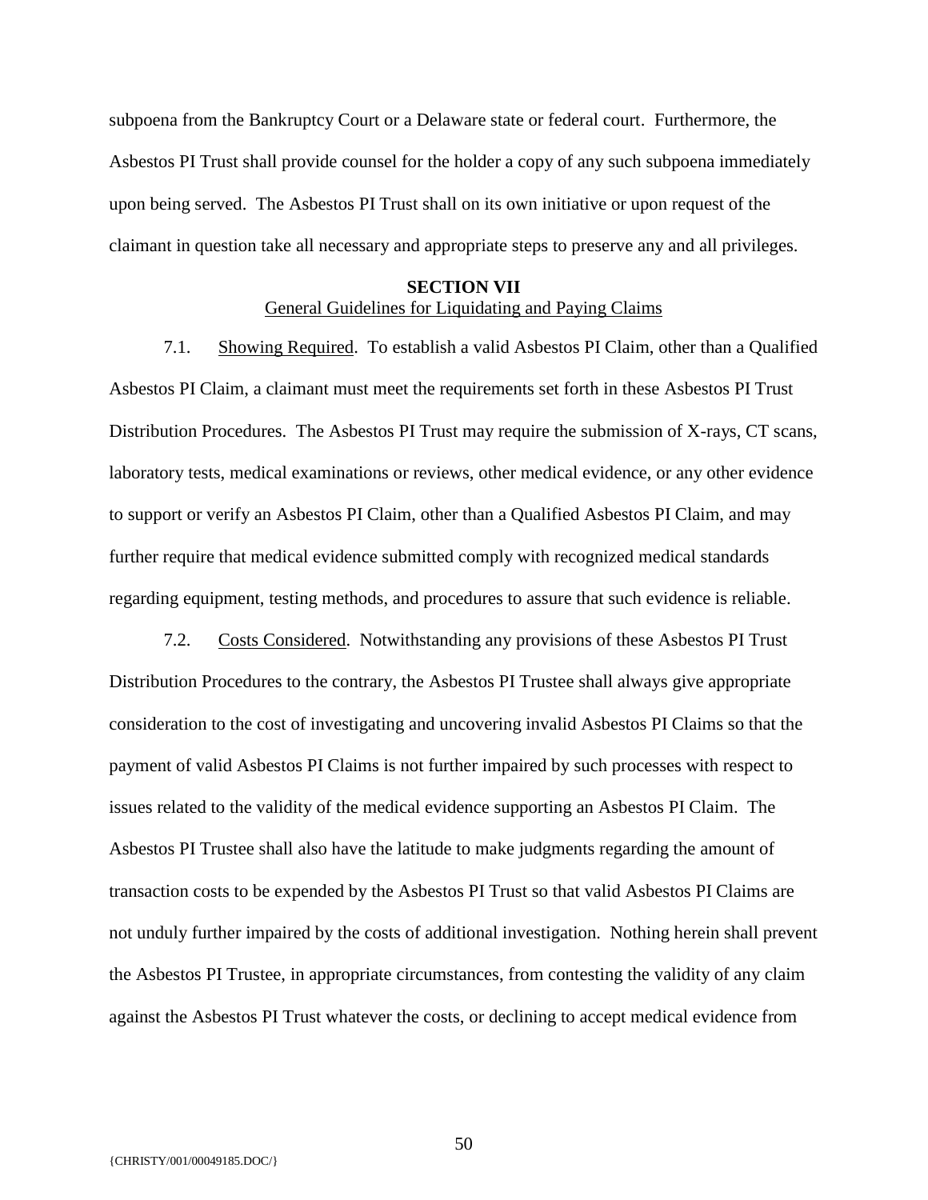subpoena from the Bankruptcy Court or a Delaware state or federal court. Furthermore, the Asbestos PI Trust shall provide counsel for the holder a copy of any such subpoena immediately upon being served. The Asbestos PI Trust shall on its own initiative or upon request of the claimant in question take all necessary and appropriate steps to preserve any and all privileges.

## SECTION VII
General Guidelines for Liquidating and Paying Claims

7.1. Showing Required. To establish a valid Asbestos PI Claim, other than a Qualified Asbestos PI Claim, a claimant must meet the requirements set forth in these Asbestos PI Trust Distribution Procedures. The Asbestos PI Trust may require the submission of X-rays, CT scans, laboratory tests, medical examinations or reviews, other medical evidence, or any other evidence to support or verify an Asbestos PI Claim, other than a Qualified Asbestos PI Claim, and may further require that medical evidence submitted comply with recognized medical standards regarding equipment, testing methods, and procedures to assure that such evidence is reliable.

7.2. Costs Considered. Notwithstanding any provisions of these Asbestos PI Trust Distribution Procedures to the contrary, the Asbestos PI Trustee shall always give appropriate consideration to the cost of investigating and uncovering invalid Asbestos PI Claims so that the payment of valid Asbestos PI Claims is not further impaired by such processes with respect to issues related to the validity of the medical evidence supporting an Asbestos PI Claim. The Asbestos PI Trustee shall also have the latitude to make judgments regarding the amount of transaction costs to be expended by the Asbestos PI Trust so that valid Asbestos PI Claims are not unduly further impaired by the costs of additional investigation. Nothing herein shall prevent the Asbestos PI Trustee, in appropriate circumstances, from contesting the validity of any claim against the Asbestos PI Trust whatever the costs, or declining to accept medical evidence from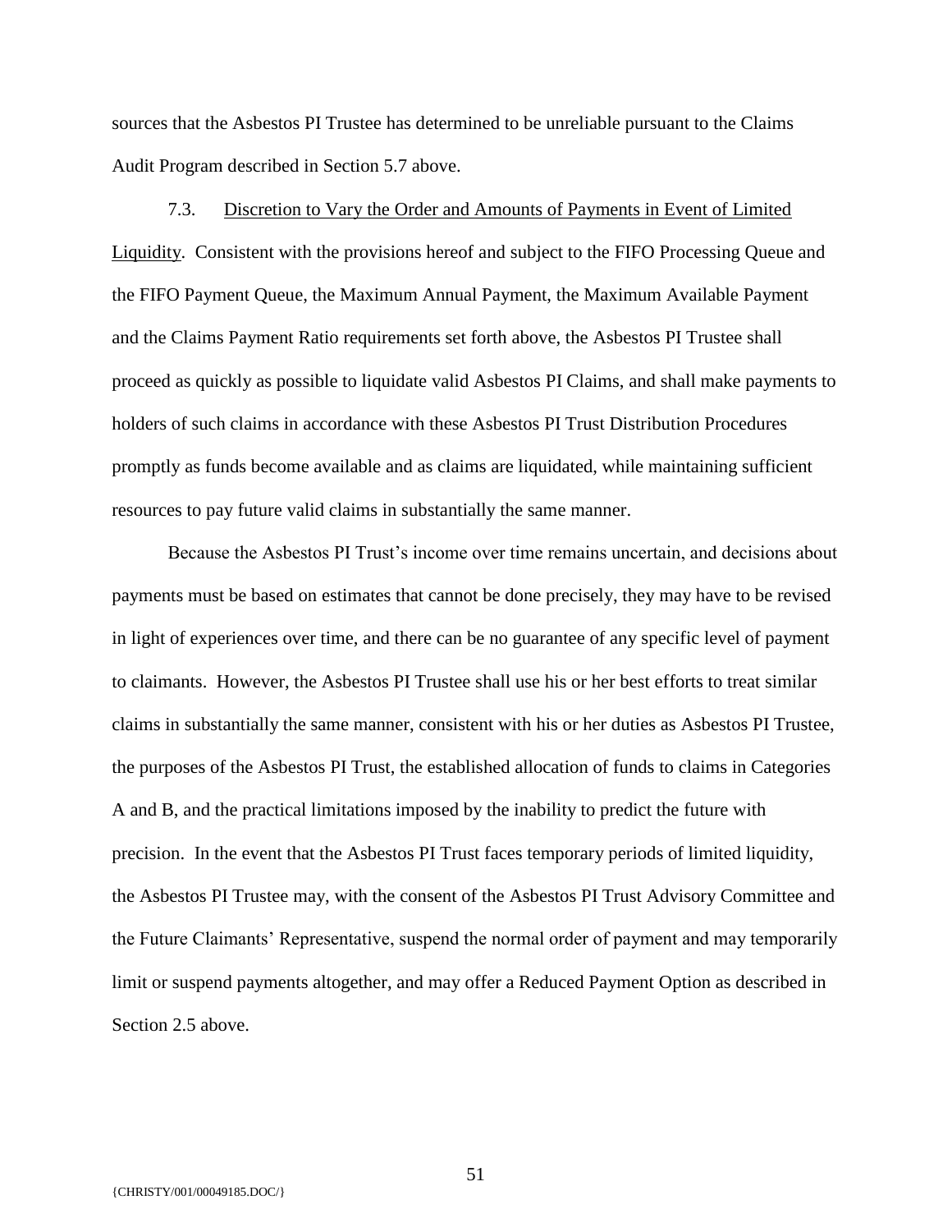sources that the Asbestos PI Trustee has determined to be unreliable pursuant to the Claims Audit Program described in Section 5.7 above.

7.3. Discretion to Vary the Order and Amounts of Payments in Event of Limited Liquidity. Consistent with the provisions hereof and subject to the FIFO Processing Queue and the FIFO Payment Queue, the Maximum Annual Payment, the Maximum Available Payment and the Claims Payment Ratio requirements set forth above, the Asbestos PI Trustee shall proceed as quickly as possible to liquidate valid Asbestos PI Claims, and shall make payments to holders of such claims in accordance with these Asbestos PI Trust Distribution Procedures promptly as funds become available and as claims are liquidated, while maintaining sufficient resources to pay future valid claims in substantially the same manner.

Because the Asbestos PI Trust's income over time remains uncertain, and decisions about payments must be based on estimates that cannot be done precisely, they may have to be revised in light of experiences over time, and there can be no guarantee of any specific level of payment to claimants. However, the Asbestos PI Trustee shall use his or her best efforts to treat similar claims in substantially the same manner, consistent with his or her duties as Asbestos PI Trustee, the purposes of the Asbestos PI Trust, the established allocation of funds to claims in Categories A and B, and the practical limitations imposed by the inability to predict the future with precision. In the event that the Asbestos PI Trust faces temporary periods of limited liquidity, the Asbestos PI Trustee may, with the consent of the Asbestos PI Trust Advisory Committee and the Future Claimants' Representative, suspend the normal order of payment and may temporarily limit or suspend payments altogether, and may offer a Reduced Payment Option as described in Section 2.5 above.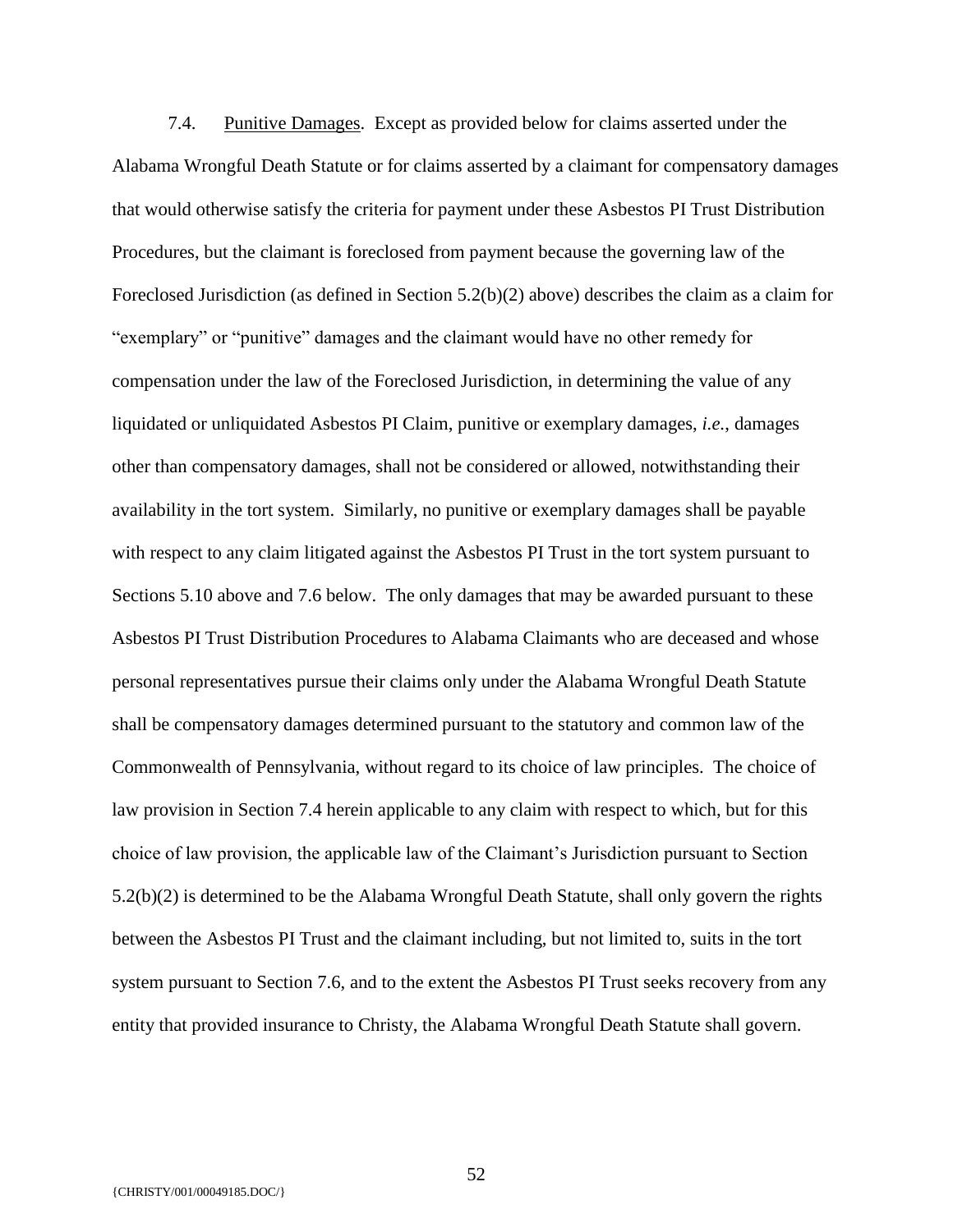7.4. Punitive Damages. Except as provided below for claims asserted under the Alabama Wrongful Death Statute or for claims asserted by a claimant for compensatory damages that would otherwise satisfy the criteria for payment under these Asbestos PI Trust Distribution Procedures, but the claimant is foreclosed from payment because the governing law of the Foreclosed Jurisdiction (as defined in Section 5.2(b)(2) above) describes the claim as a claim for "exemplary" or "punitive" damages and the claimant would have no other remedy for compensation under the law of the Foreclosed Jurisdiction, in determining the value of any liquidated or unliquidated Asbestos PI Claim, punitive or exemplary damages, *i.e.*, damages other than compensatory damages, shall not be considered or allowed, notwithstanding their availability in the tort system. Similarly, no punitive or exemplary damages shall be payable with respect to any claim litigated against the Asbestos PI Trust in the tort system pursuant to Sections 5.10 above and 7.6 below. The only damages that may be awarded pursuant to these Asbestos PI Trust Distribution Procedures to Alabama Claimants who are deceased and whose personal representatives pursue their claims only under the Alabama Wrongful Death Statute shall be compensatory damages determined pursuant to the statutory and common law of the Commonwealth of Pennsylvania, without regard to its choice of law principles. The choice of law provision in Section 7.4 herein applicable to any claim with respect to which, but for this choice of law provision, the applicable law of the Claimant's Jurisdiction pursuant to Section 5.2(b)(2) is determined to be the Alabama Wrongful Death Statute, shall only govern the rights between the Asbestos PI Trust and the claimant including, but not limited to, suits in the tort system pursuant to Section 7.6, and to the extent the Asbestos PI Trust seeks recovery from any entity that provided insurance to Christy, the Alabama Wrongful Death Statute shall govern.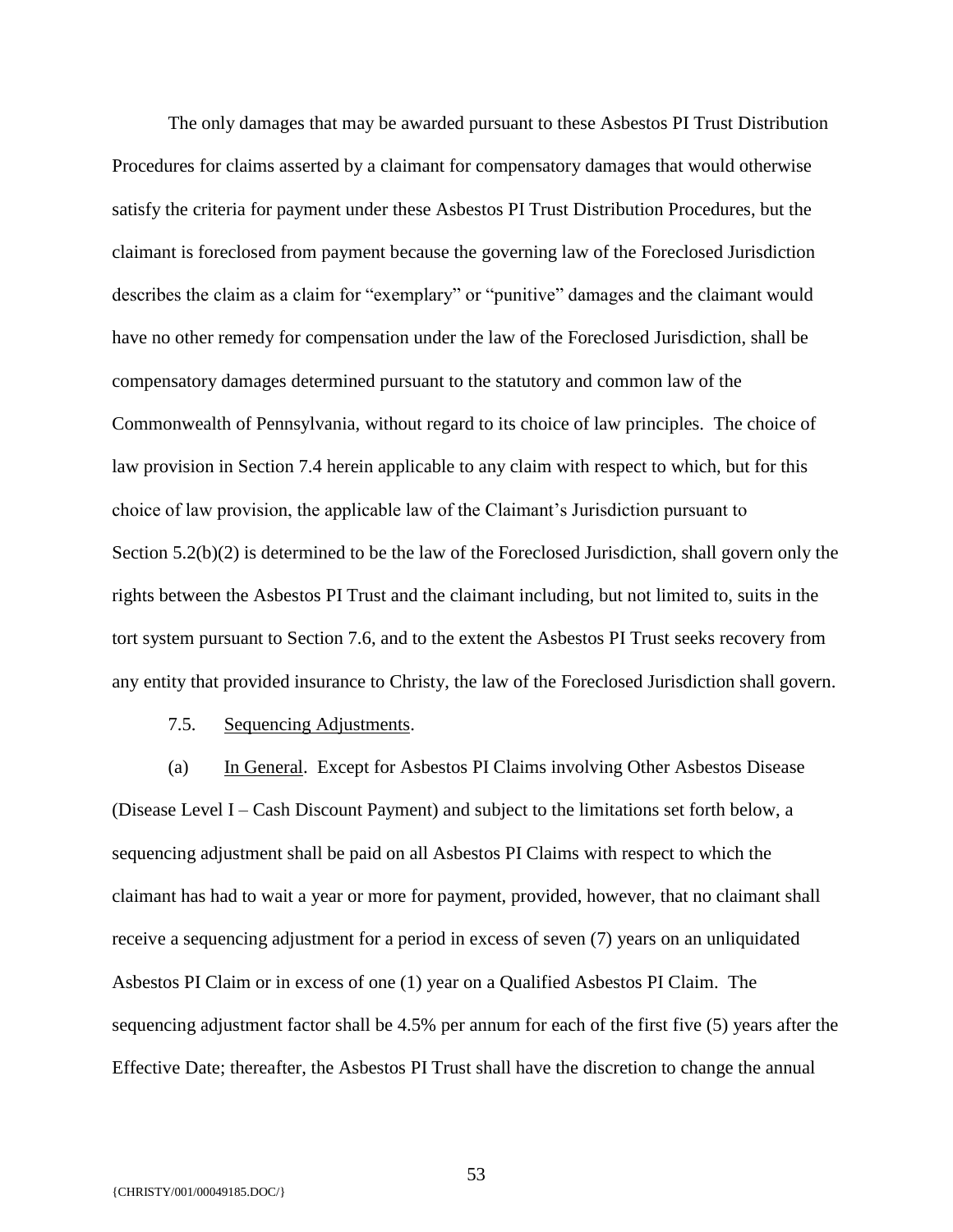The only damages that may be awarded pursuant to these Asbestos PI Trust Distribution Procedures for claims asserted by a claimant for compensatory damages that would otherwise satisfy the criteria for payment under these Asbestos PI Trust Distribution Procedures, but the claimant is foreclosed from payment because the governing law of the Foreclosed Jurisdiction describes the claim as a claim for "exemplary" or "punitive" damages and the claimant would have no other remedy for compensation under the law of the Foreclosed Jurisdiction, shall be compensatory damages determined pursuant to the statutory and common law of the Commonwealth of Pennsylvania, without regard to its choice of law principles. The choice of law provision in Section 7.4 herein applicable to any claim with respect to which, but for this choice of law provision, the applicable law of the Claimant's Jurisdiction pursuant to Section 5.2(b)(2) is determined to be the law of the Foreclosed Jurisdiction, shall govern only the rights between the Asbestos PI Trust and the claimant including, but not limited to, suits in the tort system pursuant to Section 7.6, and to the extent the Asbestos PI Trust seeks recovery from any entity that provided insurance to Christy, the law of the Foreclosed Jurisdiction shall govern.

7.5. Sequencing Adjustments.

(a) In General. Except for Asbestos PI Claims involving Other Asbestos Disease (Disease Level I – Cash Discount Payment) and subject to the limitations set forth below, a sequencing adjustment shall be paid on all Asbestos PI Claims with respect to which the claimant has had to wait a year or more for payment, provided, however, that no claimant shall receive a sequencing adjustment for a period in excess of seven (7) years on an unliquidated Asbestos PI Claim or in excess of one (1) year on a Qualified Asbestos PI Claim. The sequencing adjustment factor shall be 4.5% per annum for each of the first five (5) years after the Effective Date; thereafter, the Asbestos PI Trust shall have the discretion to change the annual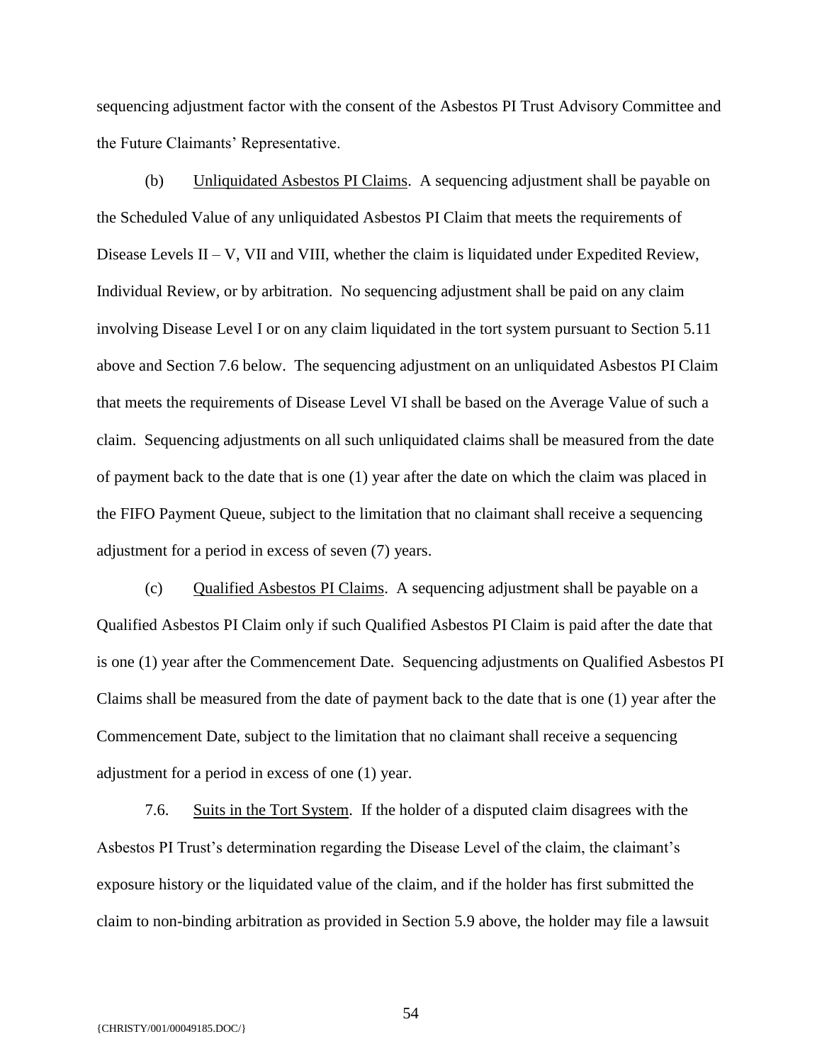sequencing adjustment factor with the consent of the Asbestos PI Trust Advisory Committee and the Future Claimants' Representative.

(b) Unliquidated Asbestos PI Claims. A sequencing adjustment shall be payable on the Scheduled Value of any unliquidated Asbestos PI Claim that meets the requirements of Disease Levels II – V, VII and VIII, whether the claim is liquidated under Expedited Review, Individual Review, or by arbitration. No sequencing adjustment shall be paid on any claim involving Disease Level I or on any claim liquidated in the tort system pursuant to Section 5.11 above and Section 7.6 below. The sequencing adjustment on an unliquidated Asbestos PI Claim that meets the requirements of Disease Level VI shall be based on the Average Value of such a claim. Sequencing adjustments on all such unliquidated claims shall be measured from the date of payment back to the date that is one (1) year after the date on which the claim was placed in the FIFO Payment Queue, subject to the limitation that no claimant shall receive a sequencing adjustment for a period in excess of seven (7) years.

(c) Qualified Asbestos PI Claims. A sequencing adjustment shall be payable on a Qualified Asbestos PI Claim only if such Qualified Asbestos PI Claim is paid after the date that is one (1) year after the Commencement Date. Sequencing adjustments on Qualified Asbestos PI Claims shall be measured from the date of payment back to the date that is one (1) year after the Commencement Date, subject to the limitation that no claimant shall receive a sequencing adjustment for a period in excess of one (1) year.

7.6. Suits in the Tort System. If the holder of a disputed claim disagrees with the Asbestos PI Trust's determination regarding the Disease Level of the claim, the claimant's exposure history or the liquidated value of the claim, and if the holder has first submitted the claim to non-binding arbitration as provided in Section 5.9 above, the holder may file a lawsuit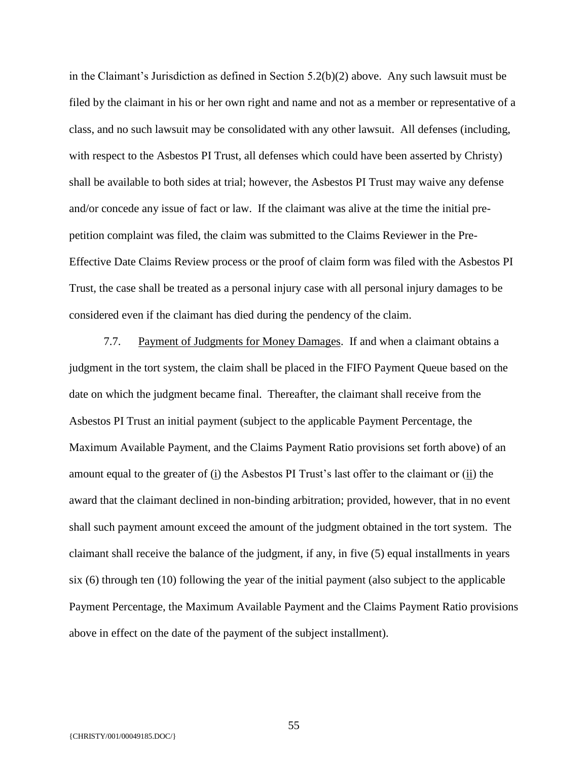in the Claimant's Jurisdiction as defined in Section 5.2(b)(2) above. Any such lawsuit must be filed by the claimant in his or her own right and name and not as a member or representative of a class, and no such lawsuit may be consolidated with any other lawsuit. All defenses (including, with respect to the Asbestos PI Trust, all defenses which could have been asserted by Christy) shall be available to both sides at trial; however, the Asbestos PI Trust may waive any defense and/or concede any issue of fact or law. If the claimant was alive at the time the initial pre-petition complaint was filed, the claim was submitted to the Claims Reviewer in the Pre-Effective Date Claims Review process or the proof of claim form was filed with the Asbestos PI Trust, the case shall be treated as a personal injury case with all personal injury damages to be considered even if the claimant has died during the pendency of the claim.

7.7. Payment of Judgments for Money Damages. If and when a claimant obtains a judgment in the tort system, the claim shall be placed in the FIFO Payment Queue based on the date on which the judgment became final. Thereafter, the claimant shall receive from the Asbestos PI Trust an initial payment (subject to the applicable Payment Percentage, the Maximum Available Payment, and the Claims Payment Ratio provisions set forth above) of an amount equal to the greater of (i) the Asbestos PI Trust's last offer to the claimant or (ii) the award that the claimant declined in non-binding arbitration; provided, however, that in no event shall such payment amount exceed the amount of the judgment obtained in the tort system. The claimant shall receive the balance of the judgment, if any, in five (5) equal installments in years six (6) through ten (10) following the year of the initial payment (also subject to the applicable Payment Percentage, the Maximum Available Payment and the Claims Payment Ratio provisions above in effect on the date of the payment of the subject installment).

{CHRISTY/001/00049185.DOC/}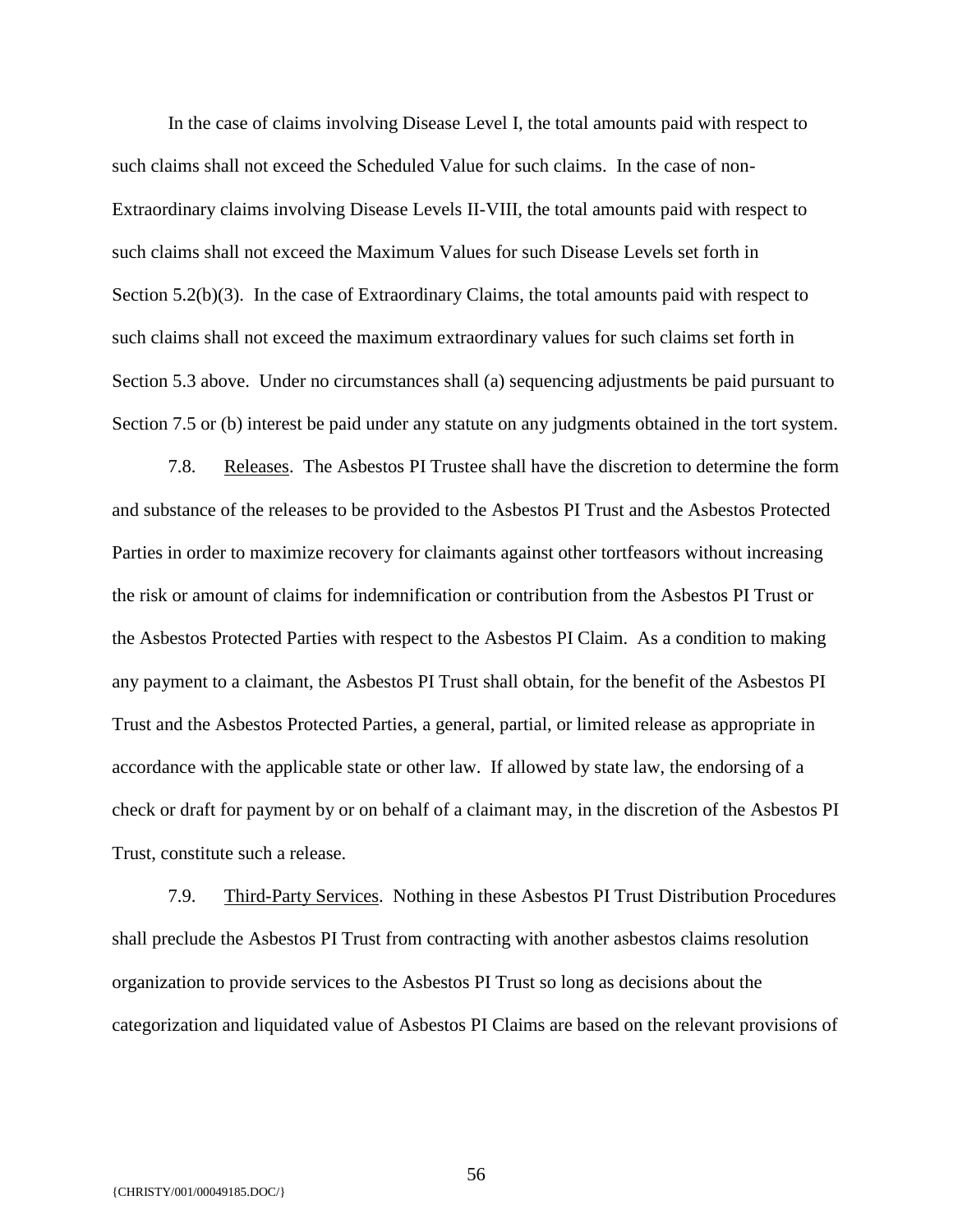In the case of claims involving Disease Level I, the total amounts paid with respect to such claims shall not exceed the Scheduled Value for such claims. In the case of non-Extraordinary claims involving Disease Levels II-VIII, the total amounts paid with respect to such claims shall not exceed the Maximum Values for such Disease Levels set forth in Section 5.2(b)(3). In the case of Extraordinary Claims, the total amounts paid with respect to such claims shall not exceed the maximum extraordinary values for such claims set forth in Section 5.3 above. Under no circumstances shall (a) sequencing adjustments be paid pursuant to Section 7.5 or (b) interest be paid under any statute on any judgments obtained in the tort system.

7.8. Releases. The Asbestos PI Trustee shall have the discretion to determine the form and substance of the releases to be provided to the Asbestos PI Trust and the Asbestos Protected Parties in order to maximize recovery for claimants against other tortfeasors without increasing the risk or amount of claims for indemnification or contribution from the Asbestos PI Trust or the Asbestos Protected Parties with respect to the Asbestos PI Claim. As a condition to making any payment to a claimant, the Asbestos PI Trust shall obtain, for the benefit of the Asbestos PI Trust and the Asbestos Protected Parties, a general, partial, or limited release as appropriate in accordance with the applicable state or other law. If allowed by state law, the endorsing of a check or draft for payment by or on behalf of a claimant may, in the discretion of the Asbestos PI Trust, constitute such a release.

7.9. Third-Party Services. Nothing in these Asbestos PI Trust Distribution Procedures shall preclude the Asbestos PI Trust from contracting with another asbestos claims resolution organization to provide services to the Asbestos PI Trust so long as decisions about the categorization and liquidated value of Asbestos PI Claims are based on the relevant provisions of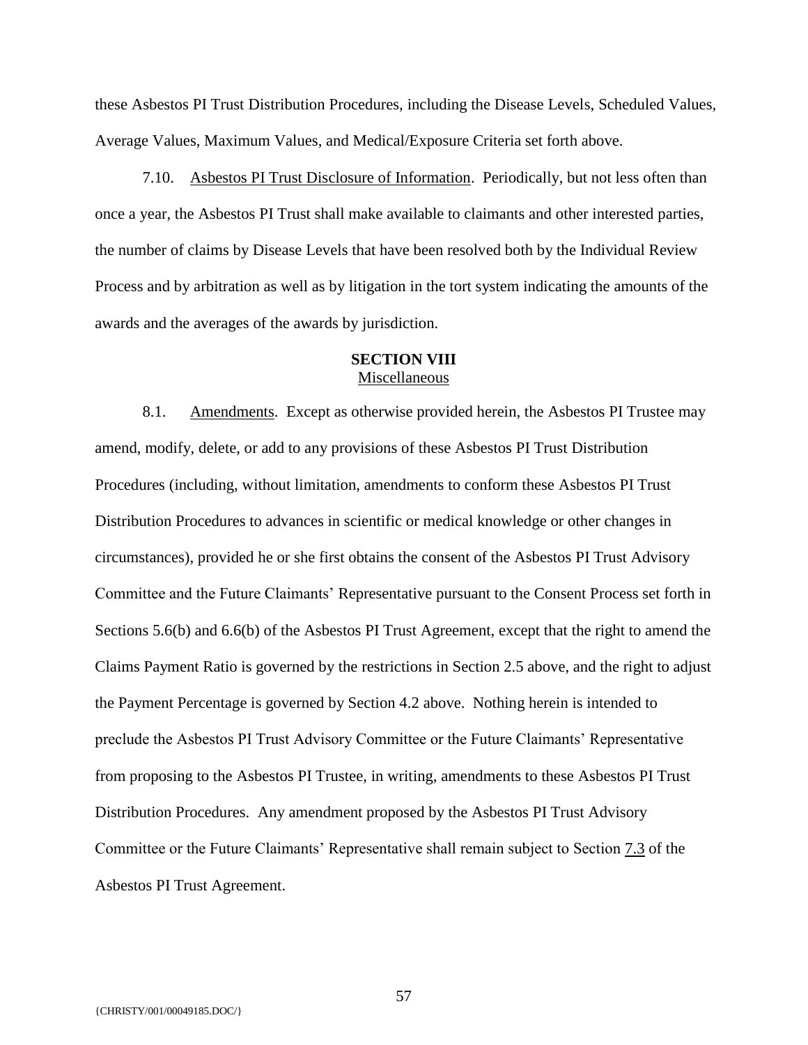these Asbestos PI Trust Distribution Procedures, including the Disease Levels, Scheduled Values, Average Values, Maximum Values, and Medical/Exposure Criteria set forth above.

7.10. Asbestos PI Trust Disclosure of Information. Periodically, but not less often than once a year, the Asbestos PI Trust shall make available to claimants and other interested parties, the number of claims by Disease Levels that have been resolved both by the Individual Review Process and by arbitration as well as by litigation in the tort system indicating the amounts of the awards and the averages of the awards by jurisdiction.

## SECTION VIII
## Miscellaneous

8.1. Amendments. Except as otherwise provided herein, the Asbestos PI Trustee may amend, modify, delete, or add to any provisions of these Asbestos PI Trust Distribution Procedures (including, without limitation, amendments to conform these Asbestos PI Trust Distribution Procedures to advances in scientific or medical knowledge or other changes in circumstances), provided he or she first obtains the consent of the Asbestos PI Trust Advisory Committee and the Future Claimants' Representative pursuant to the Consent Process set forth in Sections 5.6(b) and 6.6(b) of the Asbestos PI Trust Agreement, except that the right to amend the Claims Payment Ratio is governed by the restrictions in Section 2.5 above, and the right to adjust the Payment Percentage is governed by Section 4.2 above. Nothing herein is intended to preclude the Asbestos PI Trust Advisory Committee or the Future Claimants' Representative from proposing to the Asbestos PI Trustee, in writing, amendments to these Asbestos PI Trust Distribution Procedures. Any amendment proposed by the Asbestos PI Trust Advisory Committee or the Future Claimants' Representative shall remain subject to Section 7.3 of the Asbestos PI Trust Agreement.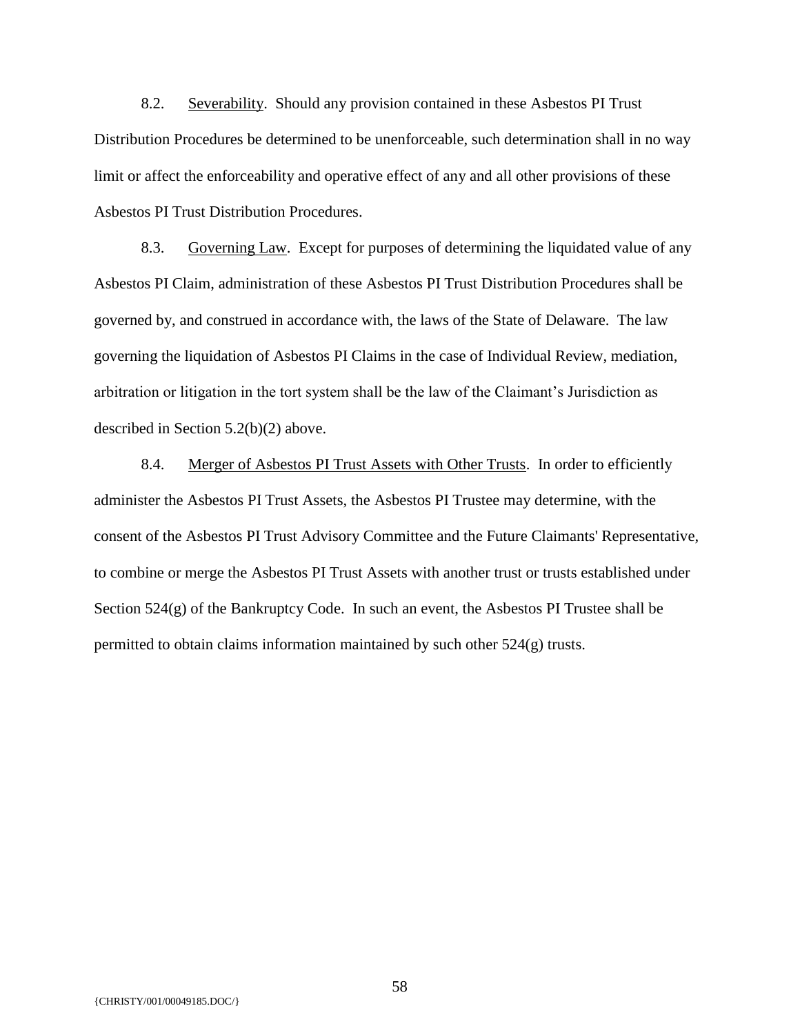8.2. Severability. Should any provision contained in these Asbestos PI Trust Distribution Procedures be determined to be unenforceable, such determination shall in no way limit or affect the enforceability and operative effect of any and all other provisions of these Asbestos PI Trust Distribution Procedures.

8.3. Governing Law. Except for purposes of determining the liquidated value of any Asbestos PI Claim, administration of these Asbestos PI Trust Distribution Procedures shall be governed by, and construed in accordance with, the laws of the State of Delaware. The law governing the liquidation of Asbestos PI Claims in the case of Individual Review, mediation, arbitration or litigation in the tort system shall be the law of the Claimant's Jurisdiction as described in Section 5.2(b)(2) above.

8.4. Merger of Asbestos PI Trust Assets with Other Trusts. In order to efficiently administer the Asbestos PI Trust Assets, the Asbestos PI Trustee may determine, with the consent of the Asbestos PI Trust Advisory Committee and the Future Claimants' Representative, to combine or merge the Asbestos PI Trust Assets with another trust or trusts established under Section 524(g) of the Bankruptcy Code. In such an event, the Asbestos PI Trustee shall be permitted to obtain claims information maintained by such other 524(g) trusts.